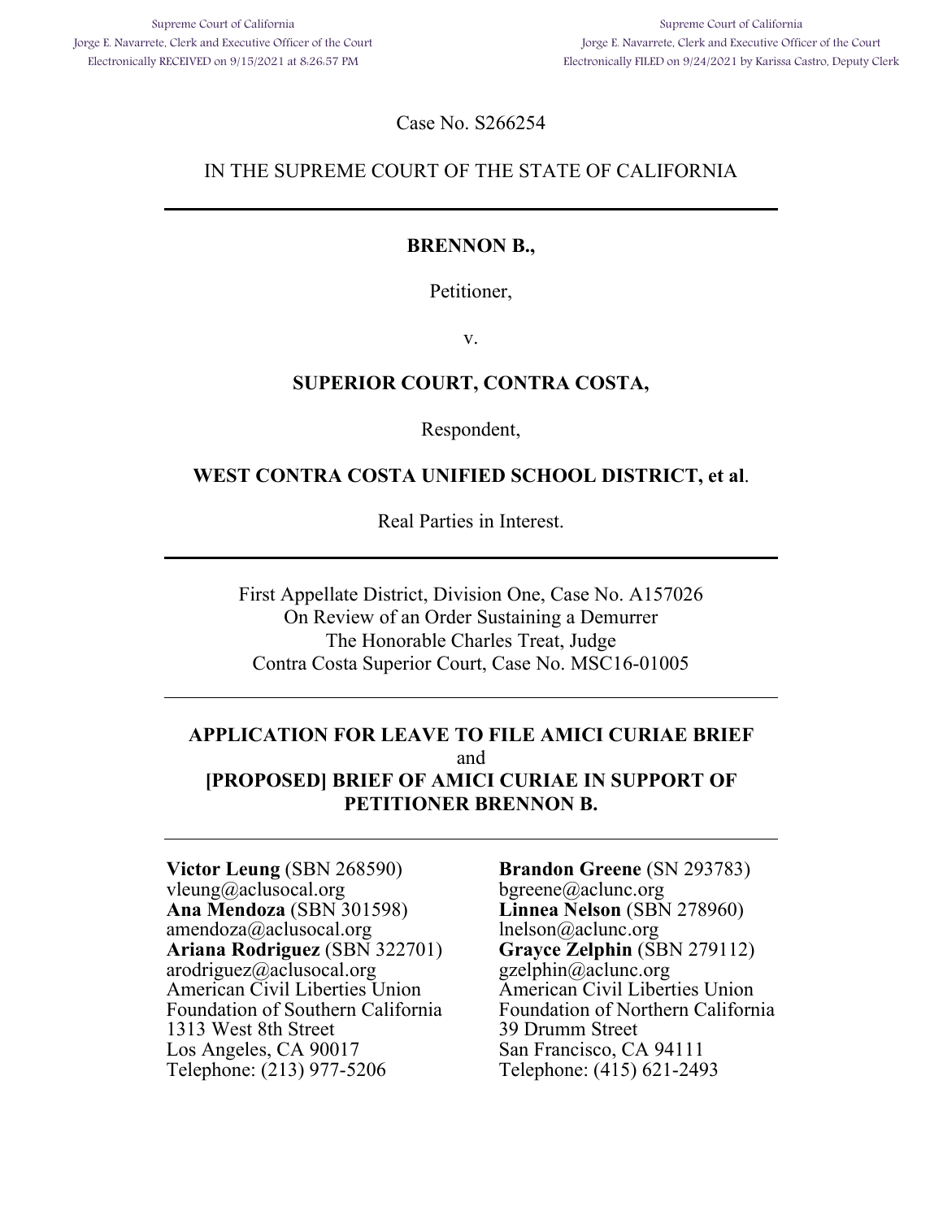Supreme Court of California
Jorge E. Navarrete, Clerk and Executive Officer of the Court
Electronically RECEIVED on 9/15/2021 at 8:26:57 PM

Supreme Court of California
Jorge E. Navarrete, Clerk and Executive Officer of the Court
Electronically FILED on 9/24/2021 by Karissa Castro, Deputy Clerk

Case No. S266254

IN THE SUPREME COURT OF THE STATE OF CALIFORNIA

---

**BRENNON B.,**

Petitioner,

v.

**SUPERIOR COURT, CONTRA COSTA,**

Respondent,

**WEST CONTRA COSTA UNIFIED SCHOOL DISTRICT, et al**.

Real Parties in Interest.

---

First Appellate District, Division One, Case No. A157026
On Review of an Order Sustaining a Demurrer
The Honorable Charles Treat, Judge
Contra Costa Superior Court, Case No. MSC16-01005

---

**APPLICATION FOR LEAVE TO FILE AMICI CURIAE BRIEF**
and
**[PROPOSED] BRIEF OF AMICI CURIAE IN SUPPORT OF PETITIONER BRENNON B.**

---

**Victor Leung** (SBN 268590)
vleung@aclusocal.org
**Ana Mendoza** (SBN 301598)
amendoza@aclusocal.org
**Ariana Rodriguez** (SBN 322701)
arodriguez@aclusocal.org
American Civil Liberties Union
Foundation of Southern California
1313 West 8th Street
Los Angeles, CA 90017
Telephone: (213) 977-5206

**Brandon Greene** (SN 293783)
bgreene@aclunc.org
**Linnea Nelson** (SBN 278960)
lnelson@aclunc.org
**Grayce Zelphin** (SBN 279112)
gzelphin@aclunc.org
American Civil Liberties Union
Foundation of Northern California
39 Drumm Street
San Francisco, CA 94111
Telephone: (415) 621-2493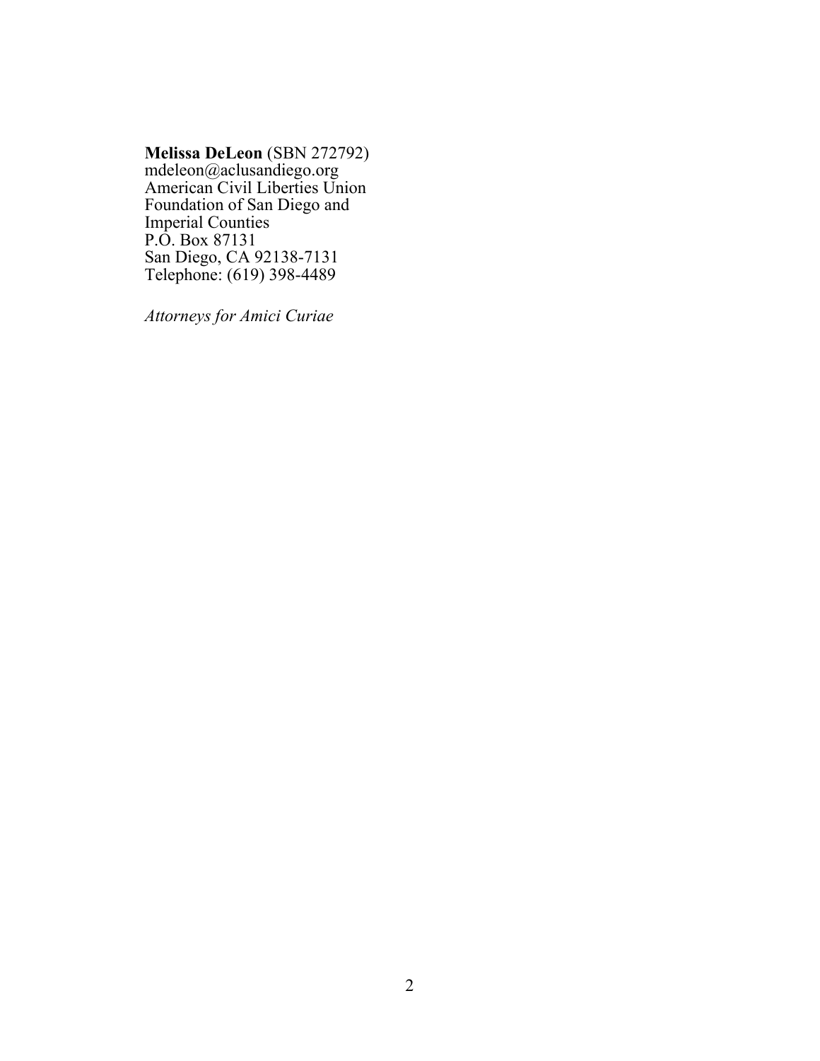**Melissa DeLeon** (SBN 272792)
mdeleon@aclusandiego.org
American Civil Liberties Union
Foundation of San Diego and
Imperial Counties
P.O. Box 87131
San Diego, CA 92138-7131
Telephone: (619) 398-4489

*Attorneys for Amici Curiae*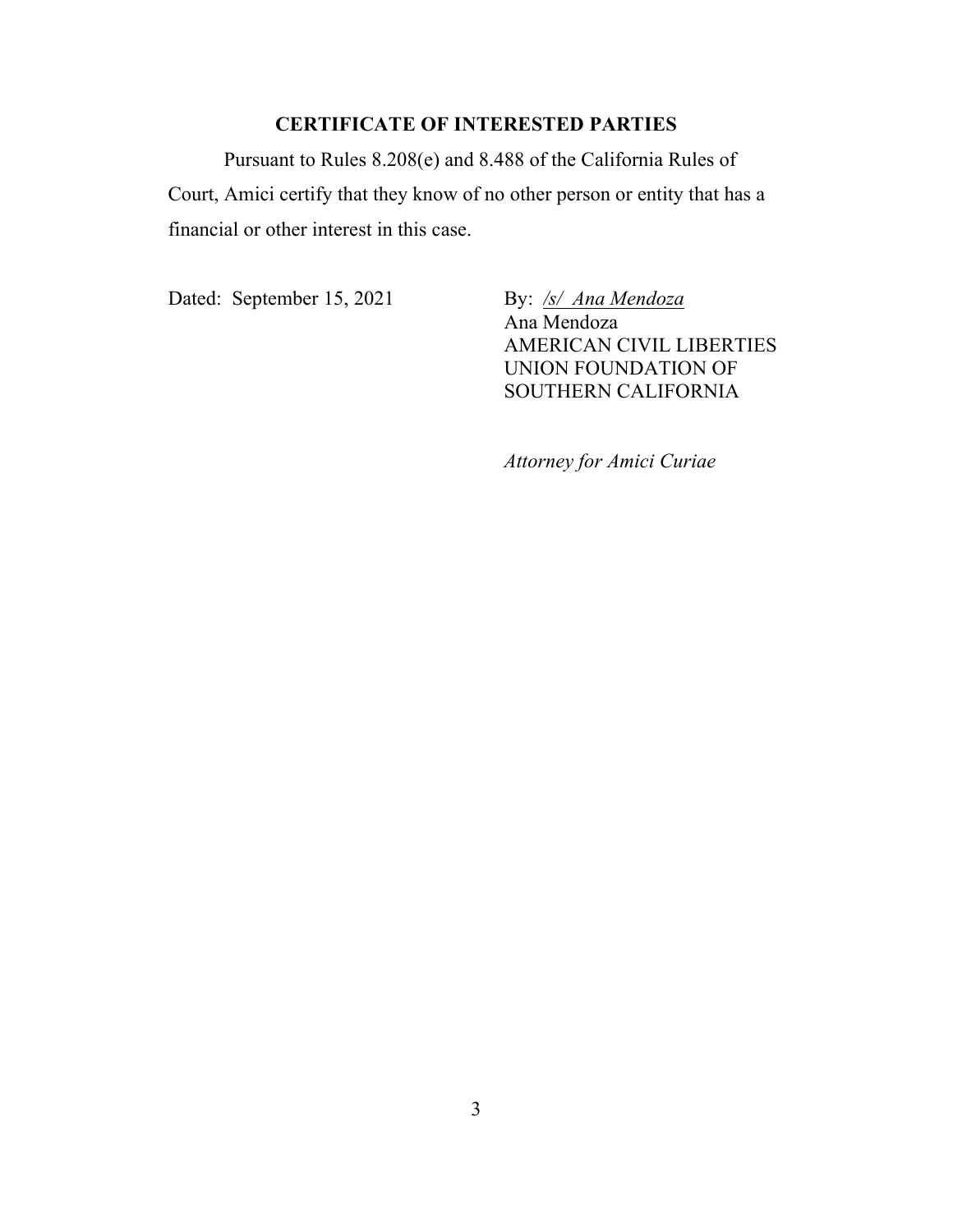## CERTIFICATE OF INTERESTED PARTIES

Pursuant to Rules 8.208(e) and 8.488 of the California Rules of Court, Amici certify that they know of no other person or entity that has a financial or other interest in this case.

Dated: September 15, 2021

By: */s/ Ana Mendoza*
Ana Mendoza
AMERICAN CIVIL LIBERTIES UNION FOUNDATION OF SOUTHERN CALIFORNIA

*Attorney for Amici Curiae*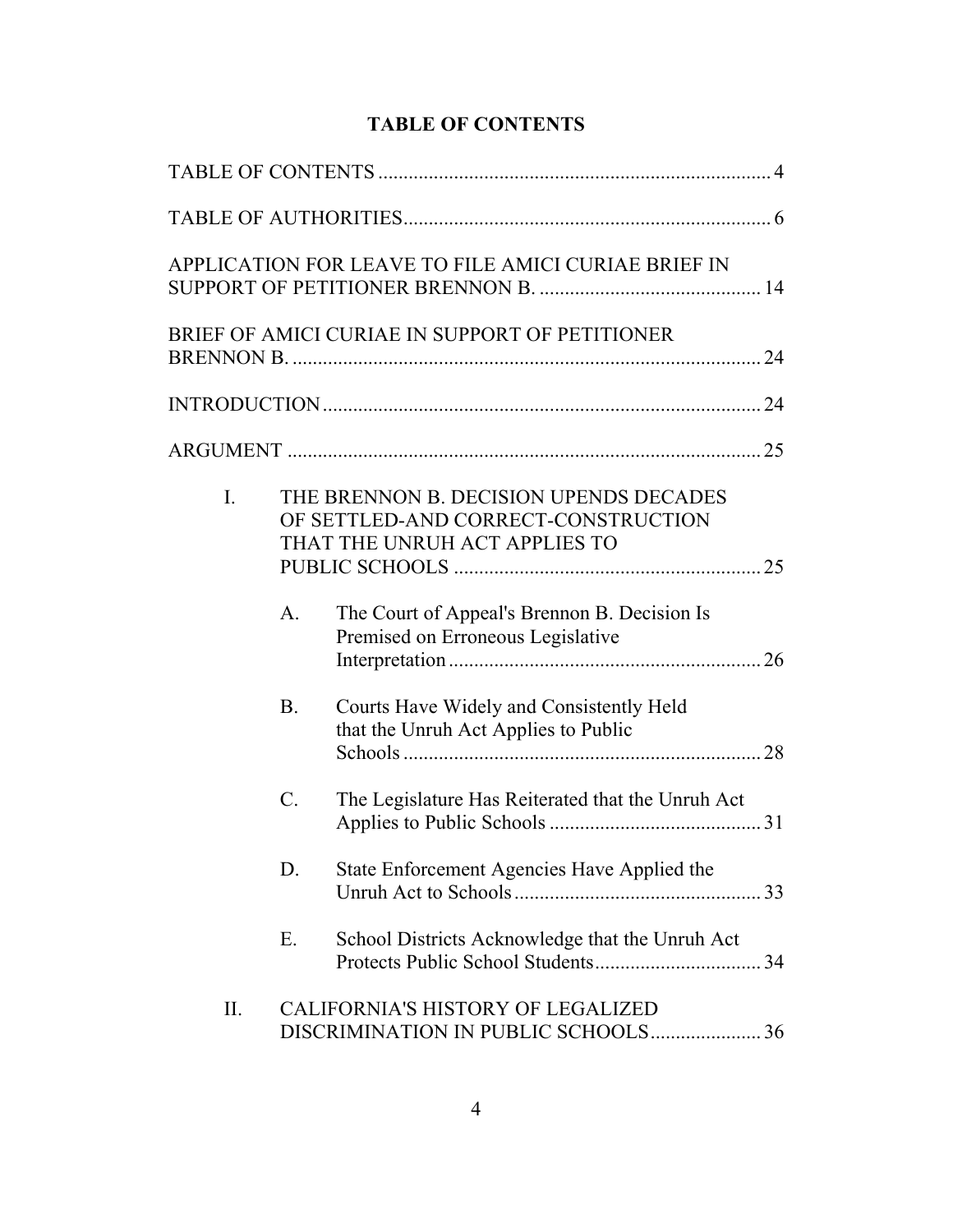# TABLE OF CONTENTS

TABLE OF CONTENTS .............................................................................. 4

TABLE OF AUTHORITIES......................................................................... 6

APPLICATION FOR LEAVE TO FILE AMICI CURIAE BRIEF IN SUPPORT OF PETITIONER BRENNON B. ............................................ 14

BRIEF OF AMICI CURIAE IN SUPPORT OF PETITIONER BRENNON B. ............................................................................................. 24

INTRODUCTION ....................................................................................... 24

ARGUMENT .............................................................................................. 25

- I. THE BRENNON B. DECISION UPENDS DECADES OF SETTLED-AND CORRECT-CONSTRUCTION THAT THE UNRUH ACT APPLIES TO PUBLIC SCHOOLS ............................................................. 25
  - A. The Court of Appeal's Brennon B. Decision Is Premised on Erroneous Legislative Interpretation ............................................................. 26
  - B. Courts Have Widely and Consistently Held that the Unruh Act Applies to Public Schools ....................................................................... 28
  - C. The Legislature Has Reiterated that the Unruh Act Applies to Public Schools .......................................... 31
  - D. State Enforcement Agencies Have Applied the Unruh Act to Schools ................................................. 33
  - E. School Districts Acknowledge that the Unruh Act Protects Public School Students................................. 34
- II. CALIFORNIA'S HISTORY OF LEGALIZED DISCRIMINATION IN PUBLIC SCHOOLS...................... 36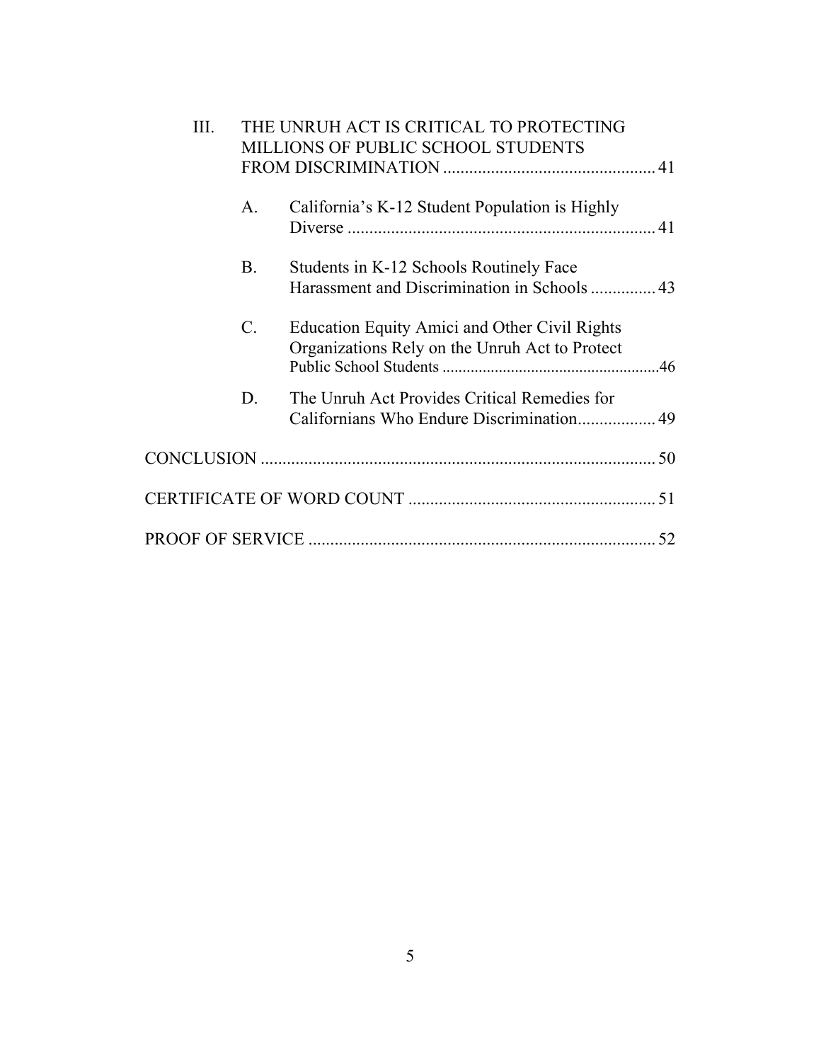III. THE UNRUH ACT IS CRITICAL TO PROTECTING MILLIONS OF PUBLIC SCHOOL STUDENTS FROM DISCRIMINATION ................................................ 41

   A. California's K-12 Student Population is Highly Diverse ...................................................................... 41

   B. Students in K-12 Schools Routinely Face Harassment and Discrimination in Schools ............... 43

   C. Education Equity Amici and Other Civil Rights Organizations Rely on the Unruh Act to Protect Public School Students ......................................................46

   D. The Unruh Act Provides Critical Remedies for Californians Who Endure Discrimination.................. 49

CONCLUSION ........................................................................................... 50

CERTIFICATE OF WORD COUNT ........................................................ 51

PROOF OF SERVICE ................................................................................ 52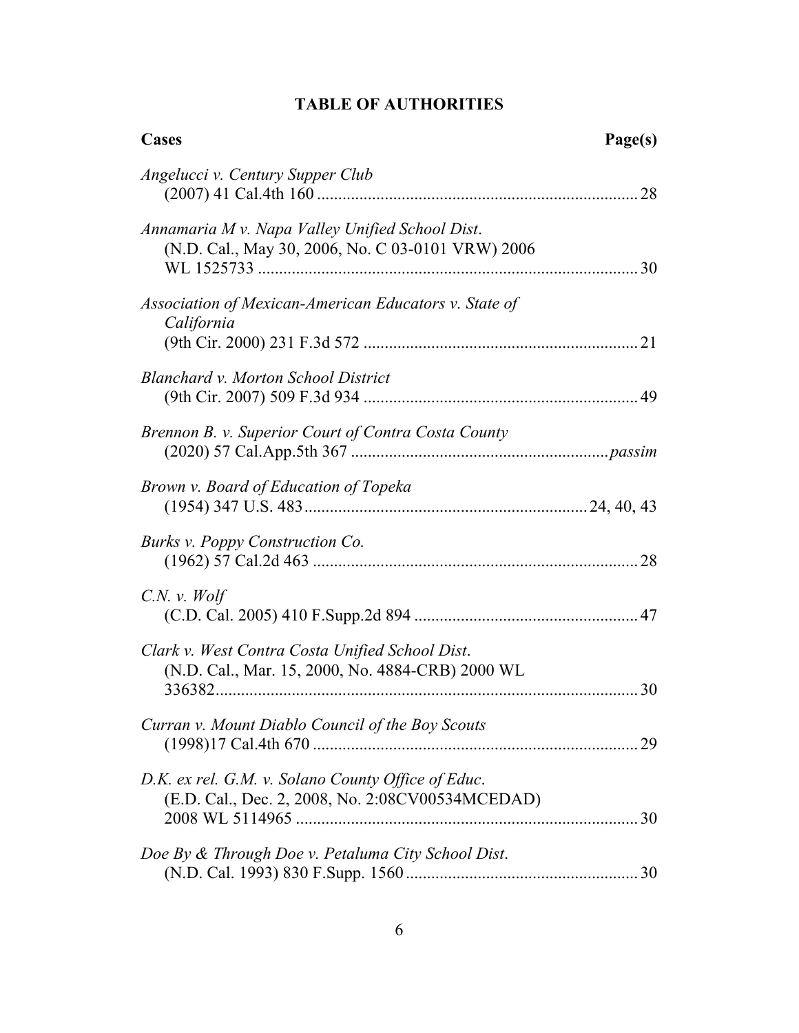# TABLE OF AUTHORITIES

**Cases** **Page(s)**

*Angelucci v. Century Supper Club*
(2007) 41 Cal.4th 160 ........................................................................ 28

*Annamaria M v. Napa Valley Unified School Dist*.
(N.D. Cal., May 30, 2006, No. C 03-0101 VRW) 2006 WL 1525733 ........................................................................ 30

*Association of Mexican-American Educators v. State of California*
(9th Cir. 2000) 231 F.3d 572 ........................................................................ 21

*Blanchard v. Morton School District*
(9th Cir. 2007) 509 F.3d 934 ........................................................................ 49

*Brennon B. v. Superior Court of Contra Costa County*
(2020) 57 Cal.App.5th 367 ........................................................................ *passim*

*Brown v. Board of Education of Topeka*
(1954) 347 U.S. 483 ........................................................................ 24, 40, 43

*Burks v. Poppy Construction Co.*
(1962) 57 Cal.2d 463 ........................................................................ 28

*C.N. v. Wolf*
(C.D. Cal. 2005) 410 F.Supp.2d 894 ........................................................................ 47

*Clark v. West Contra Costa Unified School Dist*.
(N.D. Cal., Mar. 15, 2000, No. 4884-CRB) 2000 WL 336382 ........................................................................ 30

*Curran v. Mount Diablo Council of the Boy Scouts*
(1998)17 Cal.4th 670 ........................................................................ 29

*D.K. ex rel. G.M. v. Solano County Office of Educ*.
(E.D. Cal., Dec. 2, 2008, No. 2:08CV00534MCEDAD) 2008 WL 5114965 ........................................................................ 30

*Doe By & Through Doe v. Petaluma City School Dist*.
(N.D. Cal. 1993) 830 F.Supp. 1560 ........................................................................ 30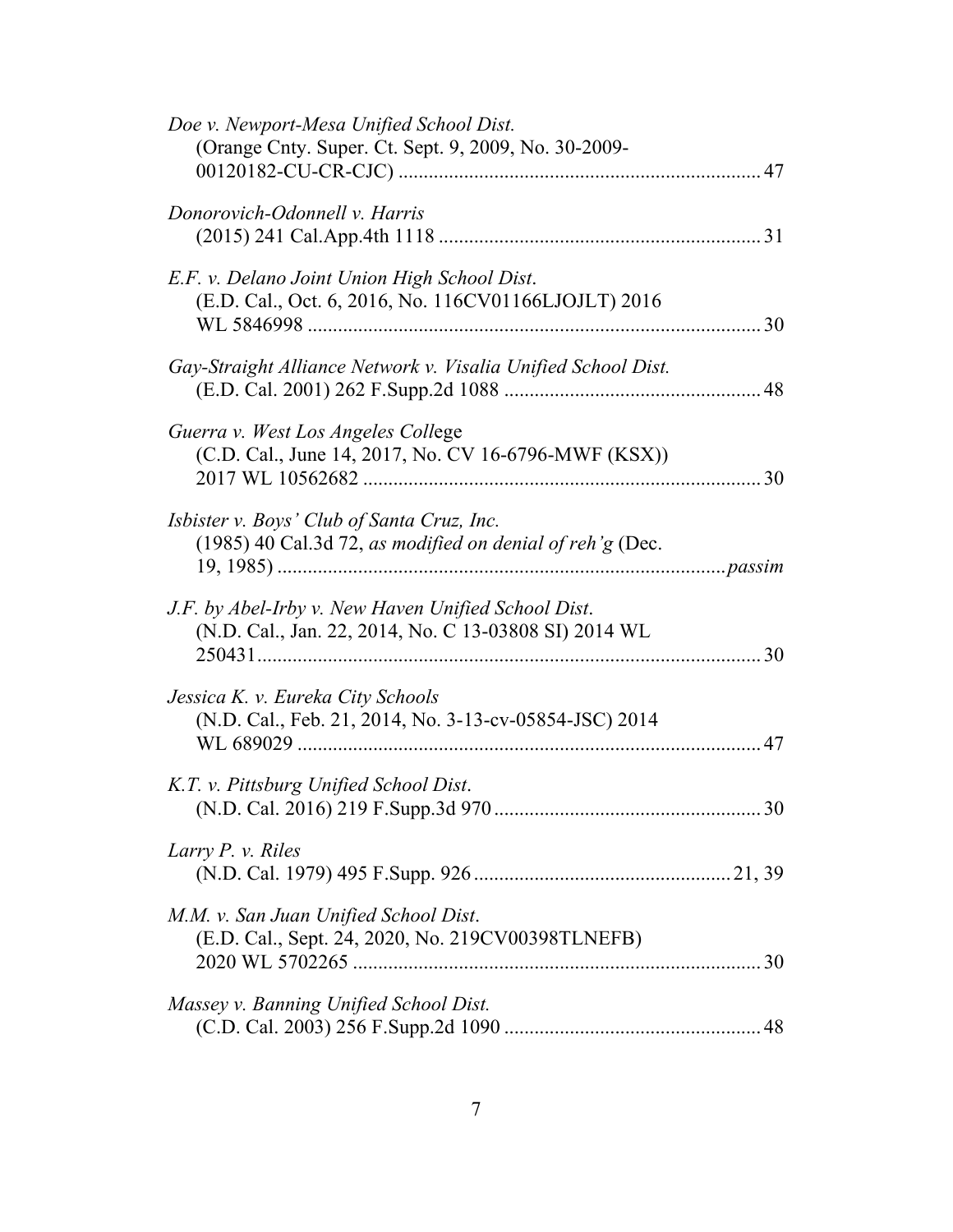*Doe v. Newport-Mesa Unified School Dist.*
(Orange Cnty. Super. Ct. Sept. 9, 2009, No. 30-2009-00120182-CU-CR-CJC) ........................................................................ 47

*Donorovich-Odonnell v. Harris*
(2015) 241 Cal.App.4th 1118 ................................................................ 31

*E.F. v. Delano Joint Union High School Dist.*
(E.D. Cal., Oct. 6, 2016, No. 116CV01166LJOJLT) 2016 WL 5846998 .......................................................................................... 30

*Gay-Straight Alliance Network v. Visalia Unified School Dist.*
(E.D. Cal. 2001) 262 F.Supp.2d 1088 ................................................... 48

*Guerra v. West Los Angeles College*
(C.D. Cal., June 14, 2017, No. CV 16-6796-MWF (KSX)) 2017 WL 10562682 ............................................................................... 30

*Isbister v. Boys' Club of Santa Cruz, Inc.*
(1985) 40 Cal.3d 72, *as modified on denial of reh'g* (Dec. 19, 1985) .........................................................................................*passim*

*J.F. by Abel-Irby v. New Haven Unified School Dist.*
(N.D. Cal., Jan. 22, 2014, No. C 13-03808 SI) 2014 WL 250431.................................................................................................... 30

*Jessica K. v. Eureka City Schools*
(N.D. Cal., Feb. 21, 2014, No. 3-13-cv-05854-JSC) 2014 WL 689029 ............................................................................................. 47

*K.T. v. Pittsburg Unified School Dist.*
(N.D. Cal. 2016) 219 F.Supp.3d 970 ..................................................... 30

*Larry P. v. Riles*
(N.D. Cal. 1979) 495 F.Supp. 926 ................................................... 21, 39

*M.M. v. San Juan Unified School Dist.*
(E.D. Cal., Sept. 24, 2020, No. 219CV00398TLNEFB) 2020 WL 5702265 .................................................................................. 30

*Massey v. Banning Unified School Dist.*
(C.D. Cal. 2003) 256 F.Supp.2d 1090 ................................................... 48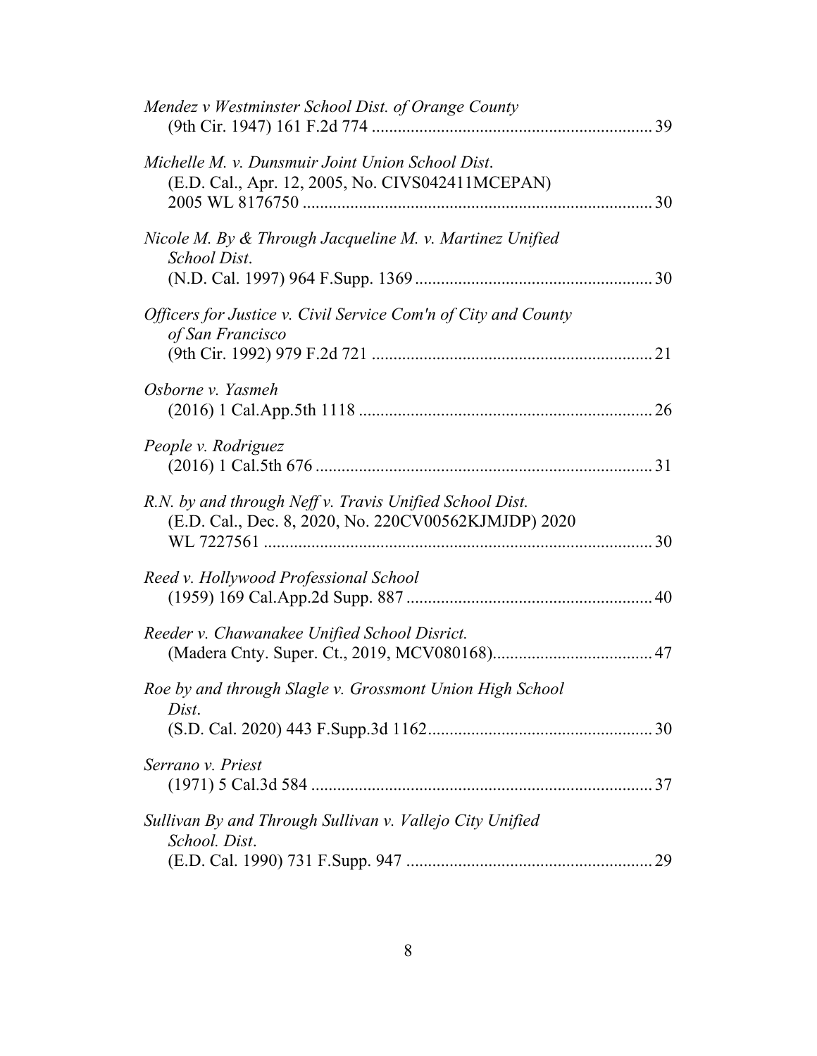*Mendez v Westminster School Dist. of Orange County*
(9th Cir. 1947) 161 F.2d 774 ................................................................ 39

*Michelle M. v. Dunsmuir Joint Union School Dist*.
(E.D. Cal., Apr. 12, 2005, No. CIVS042411MCEPAN)
2005 WL 8176750 ................................................................................ 30

*Nicole M. By & Through Jacqueline M. v. Martinez Unified School Dist*.
(N.D. Cal. 1997) 964 F.Supp. 1369 ...................................................... 30

*Officers for Justice v. Civil Service Com'n of City and County of San Francisco*
(9th Cir. 1992) 979 F.2d 721 ................................................................ 21

*Osborne v. Yasmeh*
(2016) 1 Cal.App.5th 1118 ................................................................... 26

*People v. Rodriguez*
(2016) 1 Cal.5th 676 ............................................................................. 31

*R.N. by and through Neff v. Travis Unified School Dist.*
(E.D. Cal., Dec. 8, 2020, No. 220CV00562KJMJDP) 2020
WL 7227561 ........................................................................................ 30

*Reed v. Hollywood Professional School*
(1959) 169 Cal.App.2d Supp. 887 ......................................................... 40

*Reeder v. Chawanakee Unified School Disrict.*
(Madera Cnty. Super. Ct., 2019, MCV080168)..................................... 47

*Roe by and through Slagle v. Grossmont Union High School Dist*.
(S.D. Cal. 2020) 443 F.Supp.3d 1162.................................................... 30

*Serrano v. Priest*
(1971) 5 Cal.3d 584 ............................................................................... 37

*Sullivan By and Through Sullivan v. Vallejo City Unified School. Dist*.
(E.D. Cal. 1990) 731 F.Supp. 947 ......................................................... 29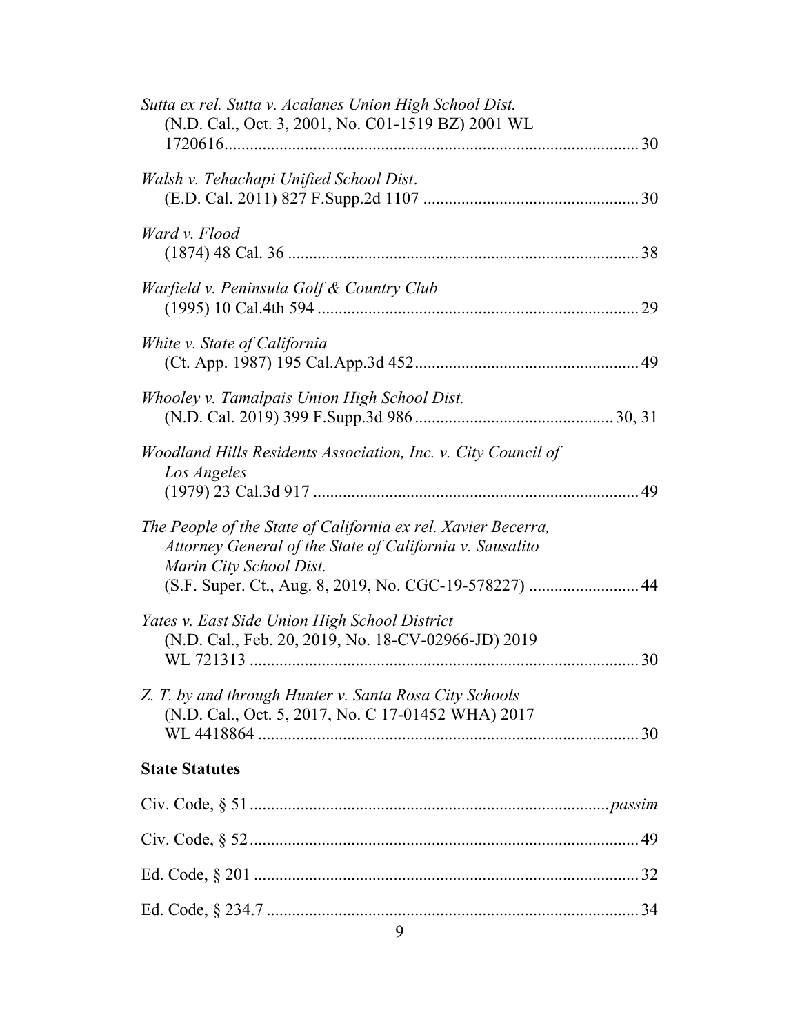*Sutta ex rel. Sutta v. Acalanes Union High School Dist.*
(N.D. Cal., Oct. 3, 2001, No. C01-1519 BZ) 2001 WL 1720616 .................................................................................. 30

*Walsh v. Tehachapi Unified School Dist*.
(E.D. Cal. 2011) 827 F.Supp.2d 1107 .................................................. 30

*Ward v. Flood*
(1874) 48 Cal. 36 .................................................................................. 38

*Warfield v. Peninsula Golf & Country Club*
(1995) 10 Cal.4th 594 ........................................................................... 29

*White v. State of California*
(Ct. App. 1987) 195 Cal.App.3d 452 ..................................................... 49

*Whooley v. Tamalpais Union High School Dist.*
(N.D. Cal. 2019) 399 F.Supp.3d 986 ............................................... 30, 31

*Woodland Hills Residents Association, Inc. v. City Council of Los Angeles*
(1979) 23 Cal.3d 917 ............................................................................ 49

*The People of the State of California ex rel. Xavier Becerra, Attorney General of the State of California v. Sausalito Marin City School Dist.*
(S.F. Super. Ct., Aug. 8, 2019, No. CGC-19-578227) .......................... 44

*Yates v. East Side Union High School District*
(N.D. Cal., Feb. 20, 2019, No. 18-CV-02966-JD) 2019 WL 721313 ........................................................................................... 30

*Z. T. by and through Hunter v. Santa Rosa City Schools*
(N.D. Cal., Oct. 5, 2017, No. C 17-01452 WHA) 2017 WL 4418864 ......................................................................................... 30

**State Statutes**

Civ. Code, § 51 ..................................................................................... *passim*

Civ. Code, § 52 ............................................................................................ 49

Ed. Code, § 201 ............................................................................................ 32

Ed. Code, § 234.7 ......................................................................................... 34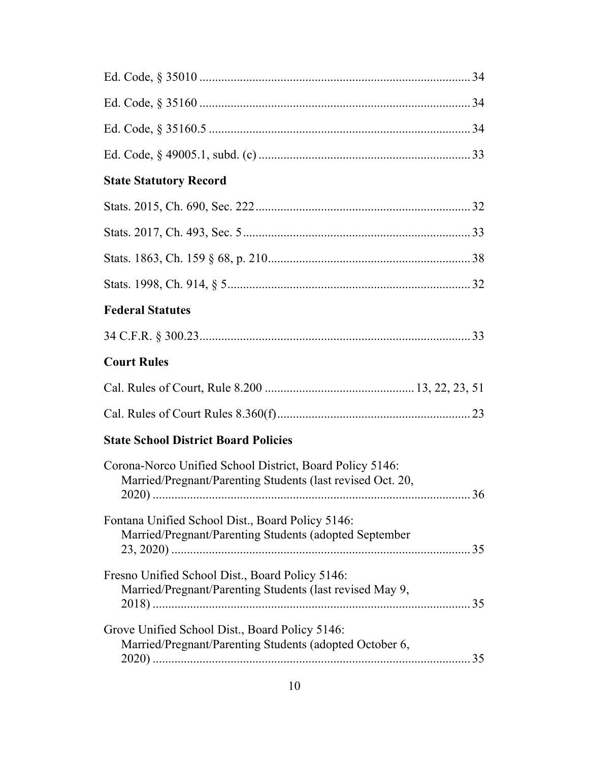Ed. Code, § 35010 .......................................................................................... 34

Ed. Code, § 35160 .......................................................................................... 34

Ed. Code, § 35160.5 ....................................................................................... 34

Ed. Code, § 49005.1, subd. (c) ...................................................................... 33

**State Statutory Record**

Stats. 2015, Ch. 690, Sec. 222 ...................................................................... 32

Stats. 2017, Ch. 493, Sec. 5 .......................................................................... 33

Stats. 1863, Ch. 159 § 68, p. 210 .................................................................. 38

Stats. 1998, Ch. 914, § 5 ............................................................................... 32

**Federal Statutes**

34 C.F.R. § 300.23 .......................................................................................... 33

**Court Rules**

Cal. Rules of Court, Rule 8.200 ................................................ 13, 22, 23, 51

Cal. Rules of Court Rules 8.360(f) ............................................................... 23

**State School District Board Policies**

Corona-Norco Unified School District, Board Policy 5146: Married/Pregnant/Parenting Students (last revised Oct. 20, 2020) ........................................................................................... 36

Fontana Unified School Dist., Board Policy 5146: Married/Pregnant/Parenting Students (adopted September 23, 2020) ...................................................................................... 35

Fresno Unified School Dist., Board Policy 5146: Married/Pregnant/Parenting Students (last revised May 9, 2018) ........................................................................................... 35

Grove Unified School Dist., Board Policy 5146: Married/Pregnant/Parenting Students (adopted October 6, 2020) ........................................................................................... 35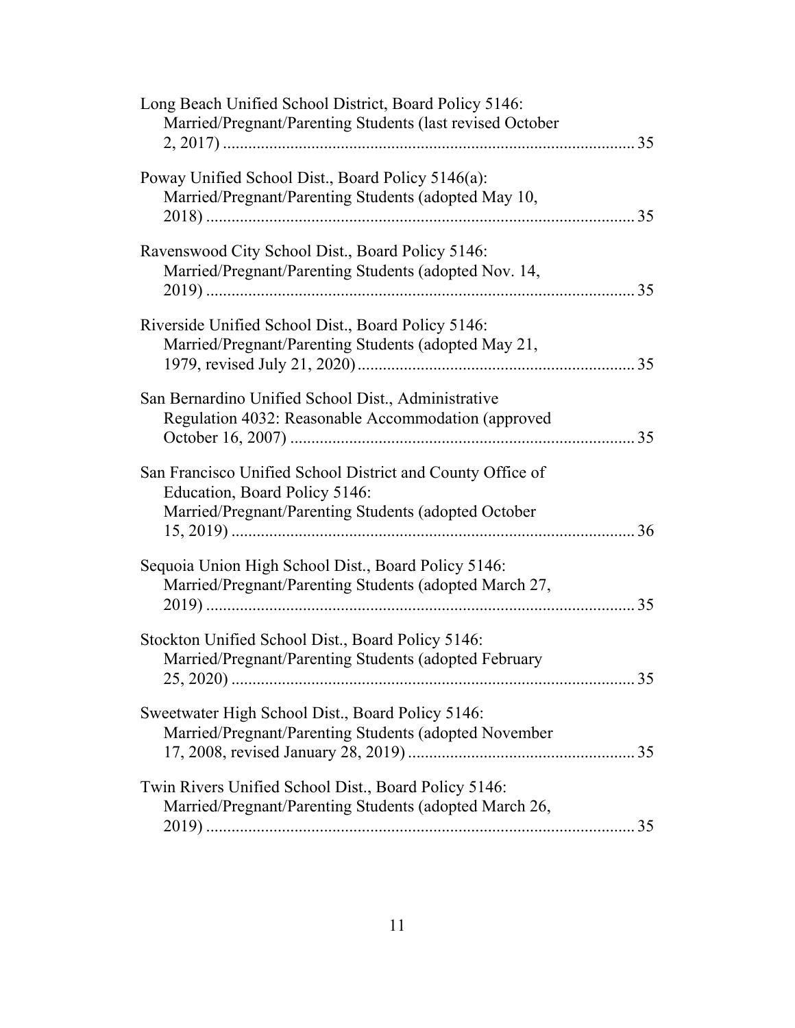Long Beach Unified School District, Board Policy 5146: Married/Pregnant/Parenting Students (last revised October 2, 2017) ..................................................................................... 35

Poway Unified School Dist., Board Policy 5146(a): Married/Pregnant/Parenting Students (adopted May 10, 2018) ..................................................................................... 35

Ravenswood City School Dist., Board Policy 5146: Married/Pregnant/Parenting Students (adopted Nov. 14, 2019) ..................................................................................... 35

Riverside Unified School Dist., Board Policy 5146: Married/Pregnant/Parenting Students (adopted May 21, 1979, revised July 21, 2020) ................................................................. 35

San Bernardino Unified School Dist., Administrative Regulation 4032: Reasonable Accommodation (approved October 16, 2007) ................................................................................. 35

San Francisco Unified School District and County Office of Education, Board Policy 5146: Married/Pregnant/Parenting Students (adopted October 15, 2019) ............................................................................... 36

Sequoia Union High School Dist., Board Policy 5146: Married/Pregnant/Parenting Students (adopted March 27, 2019) ..................................................................................... 35

Stockton Unified School Dist., Board Policy 5146: Married/Pregnant/Parenting Students (adopted February 25, 2020) ............................................................................... 35

Sweetwater High School Dist., Board Policy 5146: Married/Pregnant/Parenting Students (adopted November 17, 2008, revised January 28, 2019) ..................................................... 35

Twin Rivers Unified School Dist., Board Policy 5146: Married/Pregnant/Parenting Students (adopted March 26, 2019) ..................................................................................... 35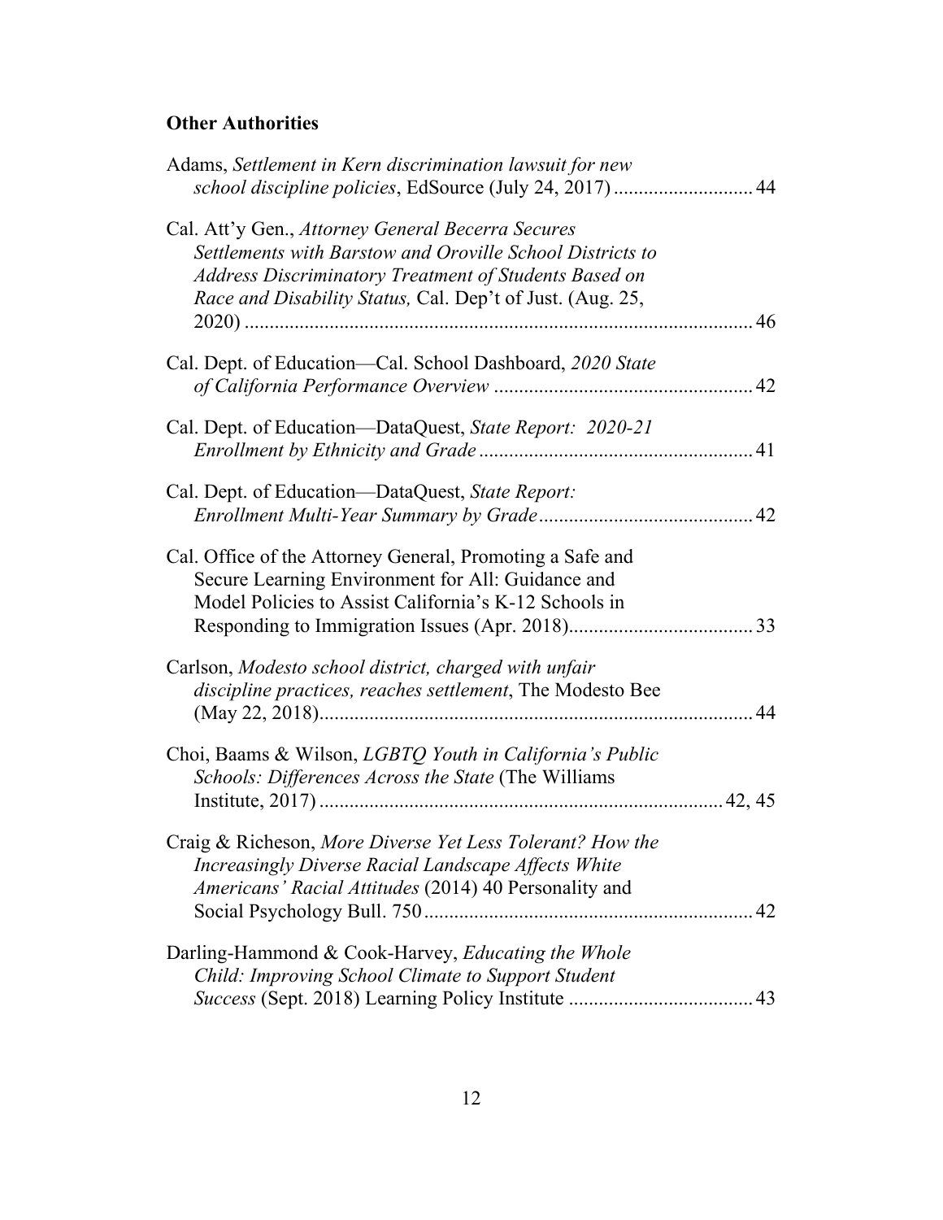**Other Authorities**

Adams, *Settlement in Kern discrimination lawsuit for new school discipline policies*, EdSource (July 24, 2017) ........................... 44

Cal. Att'y Gen., *Attorney General Becerra Secures Settlements with Barstow and Oroville School Districts to Address Discriminatory Treatment of Students Based on Race and Disability Status,* Cal. Dep't of Just. (Aug. 25, 2020) ..................................................................................... 46

Cal. Dept. of Education—Cal. School Dashboard, *2020 State of California Performance Overview* .................................................. 42

Cal. Dept. of Education—DataQuest, *State Report: 2020-21 Enrollment by Ethnicity and Grade* ..................................................... 41

Cal. Dept. of Education—DataQuest, *State Report: Enrollment Multi-Year Summary by Grade* .......................................... 42

Cal. Office of the Attorney General, Promoting a Safe and Secure Learning Environment for All: Guidance and Model Policies to Assist California's K-12 Schools in Responding to Immigration Issues (Apr. 2018)................................... 33

Carlson, *Modesto school district, charged with unfair discipline practices, reaches settlement*, The Modesto Bee (May 22, 2018)..................................................................................... 44

Choi, Baams & Wilson, *LGBTQ Youth in California's Public Schools: Differences Across the State* (The Williams Institute, 2017) ............................................................................... 42, 45

Craig & Richeson, *More Diverse Yet Less Tolerant? How the Increasingly Diverse Racial Landscape Affects White Americans' Racial Attitudes* (2014) 40 Personality and Social Psychology Bull. 750 ................................................................ 42

Darling-Hammond & Cook-Harvey, *Educating the Whole Child: Improving School Climate to Support Student Success* (Sept. 2018) Learning Policy Institute .................................... 43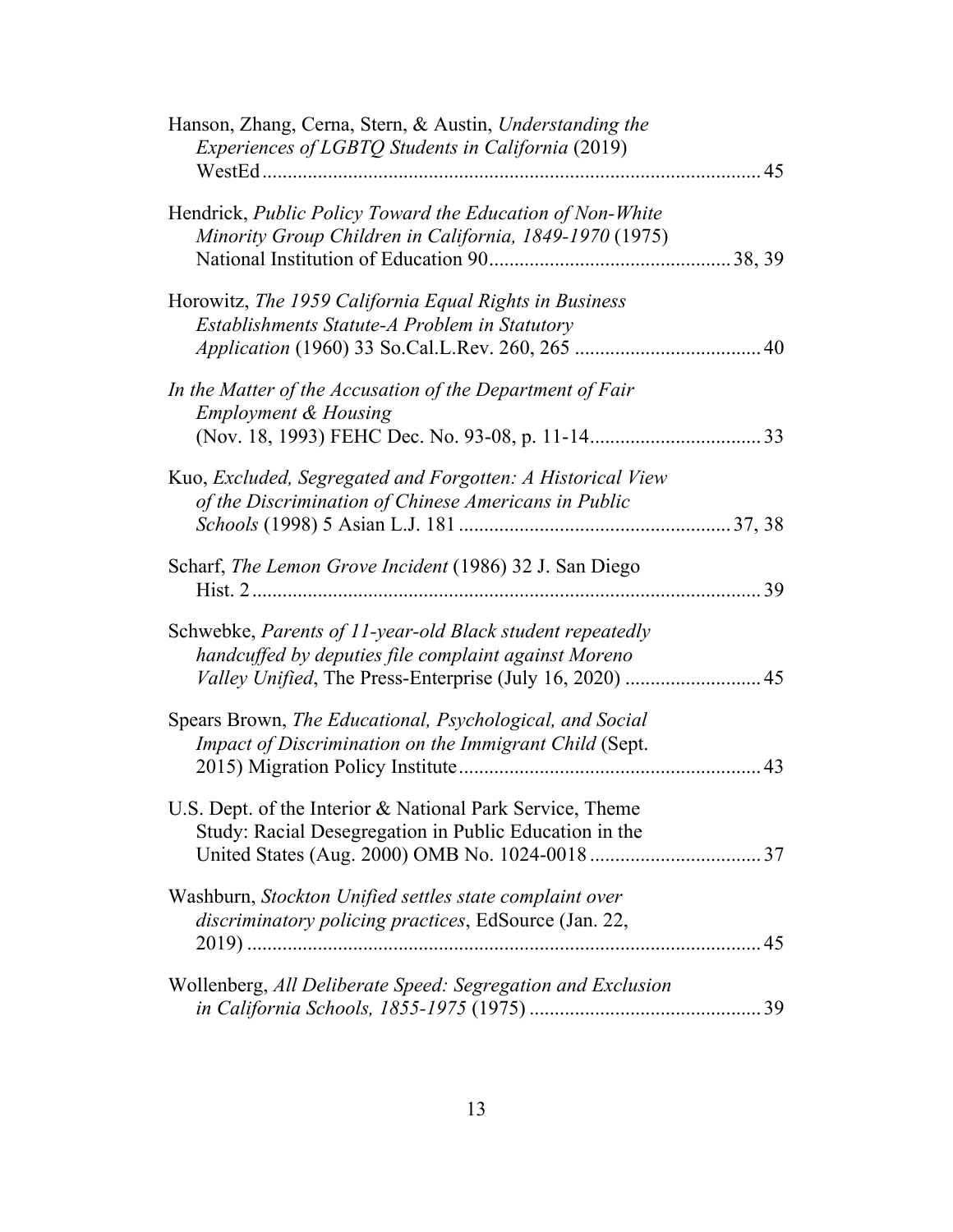Hanson, Zhang, Cerna, Stern, & Austin, *Understanding the Experiences of LGBTQ Students in California* (2019) WestEd ........................................................................................ 45

Hendrick, *Public Policy Toward the Education of Non-White Minority Group Children in California, 1849-1970* (1975) National Institution of Education 90 ............................................... 38, 39

Horowitz, *The 1959 California Equal Rights in Business Establishments Statute-A Problem in Statutory Application* (1960) 33 So.Cal.L.Rev. 260, 265 .................................... 40

*In the Matter of the Accusation of the Department of Fair Employment & Housing* (Nov. 18, 1993) FEHC Dec. No. 93-08, p. 11-14 ................................. 33

Kuo, *Excluded, Segregated and Forgotten: A Historical View of the Discrimination of Chinese Americans in Public Schools* (1998) 5 Asian L.J. 181 ..................................................... 37, 38

Scharf, *The Lemon Grove Incident* (1986) 32 J. San Diego Hist. 2 ...................................................................................... 39

Schwebke, *Parents of 11-year-old Black student repeatedly handcuffed by deputies file complaint against Moreno Valley Unified*, The Press-Enterprise (July 16, 2020) .......................... 45

Spears Brown, *The Educational, Psychological, and Social Impact of Discrimination on the Immigrant Child* (Sept. 2015) Migration Policy Institute .......................................................... 43

U.S. Dept. of the Interior & National Park Service, Theme Study: Racial Desegregation in Public Education in the United States (Aug. 2000) OMB No. 1024-0018 ................................. 37

Washburn, *Stockton Unified settles state complaint over discriminatory policing practices*, EdSource (Jan. 22, 2019) ...................................................................................... 45

Wollenberg, *All Deliberate Speed: Segregation and Exclusion in California Schools, 1855-1975* (1975) ............................................. 39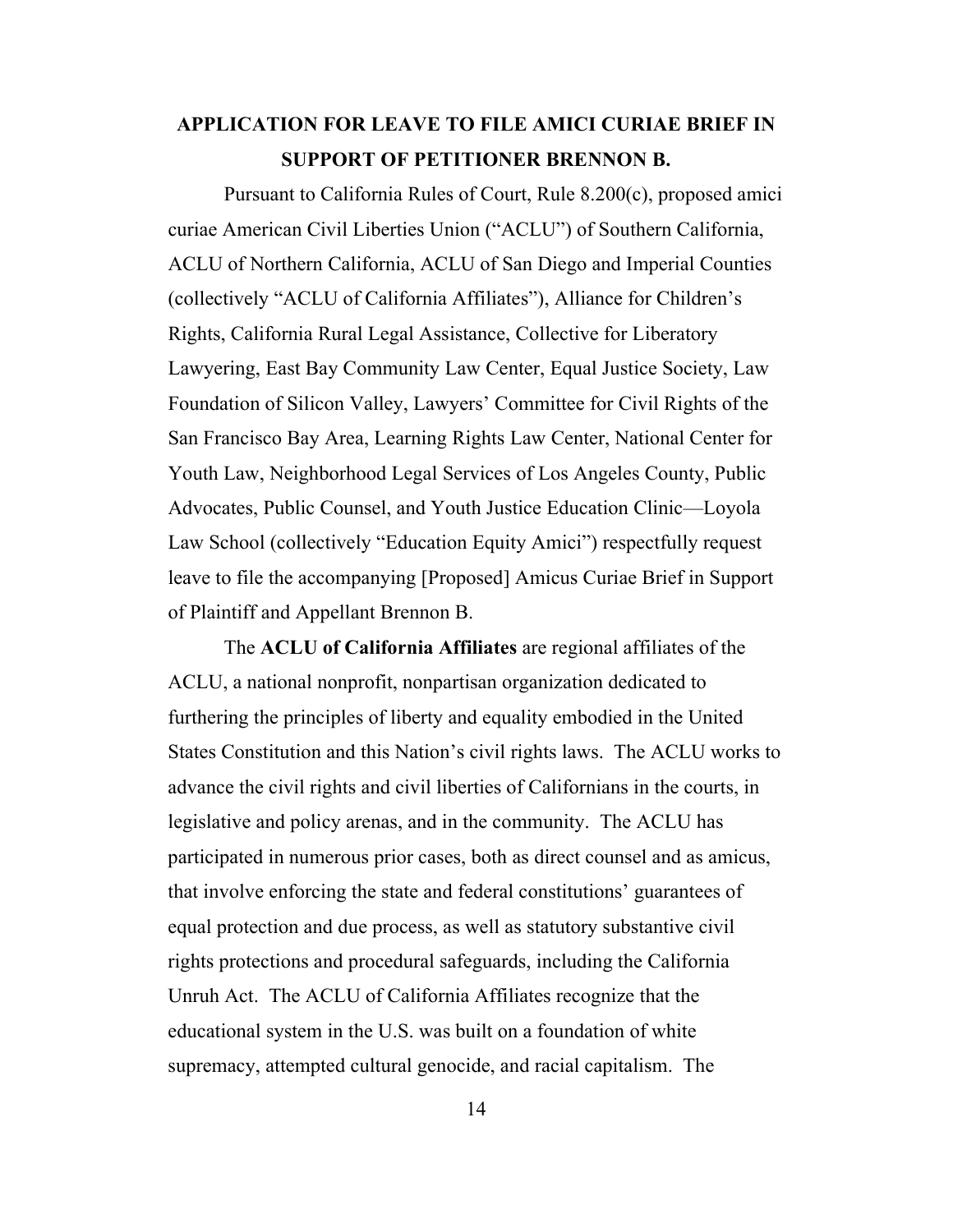# APPLICATION FOR LEAVE TO FILE AMICI CURIAE BRIEF IN SUPPORT OF PETITIONER BRENNON B.

Pursuant to California Rules of Court, Rule 8.200(c), proposed amici curiae American Civil Liberties Union ("ACLU") of Southern California, ACLU of Northern California, ACLU of San Diego and Imperial Counties (collectively "ACLU of California Affiliates"), Alliance for Children's Rights, California Rural Legal Assistance, Collective for Liberatory Lawyering, East Bay Community Law Center, Equal Justice Society, Law Foundation of Silicon Valley, Lawyers' Committee for Civil Rights of the San Francisco Bay Area, Learning Rights Law Center, National Center for Youth Law, Neighborhood Legal Services of Los Angeles County, Public Advocates, Public Counsel, and Youth Justice Education Clinic—Loyola Law School (collectively "Education Equity Amici") respectfully request leave to file the accompanying [Proposed] Amicus Curiae Brief in Support of Plaintiff and Appellant Brennon B.

The **ACLU of California Affiliates** are regional affiliates of the ACLU, a national nonprofit, nonpartisan organization dedicated to furthering the principles of liberty and equality embodied in the United States Constitution and this Nation's civil rights laws. The ACLU works to advance the civil rights and civil liberties of Californians in the courts, in legislative and policy arenas, and in the community. The ACLU has participated in numerous prior cases, both as direct counsel and as amicus, that involve enforcing the state and federal constitutions' guarantees of equal protection and due process, as well as statutory substantive civil rights protections and procedural safeguards, including the California Unruh Act. The ACLU of California Affiliates recognize that the educational system in the U.S. was built on a foundation of white supremacy, attempted cultural genocide, and racial capitalism. The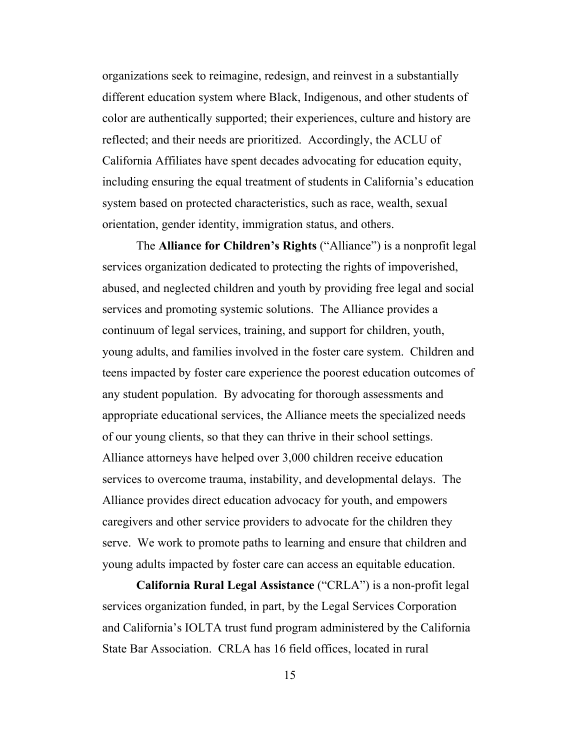organizations seek to reimagine, redesign, and reinvest in a substantially different education system where Black, Indigenous, and other students of color are authentically supported; their experiences, culture and history are reflected; and their needs are prioritized. Accordingly, the ACLU of California Affiliates have spent decades advocating for education equity, including ensuring the equal treatment of students in California's education system based on protected characteristics, such as race, wealth, sexual orientation, gender identity, immigration status, and others.

The **Alliance for Children's Rights** ("Alliance") is a nonprofit legal services organization dedicated to protecting the rights of impoverished, abused, and neglected children and youth by providing free legal and social services and promoting systemic solutions. The Alliance provides a continuum of legal services, training, and support for children, youth, young adults, and families involved in the foster care system. Children and teens impacted by foster care experience the poorest education outcomes of any student population. By advocating for thorough assessments and appropriate educational services, the Alliance meets the specialized needs of our young clients, so that they can thrive in their school settings. Alliance attorneys have helped over 3,000 children receive education services to overcome trauma, instability, and developmental delays. The Alliance provides direct education advocacy for youth, and empowers caregivers and other service providers to advocate for the children they serve. We work to promote paths to learning and ensure that children and young adults impacted by foster care can access an equitable education.

**California Rural Legal Assistance** ("CRLA") is a non-profit legal services organization funded, in part, by the Legal Services Corporation and California's IOLTA trust fund program administered by the California State Bar Association. CRLA has 16 field offices, located in rural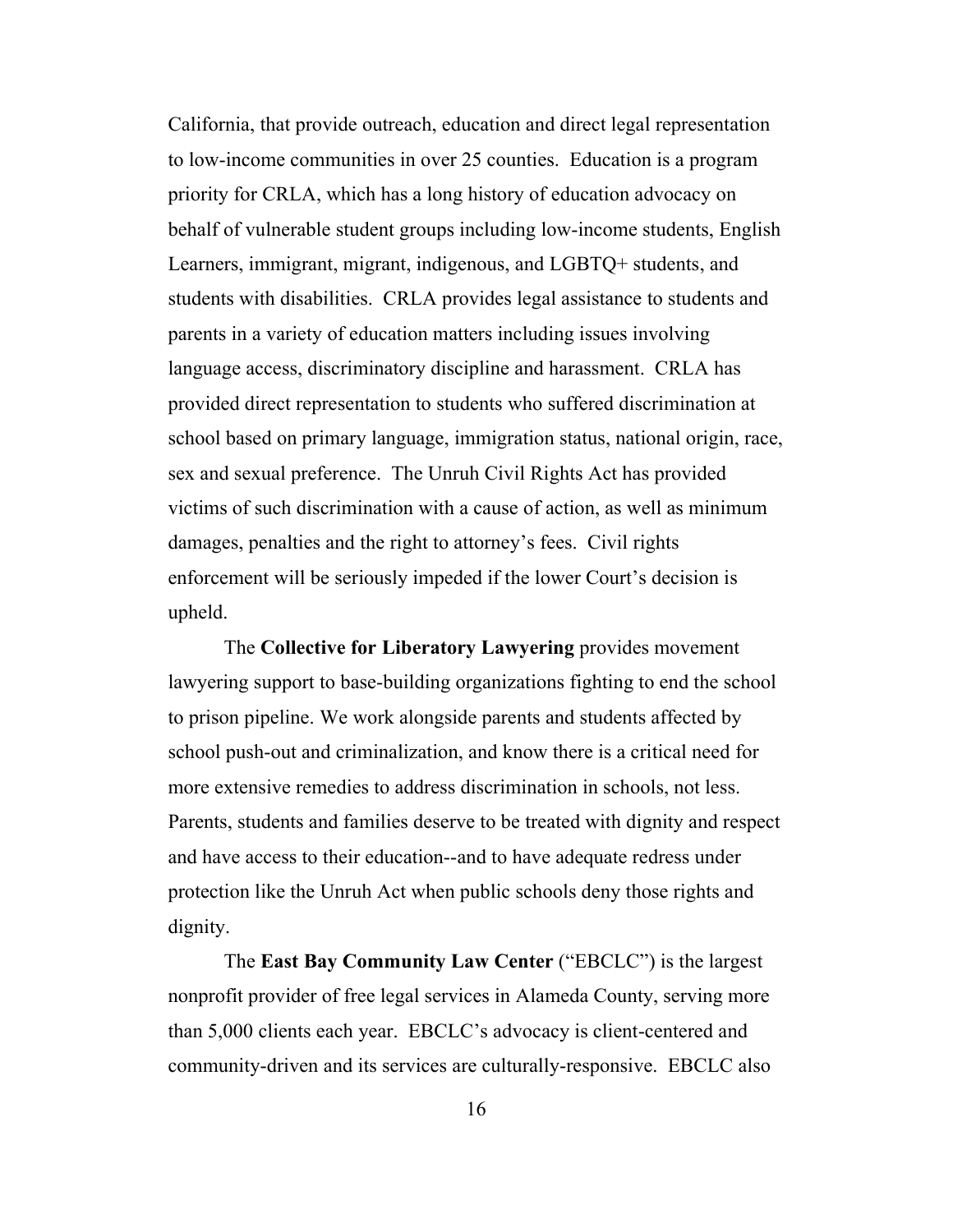California, that provide outreach, education and direct legal representation to low-income communities in over 25 counties. Education is a program priority for CRLA, which has a long history of education advocacy on behalf of vulnerable student groups including low-income students, English Learners, immigrant, migrant, indigenous, and LGBTQ+ students, and students with disabilities. CRLA provides legal assistance to students and parents in a variety of education matters including issues involving language access, discriminatory discipline and harassment. CRLA has provided direct representation to students who suffered discrimination at school based on primary language, immigration status, national origin, race, sex and sexual preference. The Unruh Civil Rights Act has provided victims of such discrimination with a cause of action, as well as minimum damages, penalties and the right to attorney's fees. Civil rights enforcement will be seriously impeded if the lower Court's decision is upheld.

The **Collective for Liberatory Lawyering** provides movement lawyering support to base-building organizations fighting to end the school to prison pipeline. We work alongside parents and students affected by school push-out and criminalization, and know there is a critical need for more extensive remedies to address discrimination in schools, not less. Parents, students and families deserve to be treated with dignity and respect and have access to their education--and to have adequate redress under protection like the Unruh Act when public schools deny those rights and dignity.

The **East Bay Community Law Center** ("EBCLC") is the largest nonprofit provider of free legal services in Alameda County, serving more than 5,000 clients each year. EBCLC's advocacy is client-centered and community-driven and its services are culturally-responsive. EBCLC also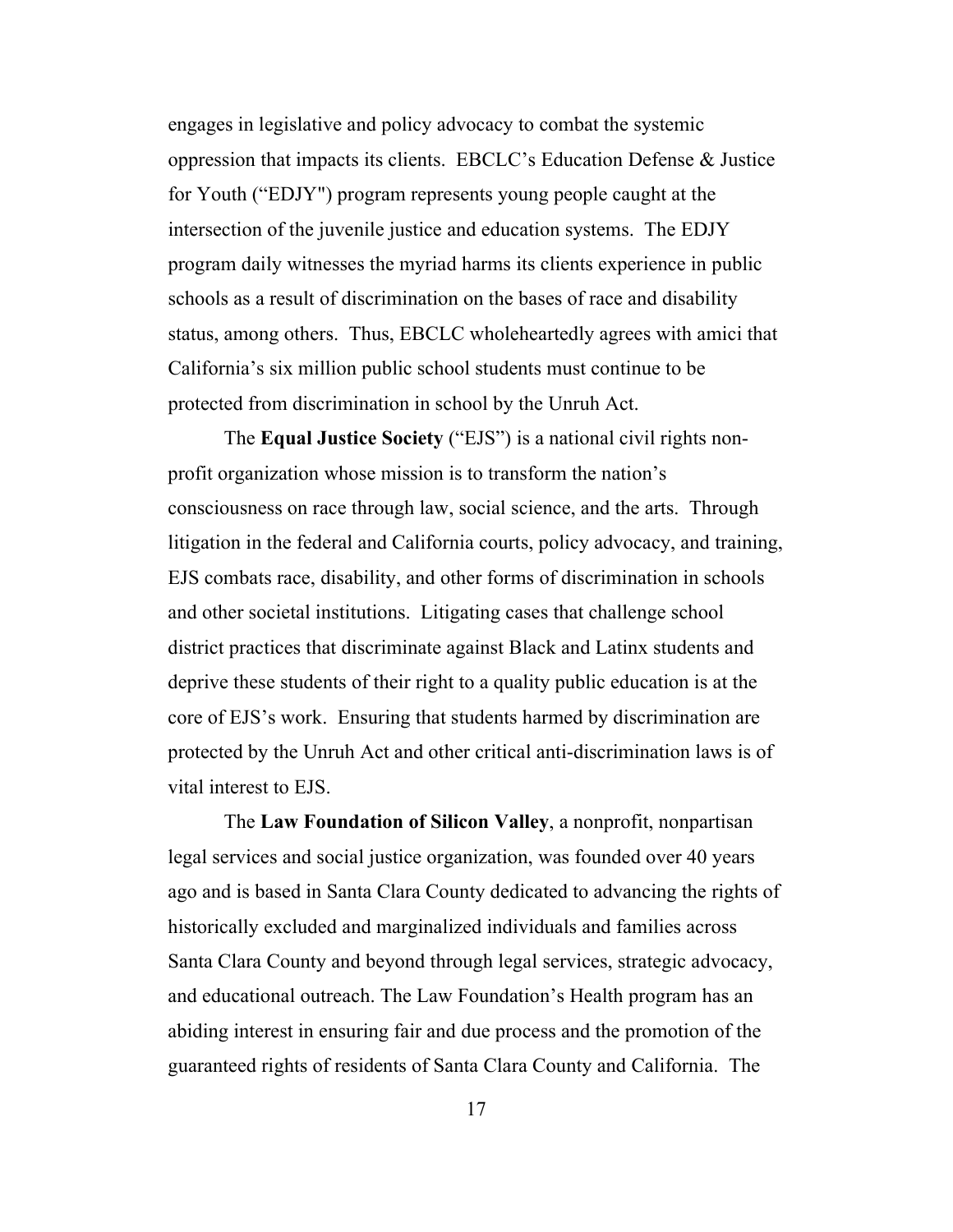engages in legislative and policy advocacy to combat the systemic oppression that impacts its clients. EBCLC's Education Defense & Justice for Youth ("EDJY") program represents young people caught at the intersection of the juvenile justice and education systems. The EDJY program daily witnesses the myriad harms its clients experience in public schools as a result of discrimination on the bases of race and disability status, among others. Thus, EBCLC wholeheartedly agrees with amici that California's six million public school students must continue to be protected from discrimination in school by the Unruh Act.

The **Equal Justice Society** ("EJS") is a national civil rights non-profit organization whose mission is to transform the nation's consciousness on race through law, social science, and the arts. Through litigation in the federal and California courts, policy advocacy, and training, EJS combats race, disability, and other forms of discrimination in schools and other societal institutions. Litigating cases that challenge school district practices that discriminate against Black and Latinx students and deprive these students of their right to a quality public education is at the core of EJS's work. Ensuring that students harmed by discrimination are protected by the Unruh Act and other critical anti-discrimination laws is of vital interest to EJS.

The **Law Foundation of Silicon Valley**, a nonprofit, nonpartisan legal services and social justice organization, was founded over 40 years ago and is based in Santa Clara County dedicated to advancing the rights of historically excluded and marginalized individuals and families across Santa Clara County and beyond through legal services, strategic advocacy, and educational outreach. The Law Foundation's Health program has an abiding interest in ensuring fair and due process and the promotion of the guaranteed rights of residents of Santa Clara County and California. The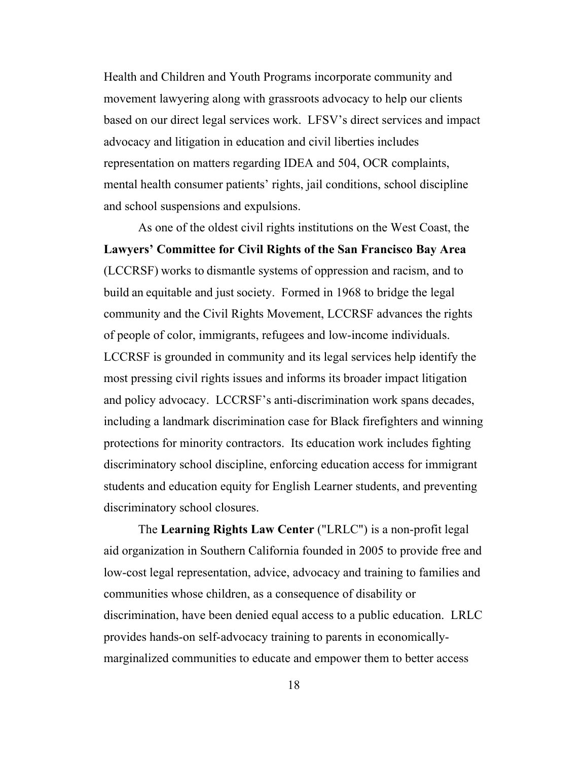Health and Children and Youth Programs incorporate community and movement lawyering along with grassroots advocacy to help our clients based on our direct legal services work. LFSV's direct services and impact advocacy and litigation in education and civil liberties includes representation on matters regarding IDEA and 504, OCR complaints, mental health consumer patients' rights, jail conditions, school discipline and school suspensions and expulsions.

As one of the oldest civil rights institutions on the West Coast, the **Lawyers' Committee for Civil Rights of the San Francisco Bay Area** (LCCRSF) works to dismantle systems of oppression and racism, and to build an equitable and just society. Formed in 1968 to bridge the legal community and the Civil Rights Movement, LCCRSF advances the rights of people of color, immigrants, refugees and low-income individuals. LCCRSF is grounded in community and its legal services help identify the most pressing civil rights issues and informs its broader impact litigation and policy advocacy. LCCRSF's anti-discrimination work spans decades, including a landmark discrimination case for Black firefighters and winning protections for minority contractors. Its education work includes fighting discriminatory school discipline, enforcing education access for immigrant students and education equity for English Learner students, and preventing discriminatory school closures.

The **Learning Rights Law Center** ("LRLC") is a non-profit legal aid organization in Southern California founded in 2005 to provide free and low-cost legal representation, advice, advocacy and training to families and communities whose children, as a consequence of disability or discrimination, have been denied equal access to a public education. LRLC provides hands-on self-advocacy training to parents in economically-marginalized communities to educate and empower them to better access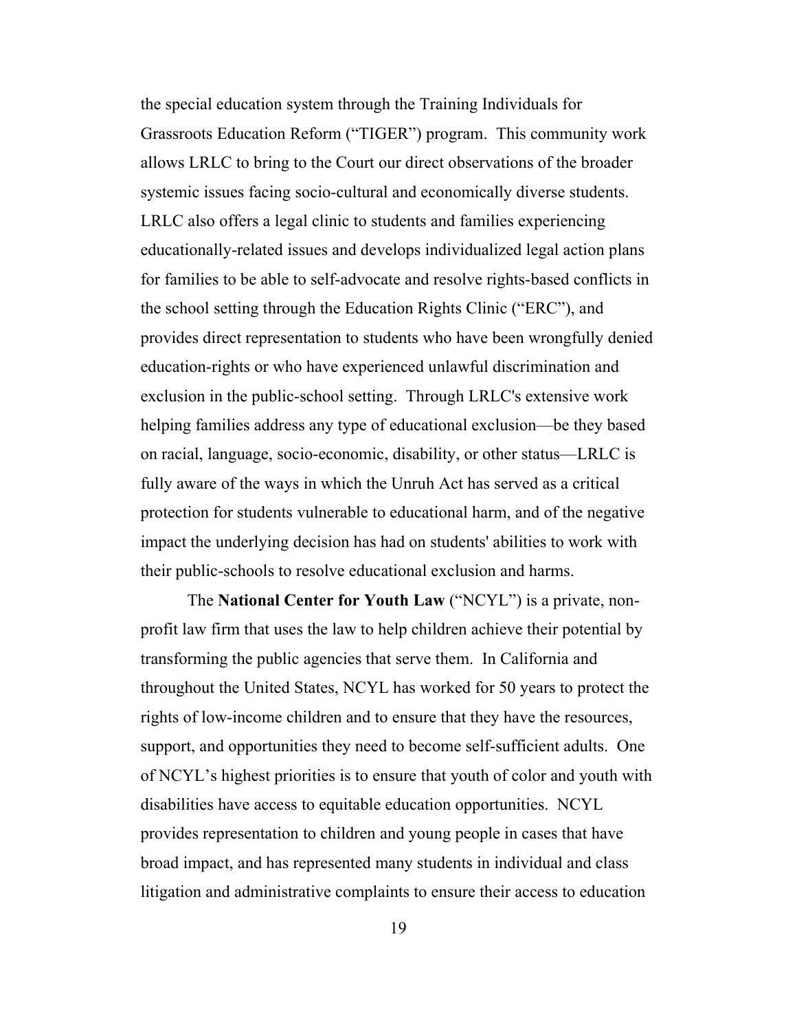the special education system through the Training Individuals for Grassroots Education Reform ("TIGER") program. This community work allows LRLC to bring to the Court our direct observations of the broader systemic issues facing socio-cultural and economically diverse students. LRLC also offers a legal clinic to students and families experiencing educationally-related issues and develops individualized legal action plans for families to be able to self-advocate and resolve rights-based conflicts in the school setting through the Education Rights Clinic ("ERC"), and provides direct representation to students who have been wrongfully denied education-rights or who have experienced unlawful discrimination and exclusion in the public-school setting. Through LRLC's extensive work helping families address any type of educational exclusion—be they based on racial, language, socio-economic, disability, or other status—LRLC is fully aware of the ways in which the Unruh Act has served as a critical protection for students vulnerable to educational harm, and of the negative impact the underlying decision has had on students' abilities to work with their public-schools to resolve educational exclusion and harms.

The **National Center for Youth Law** ("NCYL") is a private, non-profit law firm that uses the law to help children achieve their potential by transforming the public agencies that serve them. In California and throughout the United States, NCYL has worked for 50 years to protect the rights of low-income children and to ensure that they have the resources, support, and opportunities they need to become self-sufficient adults. One of NCYL's highest priorities is to ensure that youth of color and youth with disabilities have access to equitable education opportunities. NCYL provides representation to children and young people in cases that have broad impact, and has represented many students in individual and class litigation and administrative complaints to ensure their access to education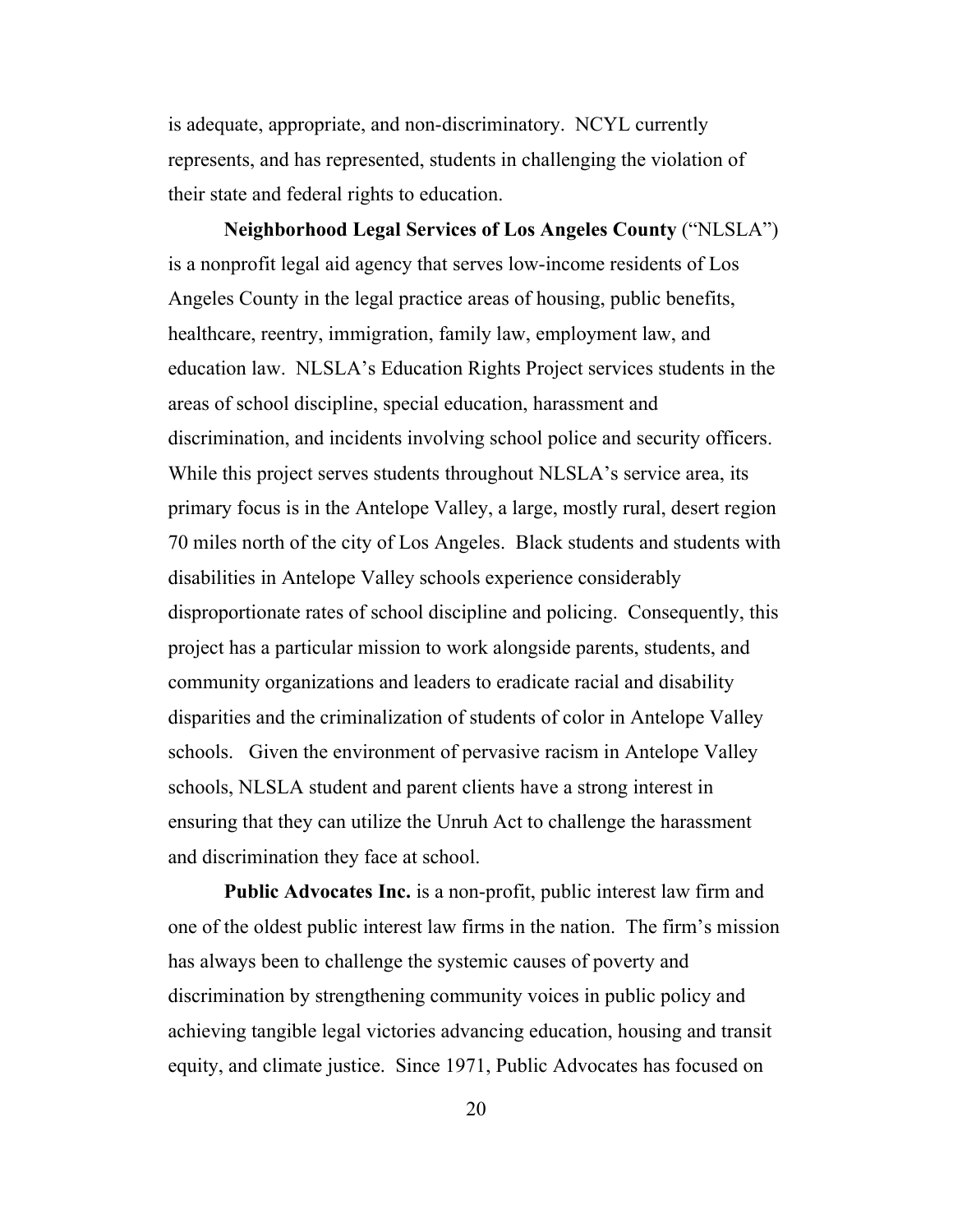is adequate, appropriate, and non-discriminatory. NCYL currently represents, and has represented, students in challenging the violation of their state and federal rights to education.

**Neighborhood Legal Services of Los Angeles County** ("NLSLA") is a nonprofit legal aid agency that serves low-income residents of Los Angeles County in the legal practice areas of housing, public benefits, healthcare, reentry, immigration, family law, employment law, and education law. NLSLA's Education Rights Project services students in the areas of school discipline, special education, harassment and discrimination, and incidents involving school police and security officers. While this project serves students throughout NLSLA's service area, its primary focus is in the Antelope Valley, a large, mostly rural, desert region 70 miles north of the city of Los Angeles. Black students and students with disabilities in Antelope Valley schools experience considerably disproportionate rates of school discipline and policing. Consequently, this project has a particular mission to work alongside parents, students, and community organizations and leaders to eradicate racial and disability disparities and the criminalization of students of color in Antelope Valley schools. Given the environment of pervasive racism in Antelope Valley schools, NLSLA student and parent clients have a strong interest in ensuring that they can utilize the Unruh Act to challenge the harassment and discrimination they face at school.

**Public Advocates Inc.** is a non-profit, public interest law firm and one of the oldest public interest law firms in the nation. The firm's mission has always been to challenge the systemic causes of poverty and discrimination by strengthening community voices in public policy and achieving tangible legal victories advancing education, housing and transit equity, and climate justice. Since 1971, Public Advocates has focused on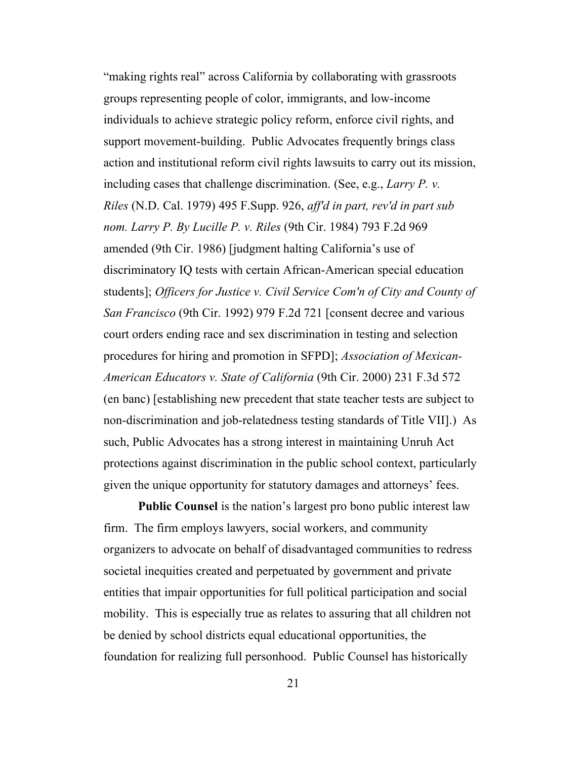"making rights real" across California by collaborating with grassroots groups representing people of color, immigrants, and low-income individuals to achieve strategic policy reform, enforce civil rights, and support movement-building. Public Advocates frequently brings class action and institutional reform civil rights lawsuits to carry out its mission, including cases that challenge discrimination. (See, e.g., *Larry P. v. Riles* (N.D. Cal. 1979) 495 F.Supp. 926, *aff'd in part, rev'd in part sub nom. Larry P. By Lucille P. v. Riles* (9th Cir. 1984) 793 F.2d 969 amended (9th Cir. 1986) [judgment halting California's use of discriminatory IQ tests with certain African-American special education students]; *Officers for Justice v. Civil Service Com'n of City and County of San Francisco* (9th Cir. 1992) 979 F.2d 721 [consent decree and various court orders ending race and sex discrimination in testing and selection procedures for hiring and promotion in SFPD]; *Association of Mexican-American Educators v. State of California* (9th Cir. 2000) 231 F.3d 572 (en banc) [establishing new precedent that state teacher tests are subject to non-discrimination and job-relatedness testing standards of Title VII].) As such, Public Advocates has a strong interest in maintaining Unruh Act protections against discrimination in the public school context, particularly given the unique opportunity for statutory damages and attorneys' fees.

**Public Counsel** is the nation's largest pro bono public interest law firm. The firm employs lawyers, social workers, and community organizers to advocate on behalf of disadvantaged communities to redress societal inequities created and perpetuated by government and private entities that impair opportunities for full political participation and social mobility. This is especially true as relates to assuring that all children not be denied by school districts equal educational opportunities, the foundation for realizing full personhood. Public Counsel has historically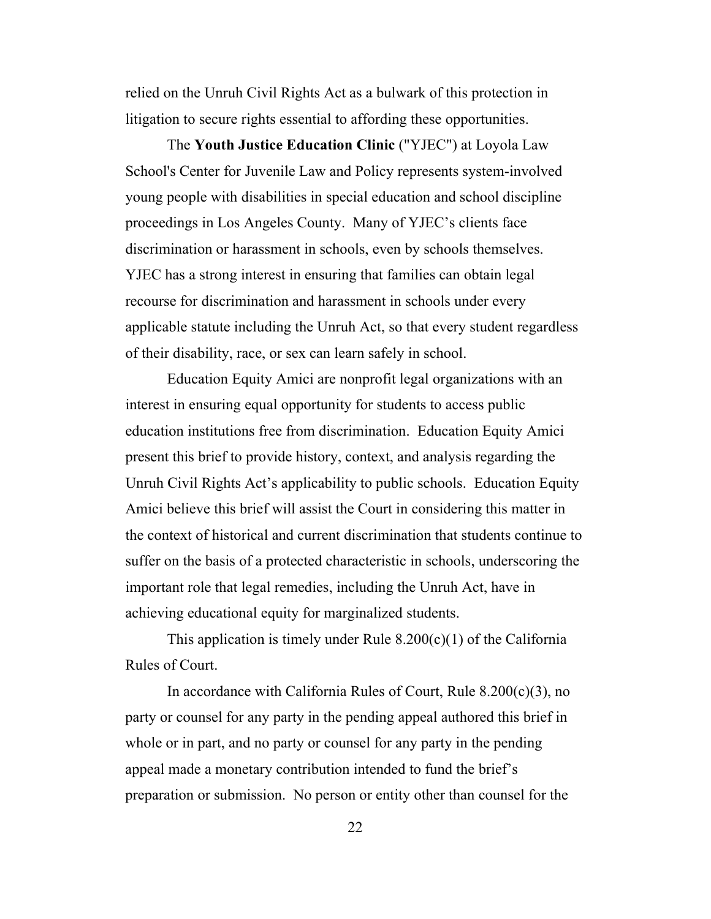relied on the Unruh Civil Rights Act as a bulwark of this protection in litigation to secure rights essential to affording these opportunities.

The **Youth Justice Education Clinic** ("YJEC") at Loyola Law School's Center for Juvenile Law and Policy represents system-involved young people with disabilities in special education and school discipline proceedings in Los Angeles County. Many of YJEC's clients face discrimination or harassment in schools, even by schools themselves. YJEC has a strong interest in ensuring that families can obtain legal recourse for discrimination and harassment in schools under every applicable statute including the Unruh Act, so that every student regardless of their disability, race, or sex can learn safely in school.

Education Equity Amici are nonprofit legal organizations with an interest in ensuring equal opportunity for students to access public education institutions free from discrimination. Education Equity Amici present this brief to provide history, context, and analysis regarding the Unruh Civil Rights Act's applicability to public schools. Education Equity Amici believe this brief will assist the Court in considering this matter in the context of historical and current discrimination that students continue to suffer on the basis of a protected characteristic in schools, underscoring the important role that legal remedies, including the Unruh Act, have in achieving educational equity for marginalized students.

This application is timely under Rule 8.200(c)(1) of the California Rules of Court.

In accordance with California Rules of Court, Rule 8.200(c)(3), no party or counsel for any party in the pending appeal authored this brief in whole or in part, and no party or counsel for any party in the pending appeal made a monetary contribution intended to fund the brief's preparation or submission. No person or entity other than counsel for the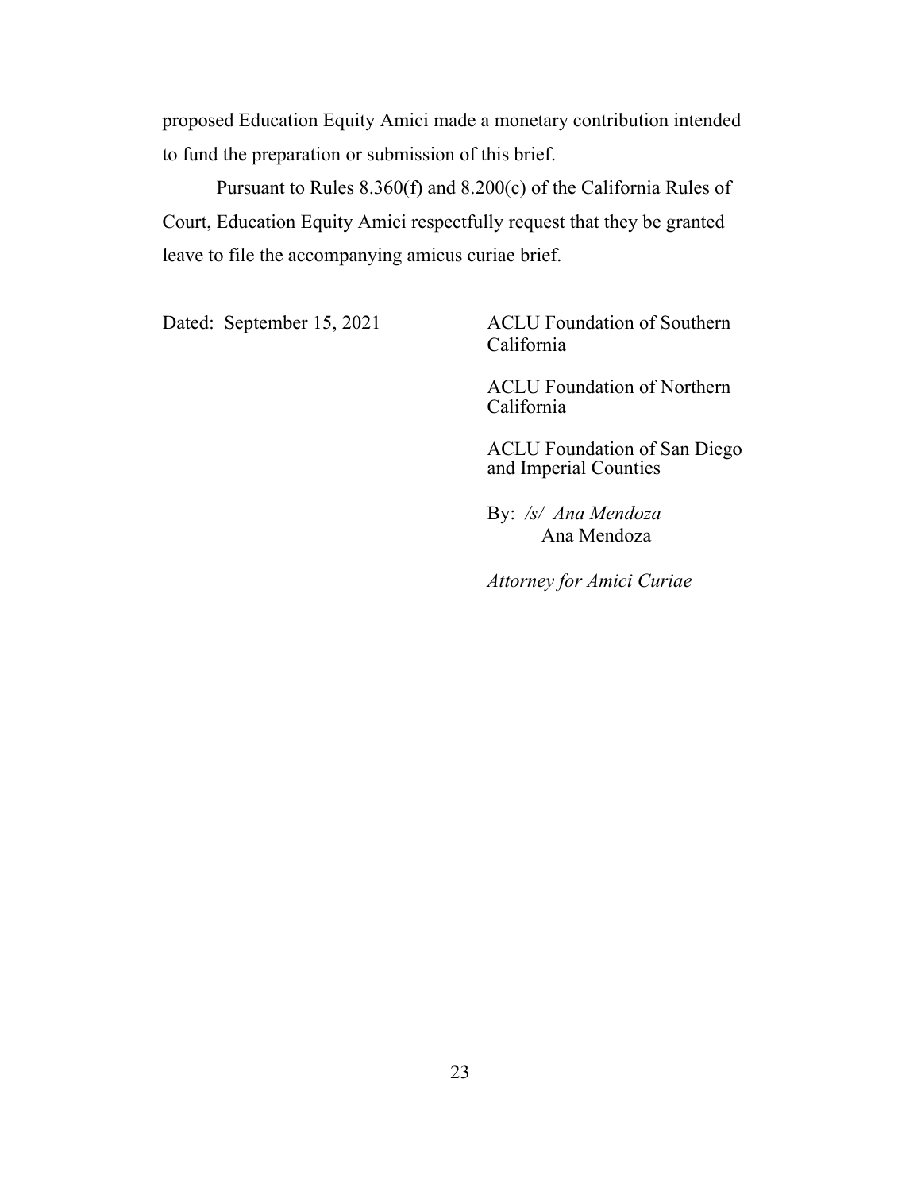proposed Education Equity Amici made a monetary contribution intended to fund the preparation or submission of this brief.

Pursuant to Rules 8.360(f) and 8.200(c) of the California Rules of Court, Education Equity Amici respectfully request that they be granted leave to file the accompanying amicus curiae brief.

Dated: September 15, 2021

ACLU Foundation of Southern California

ACLU Foundation of Northern California

ACLU Foundation of San Diego and Imperial Counties

By: /s/ Ana Mendoza
Ana Mendoza

*Attorney for Amici Curiae*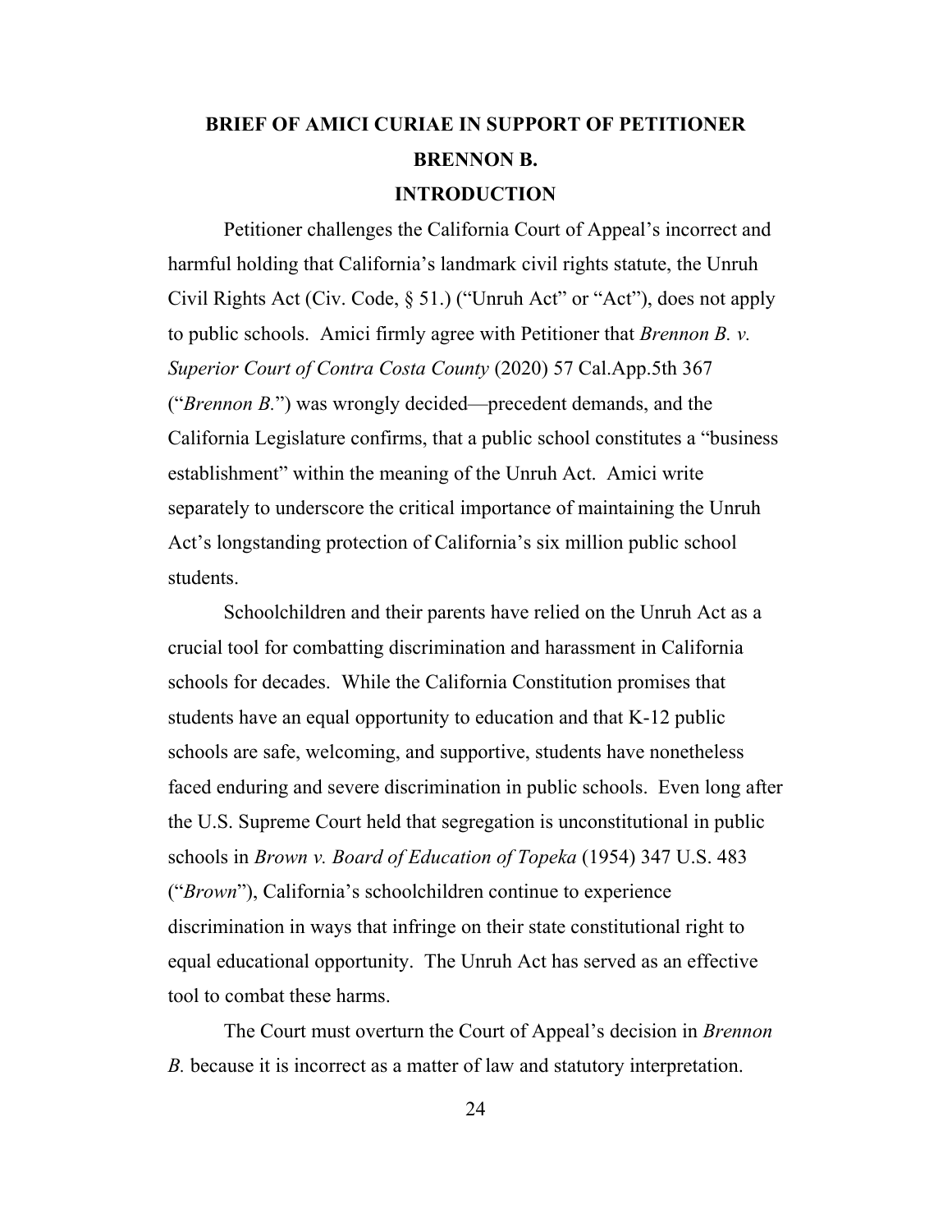# BRIEF OF AMICI CURIAE IN SUPPORT OF PETITIONER BRENNON B.

## INTRODUCTION

Petitioner challenges the California Court of Appeal's incorrect and harmful holding that California's landmark civil rights statute, the Unruh Civil Rights Act (Civ. Code, § 51.) ("Unruh Act" or "Act"), does not apply to public schools. Amici firmly agree with Petitioner that *Brennon B. v. Superior Court of Contra Costa County* (2020) 57 Cal.App.5th 367 ("*Brennon B.*") was wrongly decided—precedent demands, and the California Legislature confirms, that a public school constitutes a "business establishment" within the meaning of the Unruh Act. Amici write separately to underscore the critical importance of maintaining the Unruh Act's longstanding protection of California's six million public school students.

Schoolchildren and their parents have relied on the Unruh Act as a crucial tool for combatting discrimination and harassment in California schools for decades. While the California Constitution promises that students have an equal opportunity to education and that K-12 public schools are safe, welcoming, and supportive, students have nonetheless faced enduring and severe discrimination in public schools. Even long after the U.S. Supreme Court held that segregation is unconstitutional in public schools in *Brown v. Board of Education of Topeka* (1954) 347 U.S. 483 ("*Brown*"), California's schoolchildren continue to experience discrimination in ways that infringe on their state constitutional right to equal educational opportunity. The Unruh Act has served as an effective tool to combat these harms.

The Court must overturn the Court of Appeal's decision in *Brennon B.* because it is incorrect as a matter of law and statutory interpretation.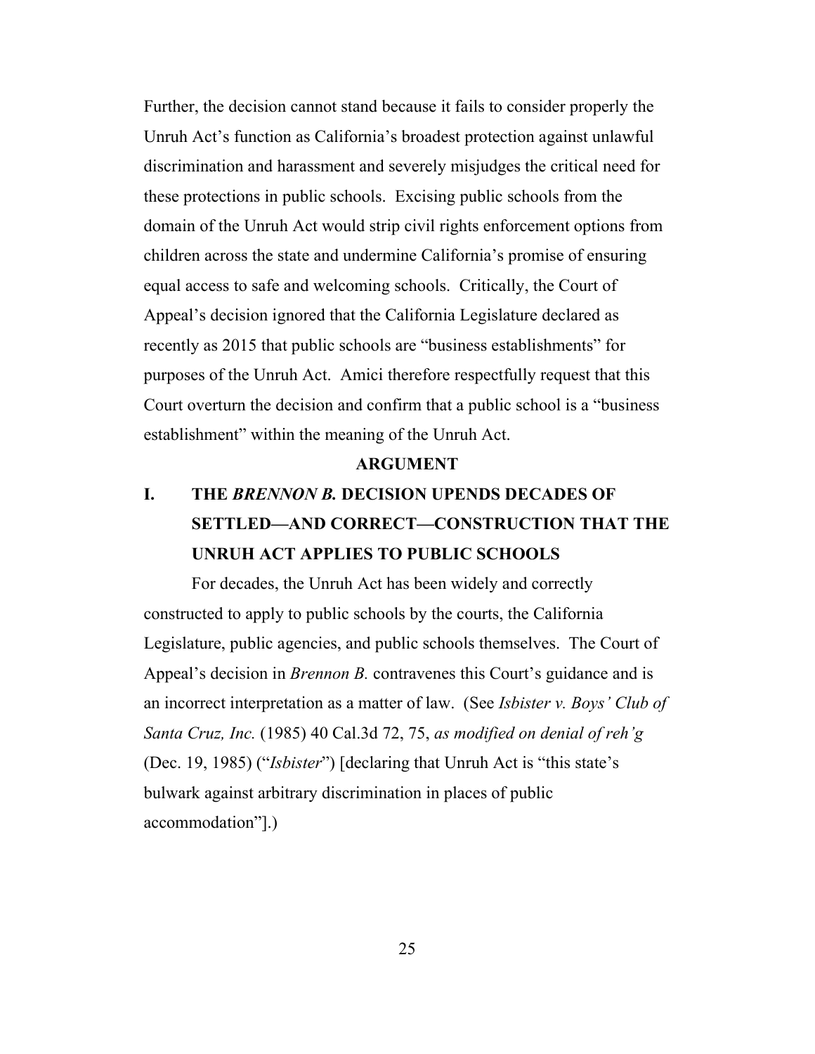Further, the decision cannot stand because it fails to consider properly the Unruh Act's function as California's broadest protection against unlawful discrimination and harassment and severely misjudges the critical need for these protections in public schools. Excising public schools from the domain of the Unruh Act would strip civil rights enforcement options from children across the state and undermine California's promise of ensuring equal access to safe and welcoming schools. Critically, the Court of Appeal's decision ignored that the California Legislature declared as recently as 2015 that public schools are "business establishments" for purposes of the Unruh Act. Amici therefore respectfully request that this Court overturn the decision and confirm that a public school is a "business establishment" within the meaning of the Unruh Act.

## ARGUMENT

### I. THE *BRENNON B.* DECISION UPENDS DECADES OF SETTLED—AND CORRECT—CONSTRUCTION THAT THE UNRUH ACT APPLIES TO PUBLIC SCHOOLS

For decades, the Unruh Act has been widely and correctly constructed to apply to public schools by the courts, the California Legislature, public agencies, and public schools themselves. The Court of Appeal's decision in *Brennon B.* contravenes this Court's guidance and is an incorrect interpretation as a matter of law. (See *Isbister v. Boys' Club of Santa Cruz, Inc.* (1985) 40 Cal.3d 72, 75, *as modified on denial of reh'g* (Dec. 19, 1985) ("*Isbister*") [declaring that Unruh Act is "this state's bulwark against arbitrary discrimination in places of public accommodation"].)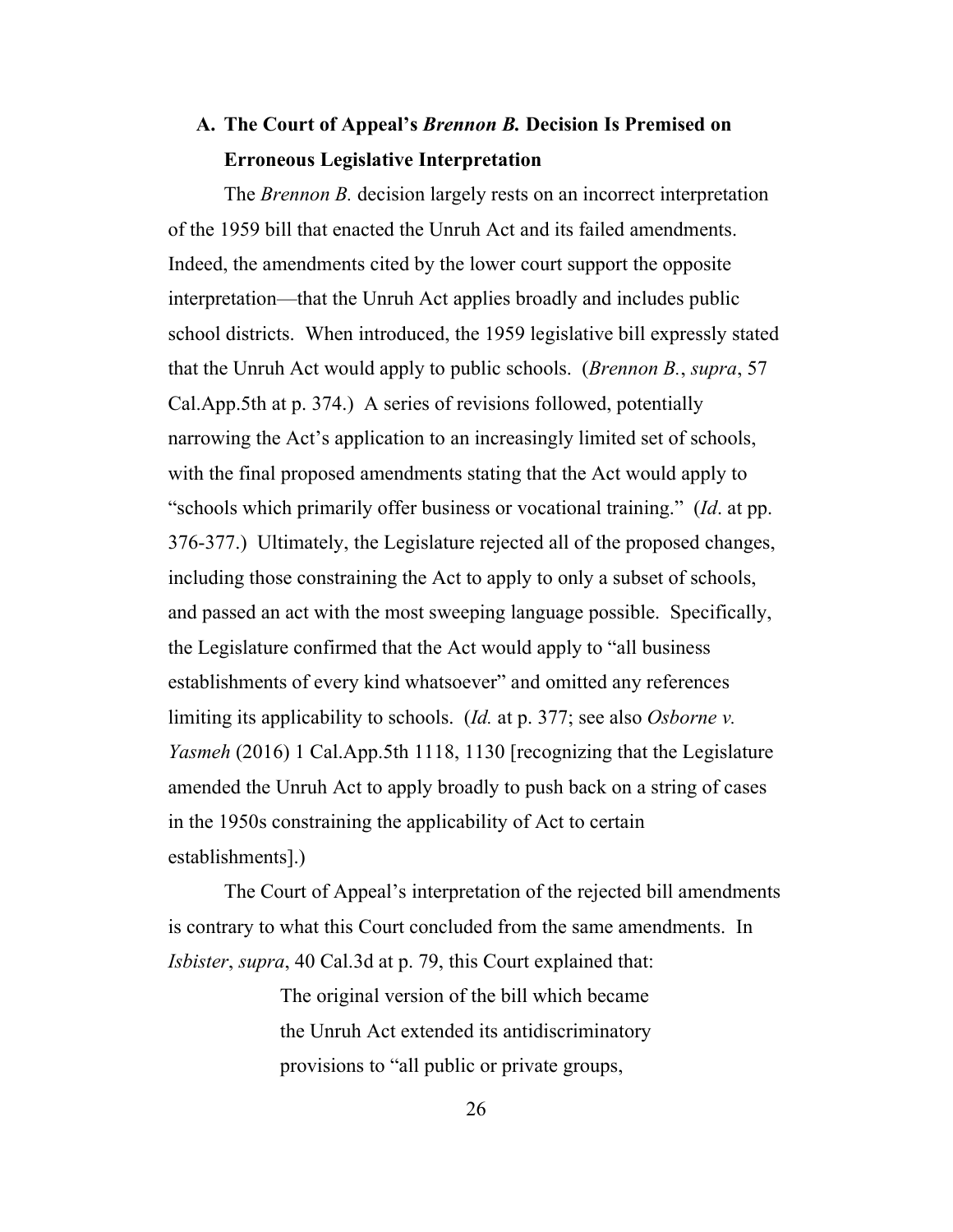### A. The Court of Appeal's *Brennon B.* Decision Is Premised on Erroneous Legislative Interpretation

The *Brennon B.* decision largely rests on an incorrect interpretation of the 1959 bill that enacted the Unruh Act and its failed amendments. Indeed, the amendments cited by the lower court support the opposite interpretation—that the Unruh Act applies broadly and includes public school districts. When introduced, the 1959 legislative bill expressly stated that the Unruh Act would apply to public schools. (*Brennon B.*, *supra*, 57 Cal.App.5th at p. 374.) A series of revisions followed, potentially narrowing the Act's application to an increasingly limited set of schools, with the final proposed amendments stating that the Act would apply to "schools which primarily offer business or vocational training." (*Id*. at pp. 376-377.) Ultimately, the Legislature rejected all of the proposed changes, including those constraining the Act to apply to only a subset of schools, and passed an act with the most sweeping language possible. Specifically, the Legislature confirmed that the Act would apply to "all business establishments of every kind whatsoever" and omitted any references limiting its applicability to schools. (*Id.* at p. 377; see also *Osborne v. Yasmeh* (2016) 1 Cal.App.5th 1118, 1130 [recognizing that the Legislature amended the Unruh Act to apply broadly to push back on a string of cases in the 1950s constraining the applicability of Act to certain establishments].)

The Court of Appeal's interpretation of the rejected bill amendments is contrary to what this Court concluded from the same amendments. In *Isbister*, *supra*, 40 Cal.3d at p. 79, this Court explained that:

> The original version of the bill which became the Unruh Act extended its antidiscriminatory provisions to "all public or private groups,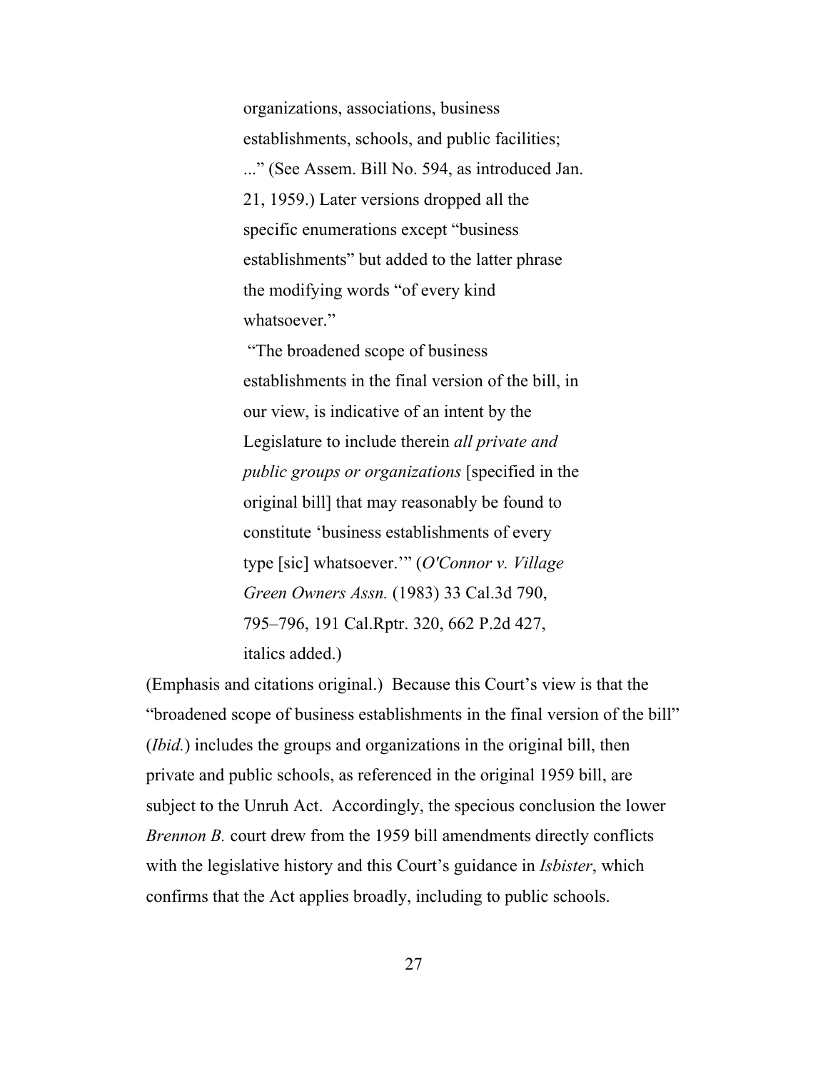> organizations, associations, business establishments, schools, and public facilities; ...” (See Assem. Bill No. 594, as introduced Jan. 21, 1959.) Later versions dropped all the specific enumerations except “business establishments” but added to the latter phrase the modifying words “of every kind whatsoever.”
>
> “The broadened scope of business establishments in the final version of the bill, in our view, is indicative of an intent by the Legislature to include therein *all private and public groups or organizations* [specified in the original bill] that may reasonably be found to constitute ‘business establishments of every type [sic] whatsoever.’” (*O'Connor v. Village Green Owners Assn.* (1983) 33 Cal.3d 790, 795–796, 191 Cal.Rptr. 320, 662 P.2d 427, italics added.)

(Emphasis and citations original.) Because this Court’s view is that the “broadened scope of business establishments in the final version of the bill” (*Ibid.*) includes the groups and organizations in the original bill, then private and public schools, as referenced in the original 1959 bill, are subject to the Unruh Act. Accordingly, the specious conclusion the lower *Brennon B.* court drew from the 1959 bill amendments directly conflicts with the legislative history and this Court’s guidance in *Isbister*, which confirms that the Act applies broadly, including to public schools.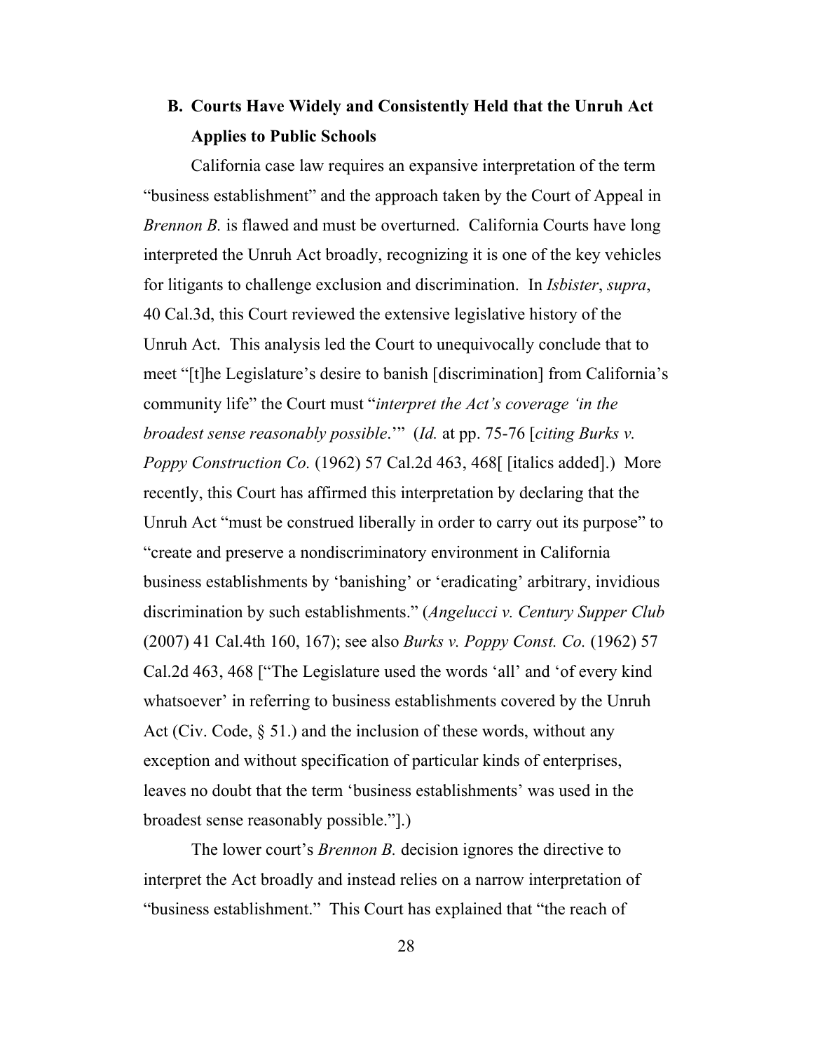### B. Courts Have Widely and Consistently Held that the Unruh Act Applies to Public Schools

California case law requires an expansive interpretation of the term "business establishment" and the approach taken by the Court of Appeal in *Brennon B.* is flawed and must be overturned. California Courts have long interpreted the Unruh Act broadly, recognizing it is one of the key vehicles for litigants to challenge exclusion and discrimination. In *Isbister*, *supra*, 40 Cal.3d, this Court reviewed the extensive legislative history of the Unruh Act. This analysis led the Court to unequivocally conclude that to meet "[t]he Legislature's desire to banish [discrimination] from California's community life" the Court must "*interpret the Act's coverage 'in the broadest sense reasonably possible*.'" (*Id.* at pp. 75-76 [*citing Burks v. Poppy Construction Co.* (1962) 57 Cal.2d 463, 468[ [italics added].) More recently, this Court has affirmed this interpretation by declaring that the Unruh Act "must be construed liberally in order to carry out its purpose" to "create and preserve a nondiscriminatory environment in California business establishments by 'banishing' or 'eradicating' arbitrary, invidious discrimination by such establishments." (*Angelucci v. Century Supper Club* (2007) 41 Cal.4th 160, 167); see also *Burks v. Poppy Const. Co.* (1962) 57 Cal.2d 463, 468 ["The Legislature used the words 'all' and 'of every kind whatsoever' in referring to business establishments covered by the Unruh Act (Civ. Code, § 51.) and the inclusion of these words, without any exception and without specification of particular kinds of enterprises, leaves no doubt that the term 'business establishments' was used in the broadest sense reasonably possible."].)

The lower court's *Brennon B.* decision ignores the directive to interpret the Act broadly and instead relies on a narrow interpretation of "business establishment." This Court has explained that "the reach of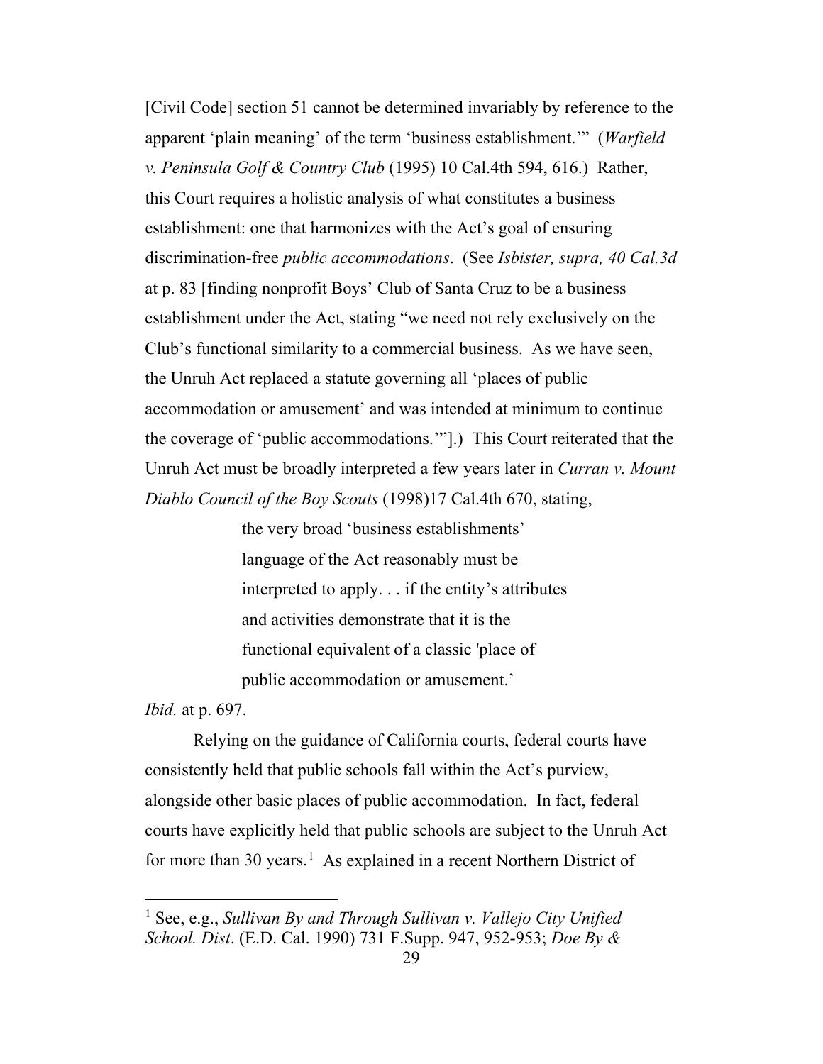[Civil Code] section 51 cannot be determined invariably by reference to the apparent 'plain meaning' of the term 'business establishment.'" (*Warfield v. Peninsula Golf & Country Club* (1995) 10 Cal.4th 594, 616.) Rather, this Court requires a holistic analysis of what constitutes a business establishment: one that harmonizes with the Act's goal of ensuring discrimination-free *public accommodations*. (See *Isbister, supra, 40 Cal.3d* at p. 83 [finding nonprofit Boys' Club of Santa Cruz to be a business establishment under the Act, stating "we need not rely exclusively on the Club's functional similarity to a commercial business. As we have seen, the Unruh Act replaced a statute governing all 'places of public accommodation or amusement' and was intended at minimum to continue the coverage of 'public accommodations.'"].) This Court reiterated that the Unruh Act must be broadly interpreted a few years later in *Curran v. Mount Diablo Council of the Boy Scouts* (1998)17 Cal.4th 670, stating,

> the very broad 'business establishments' language of the Act reasonably must be interpreted to apply. . . if the entity's attributes and activities demonstrate that it is the functional equivalent of a classic 'place of public accommodation or amusement.'

*Ibid.* at p. 697.

Relying on the guidance of California courts, federal courts have consistently held that public schools fall within the Act's purview, alongside other basic places of public accommodation. In fact, federal courts have explicitly held that public schools are subject to the Unruh Act for more than 30 years.[1] As explained in a recent Northern District of

---

[1] See, e.g., *Sullivan By and Through Sullivan v. Vallejo City Unified School. Dist*. (E.D. Cal. 1990) 731 F.Supp. 947, 952-953; *Doe By &*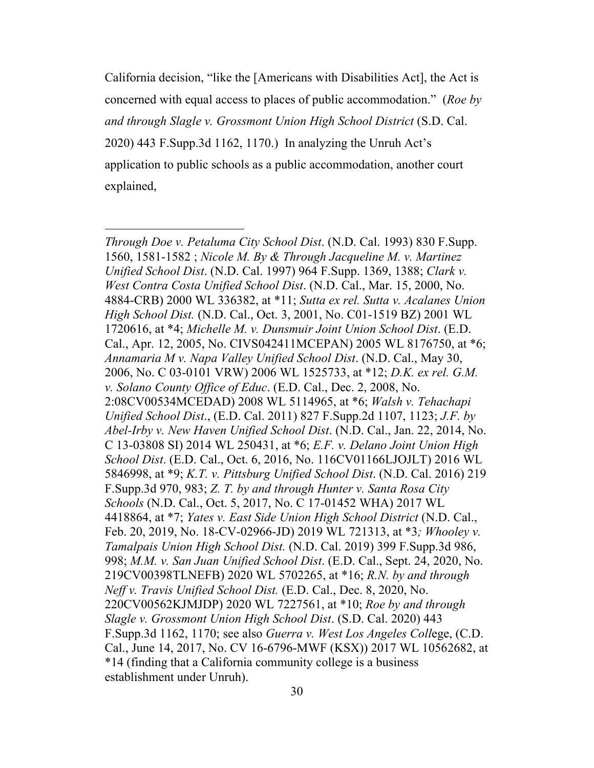California decision, "like the [Americans with Disabilities Act], the Act is concerned with equal access to places of public accommodation." (*Roe by and through Slagle v. Grossmont Union High School District* (S.D. Cal. 2020) 443 F.Supp.3d 1162, 1170.) In analyzing the Unruh Act's application to public schools as a public accommodation, another court explained,

---

*Through Doe v. Petaluma City School Dist*. (N.D. Cal. 1993) 830 F.Supp. 1560, 1581-1582 ; *Nicole M. By & Through Jacqueline M. v. Martinez Unified School Dist*. (N.D. Cal. 1997) 964 F.Supp. 1369, 1388; *Clark v. West Contra Costa Unified School Dist*. (N.D. Cal., Mar. 15, 2000, No. 4884-CRB) 2000 WL 336382, at *11; *Sutta ex rel. Sutta v. Acalanes Union High School Dist.* (N.D. Cal., Oct. 3, 2001, No. C01-1519 BZ) 2001 WL 1720616, at *4; *Michelle M. v. Dunsmuir Joint Union School Dist*. (E.D. Cal., Apr. 12, 2005, No. CIVS042411MCEPAN) 2005 WL 8176750, at *6; *Annamaria M v. Napa Valley Unified School Dist*. (N.D. Cal., May 30, 2006, No. C 03-0101 VRW) 2006 WL 1525733, at *12; *D.K. ex rel. G.M. v. Solano County Office of Educ*. (E.D. Cal., Dec. 2, 2008, No. 2:08CV00534MCEDAD) 2008 WL 5114965, at *6; *Walsh v. Tehachapi Unified School Dist*., (E.D. Cal. 2011) 827 F.Supp.2d 1107, 1123; *J.F. by Abel-Irby v. New Haven Unified School Dist*. (N.D. Cal., Jan. 22, 2014, No. C 13-03808 SI) 2014 WL 250431, at *6; *E.F. v. Delano Joint Union High School Dist*. (E.D. Cal., Oct. 6, 2016, No. 116CV01166LJOJLT) 2016 WL 5846998, at *9; *K.T. v. Pittsburg Unified School Dist*. (N.D. Cal. 2016) 219 F.Supp.3d 970, 983; *Z. T. by and through Hunter v. Santa Rosa City Schools* (N.D. Cal., Oct. 5, 2017, No. C 17-01452 WHA) 2017 WL 4418864, at *7; *Yates v. East Side Union High School District* (N.D. Cal., Feb. 20, 2019, No. 18-CV-02966-JD) 2019 WL 721313, at *3*; Whooley v. Tamalpais Union High School Dist.* (N.D. Cal. 2019) 399 F.Supp.3d 986, 998; *M.M. v. San Juan Unified School Dist*. (E.D. Cal., Sept. 24, 2020, No. 219CV00398TLNEFB) 2020 WL 5702265, at *16; *R.N. by and through Neff v. Travis Unified School Dist.* (E.D. Cal., Dec. 8, 2020, No. 220CV00562KJMJDP) 2020 WL 7227561, at *10; *Roe by and through Slagle v. Grossmont Union High School Dist*. (S.D. Cal. 2020) 443 F.Supp.3d 1162, 1170; see also *Guerra v. West Los Angeles Coll*ege, (C.D. Cal., June 14, 2017, No. CV 16-6796-MWF (KSX)) 2017 WL 10562682, at *14 (finding that a California community college is a business establishment under Unruh).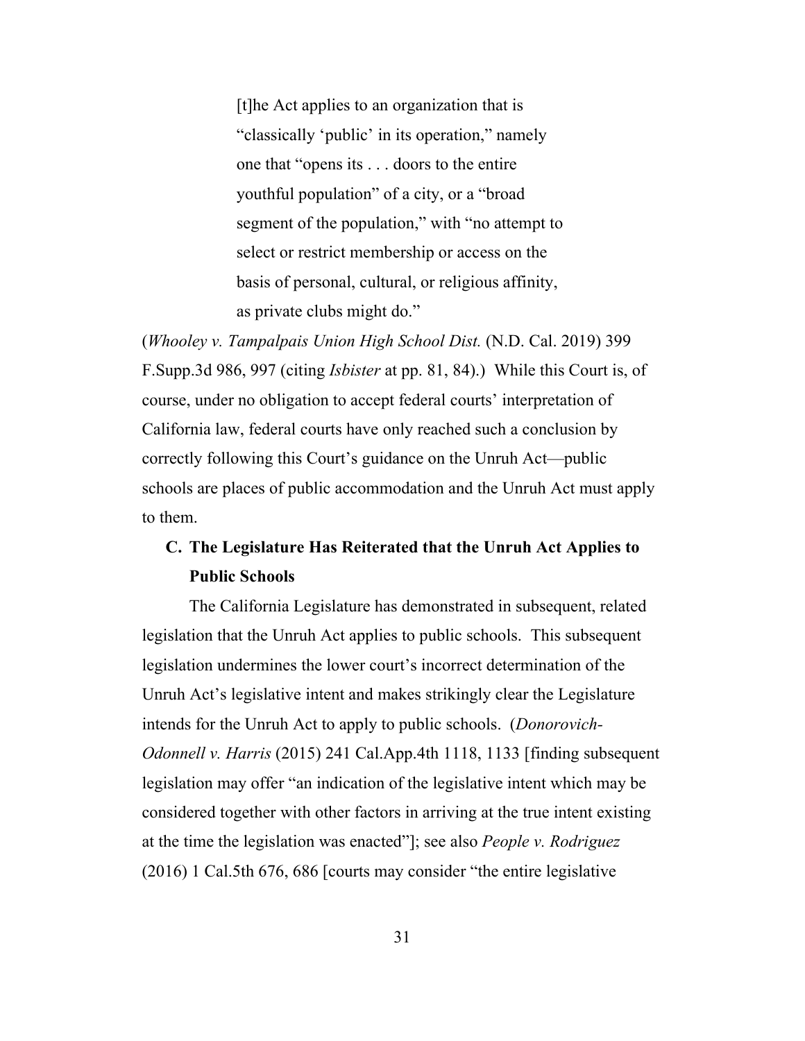> [t]he Act applies to an organization that is "classically 'public' in its operation," namely one that "opens its . . . doors to the entire youthful population" of a city, or a "broad segment of the population," with "no attempt to select or restrict membership or access on the basis of personal, cultural, or religious affinity, as private clubs might do."

(*Whooley v. Tampalpais Union High School Dist.* (N.D. Cal. 2019) 399 F.Supp.3d 986, 997 (citing *Isbister* at pp. 81, 84).) While this Court is, of course, under no obligation to accept federal courts' interpretation of California law, federal courts have only reached such a conclusion by correctly following this Court's guidance on the Unruh Act—public schools are places of public accommodation and the Unruh Act must apply to them.

### C. The Legislature Has Reiterated that the Unruh Act Applies to Public Schools

The California Legislature has demonstrated in subsequent, related legislation that the Unruh Act applies to public schools. This subsequent legislation undermines the lower court's incorrect determination of the Unruh Act's legislative intent and makes strikingly clear the Legislature intends for the Unruh Act to apply to public schools. (*Donorovich-Odonnell v. Harris* (2015) 241 Cal.App.4th 1118, 1133 [finding subsequent legislation may offer "an indication of the legislative intent which may be considered together with other factors in arriving at the true intent existing at the time the legislation was enacted"]; see also *People v. Rodriguez* (2016) 1 Cal.5th 676, 686 [courts may consider "the entire legislative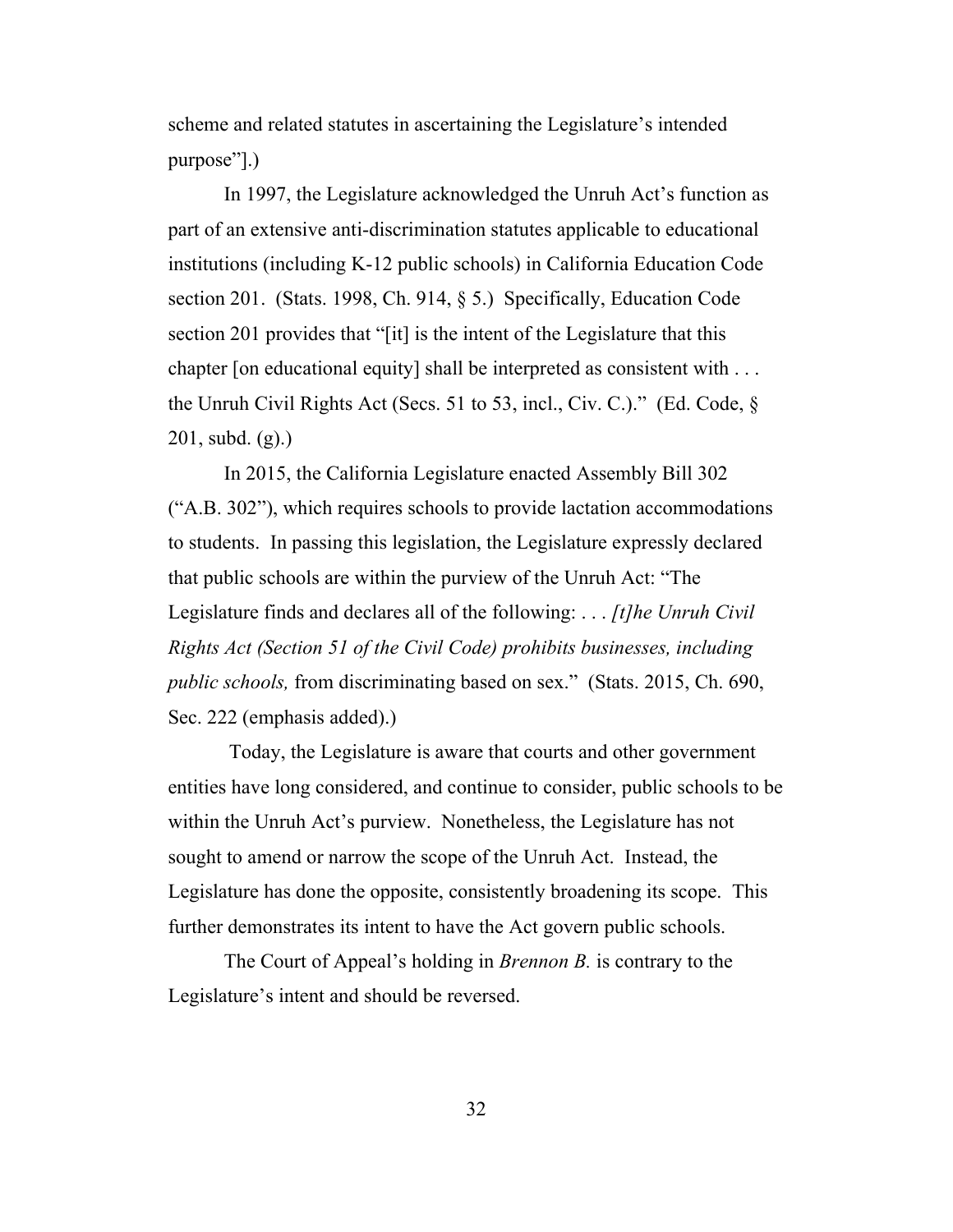scheme and related statutes in ascertaining the Legislature's intended purpose"].)

In 1997, the Legislature acknowledged the Unruh Act's function as part of an extensive anti-discrimination statutes applicable to educational institutions (including K-12 public schools) in California Education Code section 201. (Stats. 1998, Ch. 914, § 5.) Specifically, Education Code section 201 provides that "[it] is the intent of the Legislature that this chapter [on educational equity] shall be interpreted as consistent with . . . the Unruh Civil Rights Act (Secs. 51 to 53, incl., Civ. C.)." (Ed. Code, § 201, subd. (g).)

In 2015, the California Legislature enacted Assembly Bill 302 ("A.B. 302"), which requires schools to provide lactation accommodations to students. In passing this legislation, the Legislature expressly declared that public schools are within the purview of the Unruh Act: "The Legislature finds and declares all of the following: . . . *[t]he Unruh Civil Rights Act (Section 51 of the Civil Code) prohibits businesses, including public schools,* from discriminating based on sex." (Stats. 2015, Ch. 690, Sec. 222 (emphasis added).)

Today, the Legislature is aware that courts and other government entities have long considered, and continue to consider, public schools to be within the Unruh Act's purview. Nonetheless, the Legislature has not sought to amend or narrow the scope of the Unruh Act. Instead, the Legislature has done the opposite, consistently broadening its scope. This further demonstrates its intent to have the Act govern public schools.

The Court of Appeal's holding in *Brennon B.* is contrary to the Legislature's intent and should be reversed.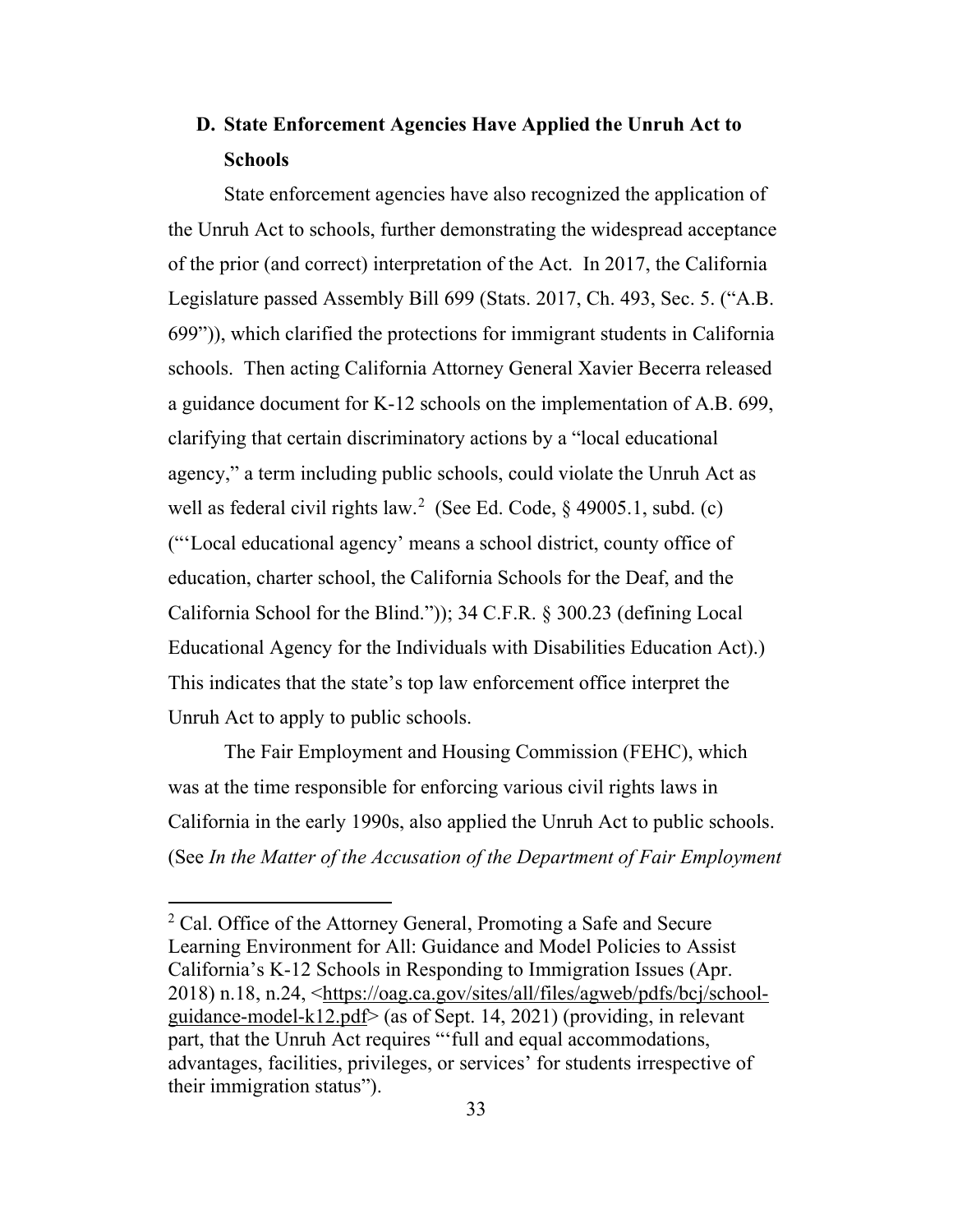### D. State Enforcement Agencies Have Applied the Unruh Act to Schools

State enforcement agencies have also recognized the application of the Unruh Act to schools, further demonstrating the widespread acceptance of the prior (and correct) interpretation of the Act. In 2017, the California Legislature passed Assembly Bill 699 (Stats. 2017, Ch. 493, Sec. 5. ("A.B. 699")), which clarified the protections for immigrant students in California schools. Then acting California Attorney General Xavier Becerra released a guidance document for K-12 schools on the implementation of A.B. 699, clarifying that certain discriminatory actions by a "local educational agency," a term including public schools, could violate the Unruh Act as well as federal civil rights law.[2] (See Ed. Code, § 49005.1, subd. (c) ("'Local educational agency' means a school district, county office of education, charter school, the California Schools for the Deaf, and the California School for the Blind.")); 34 C.F.R. § 300.23 (defining Local Educational Agency for the Individuals with Disabilities Education Act).) This indicates that the state's top law enforcement office interpret the Unruh Act to apply to public schools.

The Fair Employment and Housing Commission (FEHC), which was at the time responsible for enforcing various civil rights laws in California in the early 1990s, also applied the Unruh Act to public schools. (See *In the Matter of the Accusation of the Department of Fair Employment*

---

[2] Cal. Office of the Attorney General, Promoting a Safe and Secure Learning Environment for All: Guidance and Model Policies to Assist California's K-12 Schools in Responding to Immigration Issues (Apr. 2018) n.18, n.24, <https://oag.ca.gov/sites/all/files/agweb/pdfs/bcj/school-guidance-model-k12.pdf> (as of Sept. 14, 2021) (providing, in relevant part, that the Unruh Act requires "'full and equal accommodations, advantages, facilities, privileges, or services' for students irrespective of their immigration status").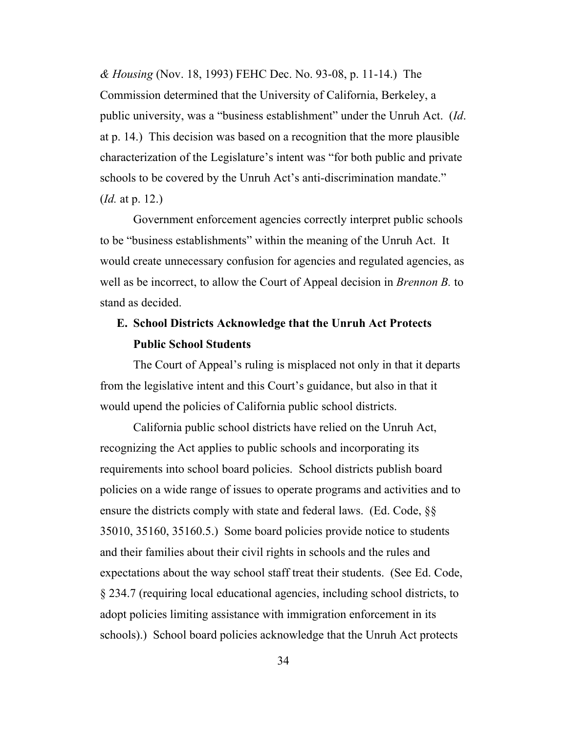*& Housing* (Nov. 18, 1993) FEHC Dec. No. 93-08, p. 11-14.) The Commission determined that the University of California, Berkeley, a public university, was a "business establishment" under the Unruh Act. (*Id*. at p. 14.) This decision was based on a recognition that the more plausible characterization of the Legislature's intent was "for both public and private schools to be covered by the Unruh Act's anti-discrimination mandate." (*Id.* at p. 12.)

Government enforcement agencies correctly interpret public schools to be "business establishments" within the meaning of the Unruh Act. It would create unnecessary confusion for agencies and regulated agencies, as well as be incorrect, to allow the Court of Appeal decision in *Brennon B.* to stand as decided.

### E. School Districts Acknowledge that the Unruh Act Protects Public School Students

The Court of Appeal's ruling is misplaced not only in that it departs from the legislative intent and this Court's guidance, but also in that it would upend the policies of California public school districts.

California public school districts have relied on the Unruh Act, recognizing the Act applies to public schools and incorporating its requirements into school board policies. School districts publish board policies on a wide range of issues to operate programs and activities and to ensure the districts comply with state and federal laws. (Ed. Code, §§ 35010, 35160, 35160.5.) Some board policies provide notice to students and their families about their civil rights in schools and the rules and expectations about the way school staff treat their students. (See Ed. Code, § 234.7 (requiring local educational agencies, including school districts, to adopt policies limiting assistance with immigration enforcement in its schools).) School board policies acknowledge that the Unruh Act protects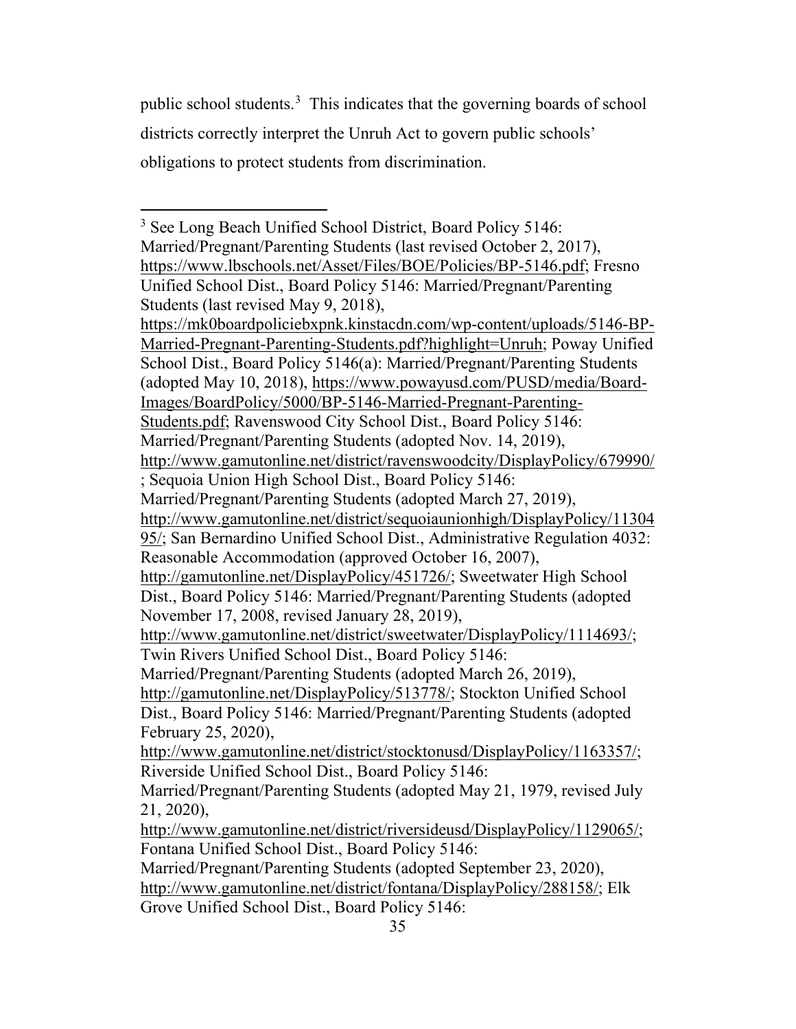public school students.[3] This indicates that the governing boards of school districts correctly interpret the Unruh Act to govern public schools' obligations to protect students from discrimination.

---

[3] See Long Beach Unified School District, Board Policy 5146: Married/Pregnant/Parenting Students (last revised October 2, 2017), https://www.lbschools.net/Asset/Files/BOE/Policies/BP-5146.pdf; Fresno Unified School Dist., Board Policy 5146: Married/Pregnant/Parenting Students (last revised May 9, 2018), https://mk0boardpoliciebxpnk.kinstacdn.com/wp-content/uploads/5146-BP-Married-Pregnant-Parenting-Students.pdf?highlight=Unruh; Poway Unified School Dist., Board Policy 5146(a): Married/Pregnant/Parenting Students (adopted May 10, 2018), https://www.powayusd.com/PUSD/media/Board-Images/BoardPolicy/5000/BP-5146-Married-Pregnant-Parenting-Students.pdf; Ravenswood City School Dist., Board Policy 5146: Married/Pregnant/Parenting Students (adopted Nov. 14, 2019), http://www.gamutonline.net/district/ravenswoodcity/DisplayPolicy/679990/; Sequoia Union High School Dist., Board Policy 5146: Married/Pregnant/Parenting Students (adopted March 27, 2019), http://www.gamutonline.net/district/sequoiaunionhigh/DisplayPolicy/1130495/; San Bernardino Unified School Dist., Administrative Regulation 4032: Reasonable Accommodation (approved October 16, 2007), http://gamutonline.net/DisplayPolicy/451726/; Sweetwater High School Dist., Board Policy 5146: Married/Pregnant/Parenting Students (adopted November 17, 2008, revised January 28, 2019), http://www.gamutonline.net/district/sweetwater/DisplayPolicy/1114693/; Twin Rivers Unified School Dist., Board Policy 5146: Married/Pregnant/Parenting Students (adopted March 26, 2019), http://gamutonline.net/DisplayPolicy/513778/; Stockton Unified School Dist., Board Policy 5146: Married/Pregnant/Parenting Students (adopted February 25, 2020), http://www.gamutonline.net/district/stocktonusd/DisplayPolicy/1163357/; Riverside Unified School Dist., Board Policy 5146: Married/Pregnant/Parenting Students (adopted May 21, 1979, revised July 21, 2020), http://www.gamutonline.net/district/riversideusd/DisplayPolicy/1129065/; Fontana Unified School Dist., Board Policy 5146: Married/Pregnant/Parenting Students (adopted September 23, 2020), http://www.gamutonline.net/district/fontana/DisplayPolicy/288158/; Elk Grove Unified School Dist., Board Policy 5146: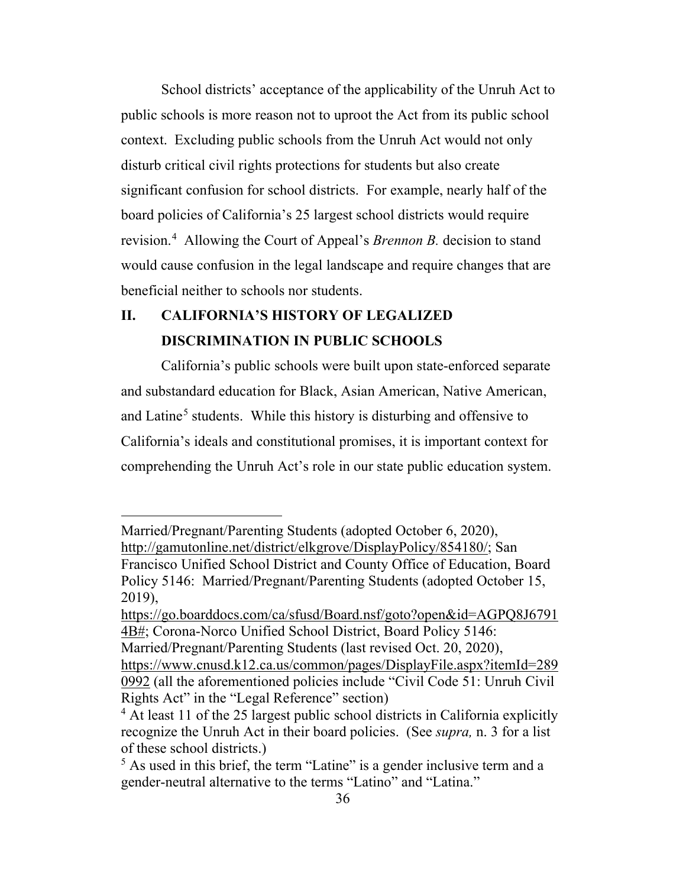School districts' acceptance of the applicability of the Unruh Act to public schools is more reason not to uproot the Act from its public school context. Excluding public schools from the Unruh Act would not only disturb critical civil rights protections for students but also create significant confusion for school districts. For example, nearly half of the board policies of California's 25 largest school districts would require revision.[4] Allowing the Court of Appeal's *Brennon B.* decision to stand would cause confusion in the legal landscape and require changes that are beneficial neither to schools nor students.

## II. CALIFORNIA'S HISTORY OF LEGALIZED DISCRIMINATION IN PUBLIC SCHOOLS

California's public schools were built upon state-enforced separate and substandard education for Black, Asian American, Native American, and Latine[5] students. While this history is disturbing and offensive to California's ideals and constitutional promises, it is important context for comprehending the Unruh Act's role in our state public education system.

---

Married/Pregnant/Parenting Students (adopted October 6, 2020), http://gamutonline.net/district/elkgrove/DisplayPolicy/854180/; San Francisco Unified School District and County Office of Education, Board Policy 5146: Married/Pregnant/Parenting Students (adopted October 15, 2019), https://go.boarddocs.com/ca/sfusd/Board.nsf/goto?open&id=AGPQ8J67914B#; Corona-Norco Unified School District, Board Policy 5146: Married/Pregnant/Parenting Students (last revised Oct. 20, 2020), https://www.cnusd.k12.ca.us/common/pages/DisplayFile.aspx?itemId=2890992 (all the aforementioned policies include "Civil Code 51: Unruh Civil Rights Act" in the "Legal Reference" section)

[4] At least 11 of the 25 largest public school districts in California explicitly recognize the Unruh Act in their board policies. (See *supra,* n. 3 for a list of these school districts.)

[5] As used in this brief, the term "Latine" is a gender inclusive term and a gender-neutral alternative to the terms "Latino" and "Latina."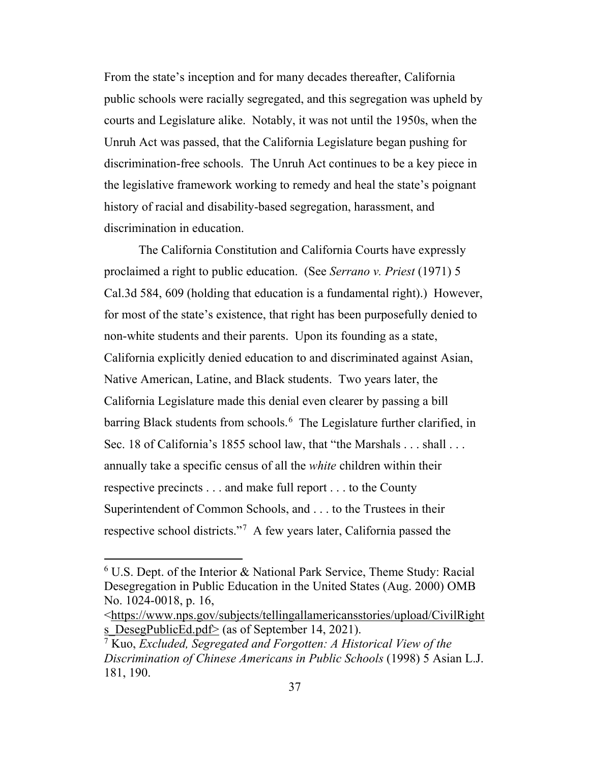From the state's inception and for many decades thereafter, California public schools were racially segregated, and this segregation was upheld by courts and Legislature alike. Notably, it was not until the 1950s, when the Unruh Act was passed, that the California Legislature began pushing for discrimination-free schools. The Unruh Act continues to be a key piece in the legislative framework working to remedy and heal the state's poignant history of racial and disability-based segregation, harassment, and discrimination in education.

The California Constitution and California Courts have expressly proclaimed a right to public education. (See *Serrano v. Priest* (1971) 5 Cal.3d 584, 609 (holding that education is a fundamental right).) However, for most of the state's existence, that right has been purposefully denied to non-white students and their parents. Upon its founding as a state, California explicitly denied education to and discriminated against Asian, Native American, Latine, and Black students. Two years later, the California Legislature made this denial even clearer by passing a bill barring Black students from schools.[6] The Legislature further clarified, in Sec. 18 of California's 1855 school law, that "the Marshals . . . shall . . . annually take a specific census of all the *white* children within their respective precincts . . . and make full report . . . to the County Superintendent of Common Schools, and . . . to the Trustees in their respective school districts."[7] A few years later, California passed the

---

[6] U.S. Dept. of the Interior & National Park Service, Theme Study: Racial Desegregation in Public Education in the United States (Aug. 2000) OMB No. 1024-0018, p. 16, <https://www.nps.gov/subjects/tellingallamericansstories/upload/CivilRights_DesegPublicEd.pdf> (as of September 14, 2021).

[7] Kuo, *Excluded, Segregated and Forgotten: A Historical View of the Discrimination of Chinese Americans in Public Schools* (1998) 5 Asian L.J. 181, 190.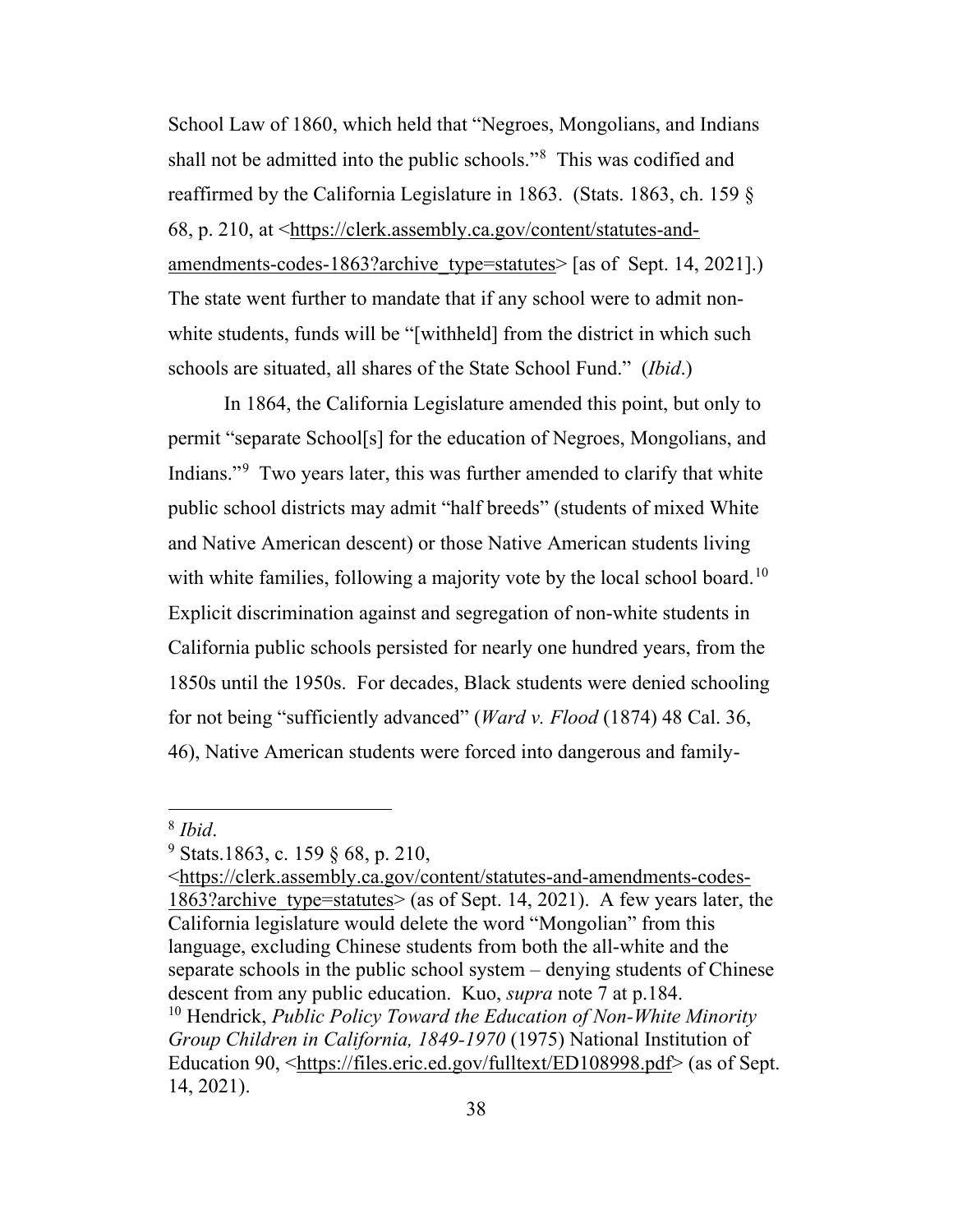School Law of 1860, which held that "Negroes, Mongolians, and Indians shall not be admitted into the public schools."[8] This was codified and reaffirmed by the California Legislature in 1863. (Stats. 1863, ch. 159 § 68, p. 210, at <https://clerk.assembly.ca.gov/content/statutes-and-amendments-codes-1863?archive_type=statutes> [as of Sept. 14, 2021].) The state went further to mandate that if any school were to admit non-white students, funds will be "[withheld] from the district in which such schools are situated, all shares of the State School Fund." (*Ibid*.)

In 1864, the California Legislature amended this point, but only to permit "separate School[s] for the education of Negroes, Mongolians, and Indians."[9] Two years later, this was further amended to clarify that white public school districts may admit "half breeds" (students of mixed White and Native American descent) or those Native American students living with white families, following a majority vote by the local school board.[10] Explicit discrimination against and segregation of non-white students in California public schools persisted for nearly one hundred years, from the 1850s until the 1950s. For decades, Black students were denied schooling for not being "sufficiently advanced" (*Ward v. Flood* (1874) 48 Cal. 36, 46), Native American students were forced into dangerous and family-

---

[8] *Ibid*.

[9] Stats.1863, c. 159 § 68, p. 210, <https://clerk.assembly.ca.gov/content/statutes-and-amendments-codes-1863?archive_type=statutes> (as of Sept. 14, 2021). A few years later, the California legislature would delete the word "Mongolian" from this language, excluding Chinese students from both the all-white and the separate schools in the public school system – denying students of Chinese descent from any public education. Kuo, *supra* note 7 at p.184.

[10] Hendrick, *Public Policy Toward the Education of Non-White Minority Group Children in California, 1849-1970* (1975) National Institution of Education 90, <https://files.eric.ed.gov/fulltext/ED108998.pdf> (as of Sept. 14, 2021).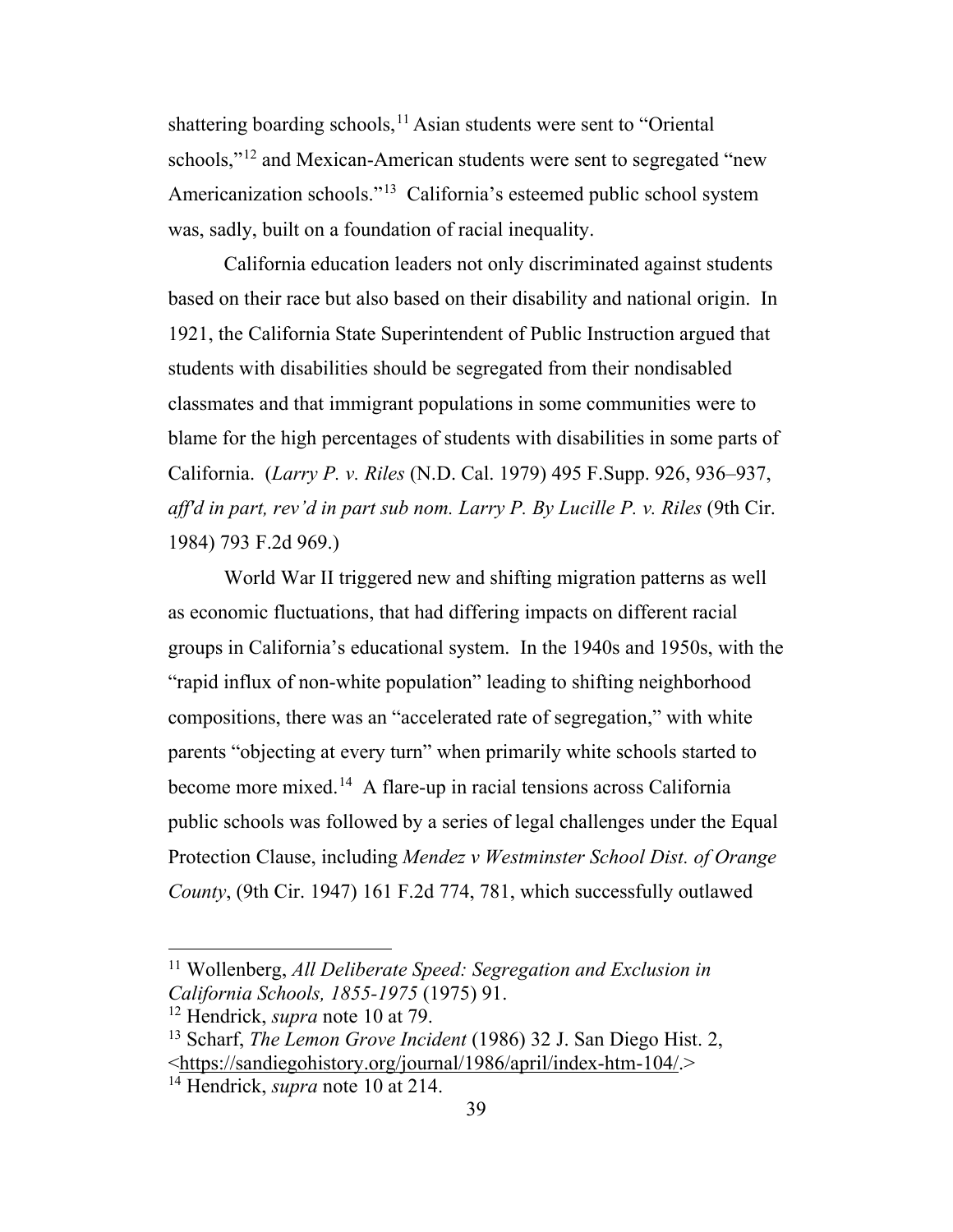shattering boarding schools,[11] Asian students were sent to "Oriental schools,"[12] and Mexican-American students were sent to segregated "new Americanization schools."[13] California's esteemed public school system was, sadly, built on a foundation of racial inequality.

California education leaders not only discriminated against students based on their race but also based on their disability and national origin. In 1921, the California State Superintendent of Public Instruction argued that students with disabilities should be segregated from their nondisabled classmates and that immigrant populations in some communities were to blame for the high percentages of students with disabilities in some parts of California. (*Larry P. v. Riles* (N.D. Cal. 1979) 495 F.Supp. 926, 936–937, *aff'd in part, rev'd in part sub nom. Larry P. By Lucille P. v. Riles* (9th Cir. 1984) 793 F.2d 969.)

World War II triggered new and shifting migration patterns as well as economic fluctuations, that had differing impacts on different racial groups in California's educational system. In the 1940s and 1950s, with the "rapid influx of non-white population" leading to shifting neighborhood compositions, there was an "accelerated rate of segregation," with white parents "objecting at every turn" when primarily white schools started to become more mixed.[14] A flare-up in racial tensions across California public schools was followed by a series of legal challenges under the Equal Protection Clause, including *Mendez v Westminster School Dist. of Orange County*, (9th Cir. 1947) 161 F.2d 774, 781, which successfully outlawed

---

[11] Wollenberg, *All Deliberate Speed: Segregation and Exclusion in California Schools, 1855-1975* (1975) 91.

[12] Hendrick, *supra* note 10 at 79.

[13] Scharf, *The Lemon Grove Incident* (1986) 32 J. San Diego Hist. 2, <https://sandiegohistory.org/journal/1986/april/index-htm-104/.>

[14] Hendrick, *supra* note 10 at 214.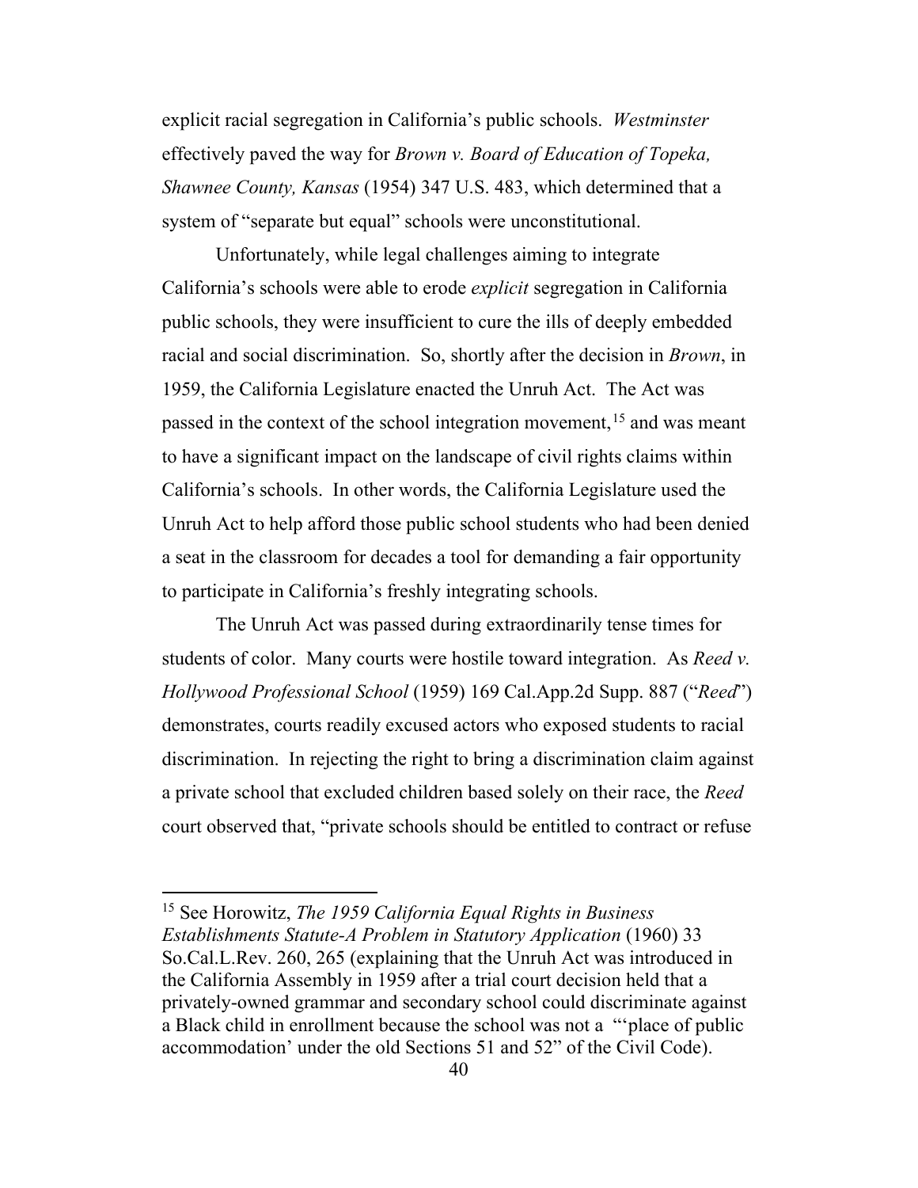explicit racial segregation in California's public schools. *Westminster* effectively paved the way for *Brown v. Board of Education of Topeka, Shawnee County, Kansas* (1954) 347 U.S. 483, which determined that a system of "separate but equal" schools were unconstitutional.

Unfortunately, while legal challenges aiming to integrate California's schools were able to erode *explicit* segregation in California public schools, they were insufficient to cure the ills of deeply embedded racial and social discrimination. So, shortly after the decision in *Brown*, in 1959, the California Legislature enacted the Unruh Act. The Act was passed in the context of the school integration movement,[15] and was meant to have a significant impact on the landscape of civil rights claims within California's schools. In other words, the California Legislature used the Unruh Act to help afford those public school students who had been denied a seat in the classroom for decades a tool for demanding a fair opportunity to participate in California's freshly integrating schools.

The Unruh Act was passed during extraordinarily tense times for students of color. Many courts were hostile toward integration. As *Reed v. Hollywood Professional School* (1959) 169 Cal.App.2d Supp. 887 ("*Reed*") demonstrates, courts readily excused actors who exposed students to racial discrimination. In rejecting the right to bring a discrimination claim against a private school that excluded children based solely on their race, the *Reed* court observed that, "private schools should be entitled to contract or refuse

---

[15] See Horowitz, *The 1959 California Equal Rights in Business Establishments Statute-A Problem in Statutory Application* (1960) 33 So.Cal.L.Rev. 260, 265 (explaining that the Unruh Act was introduced in the California Assembly in 1959 after a trial court decision held that a privately-owned grammar and secondary school could discriminate against a Black child in enrollment because the school was not a "'place of public accommodation' under the old Sections 51 and 52" of the Civil Code).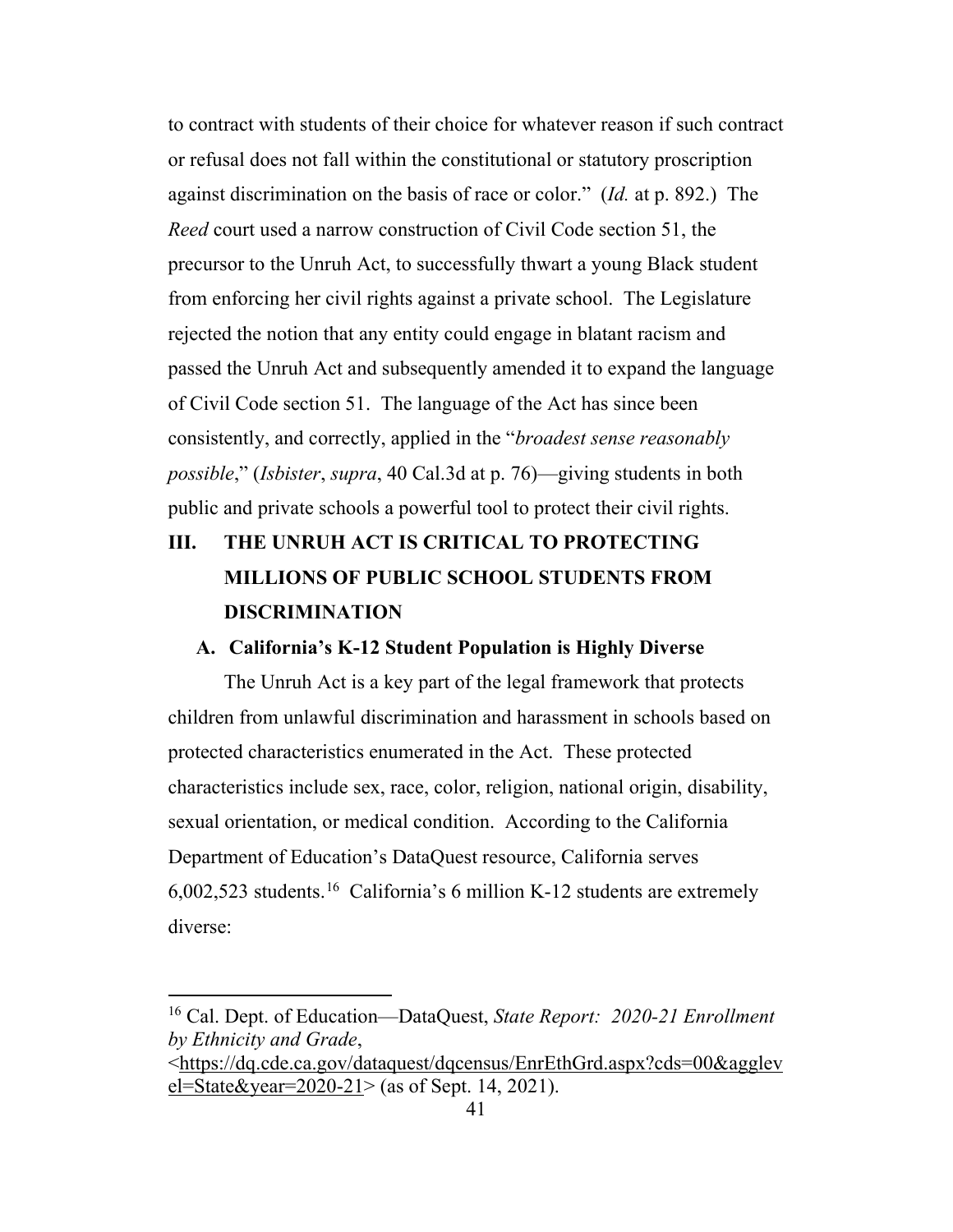to contract with students of their choice for whatever reason if such contract or refusal does not fall within the constitutional or statutory proscription against discrimination on the basis of race or color." (*Id.* at p. 892.) The *Reed* court used a narrow construction of Civil Code section 51, the precursor to the Unruh Act, to successfully thwart a young Black student from enforcing her civil rights against a private school. The Legislature rejected the notion that any entity could engage in blatant racism and passed the Unruh Act and subsequently amended it to expand the language of Civil Code section 51. The language of the Act has since been consistently, and correctly, applied in the "*broadest sense reasonably possible*," (*Isbister*, *supra*, 40 Cal.3d at p. 76)—giving students in both public and private schools a powerful tool to protect their civil rights.

## III. THE UNRUH ACT IS CRITICAL TO PROTECTING MILLIONS OF PUBLIC SCHOOL STUDENTS FROM DISCRIMINATION

### A. California's K-12 Student Population is Highly Diverse

The Unruh Act is a key part of the legal framework that protects children from unlawful discrimination and harassment in schools based on protected characteristics enumerated in the Act. These protected characteristics include sex, race, color, religion, national origin, disability, sexual orientation, or medical condition. According to the California Department of Education's DataQuest resource, California serves 6,002,523 students.[16] California's 6 million K-12 students are extremely diverse:

---

[16] Cal. Dept. of Education—DataQuest, *State Report: 2020-21 Enrollment by Ethnicity and Grade*, <https://dq.cde.ca.gov/dataquest/dqcensus/EnrEthGrd.aspx?cds=00&agglevel=State&year=2020-21> (as of Sept. 14, 2021).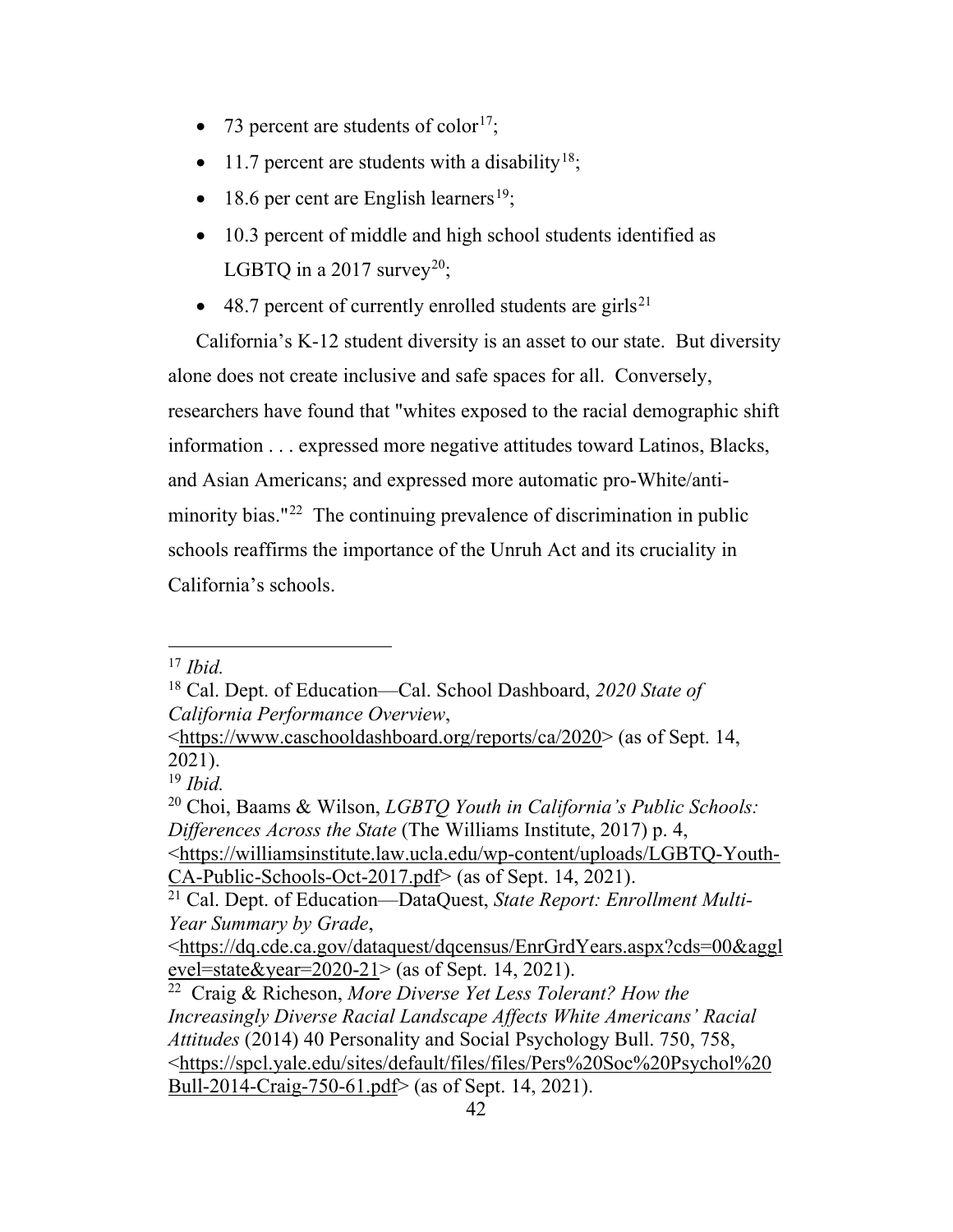- 73 percent are students of color[17];
- 11.7 percent are students with a disability[18];
- 18.6 per cent are English learners[19];
- 10.3 percent of middle and high school students identified as LGBTQ in a 2017 survey[20];
- 48.7 percent of currently enrolled students are girls[21]

California's K-12 student diversity is an asset to our state. But diversity alone does not create inclusive and safe spaces for all. Conversely, researchers have found that "whites exposed to the racial demographic shift information . . . expressed more negative attitudes toward Latinos, Blacks, and Asian Americans; and expressed more automatic pro-White/anti-minority bias."[22] The continuing prevalence of discrimination in public schools reaffirms the importance of the Unruh Act and its cruciality in California's schools.

---

[17] *Ibid.*

[18] Cal. Dept. of Education—Cal. School Dashboard, *2020 State of California Performance Overview*, <https://www.caschooldashboard.org/reports/ca/2020> (as of Sept. 14, 2021).

[19] *Ibid.*

[20] Choi, Baams & Wilson, *LGBTQ Youth in California's Public Schools: Differences Across the State* (The Williams Institute, 2017) p. 4, <https://williamsinstitute.law.ucla.edu/wp-content/uploads/LGBTQ-Youth-CA-Public-Schools-Oct-2017.pdf> (as of Sept. 14, 2021).

[21] Cal. Dept. of Education—DataQuest, *State Report: Enrollment Multi-Year Summary by Grade*, <https://dq.cde.ca.gov/dataquest/dqcensus/EnrGrdYears.aspx?cds=00&agglevel=state&year=2020-21> (as of Sept. 14, 2021).

[22] Craig & Richeson, *More Diverse Yet Less Tolerant? How the Increasingly Diverse Racial Landscape Affects White Americans' Racial Attitudes* (2014) 40 Personality and Social Psychology Bull. 750, 758, <https://spcl.yale.edu/sites/default/files/files/Pers%20Soc%20Psychol%20Bull-2014-Craig-750-61.pdf> (as of Sept. 14, 2021).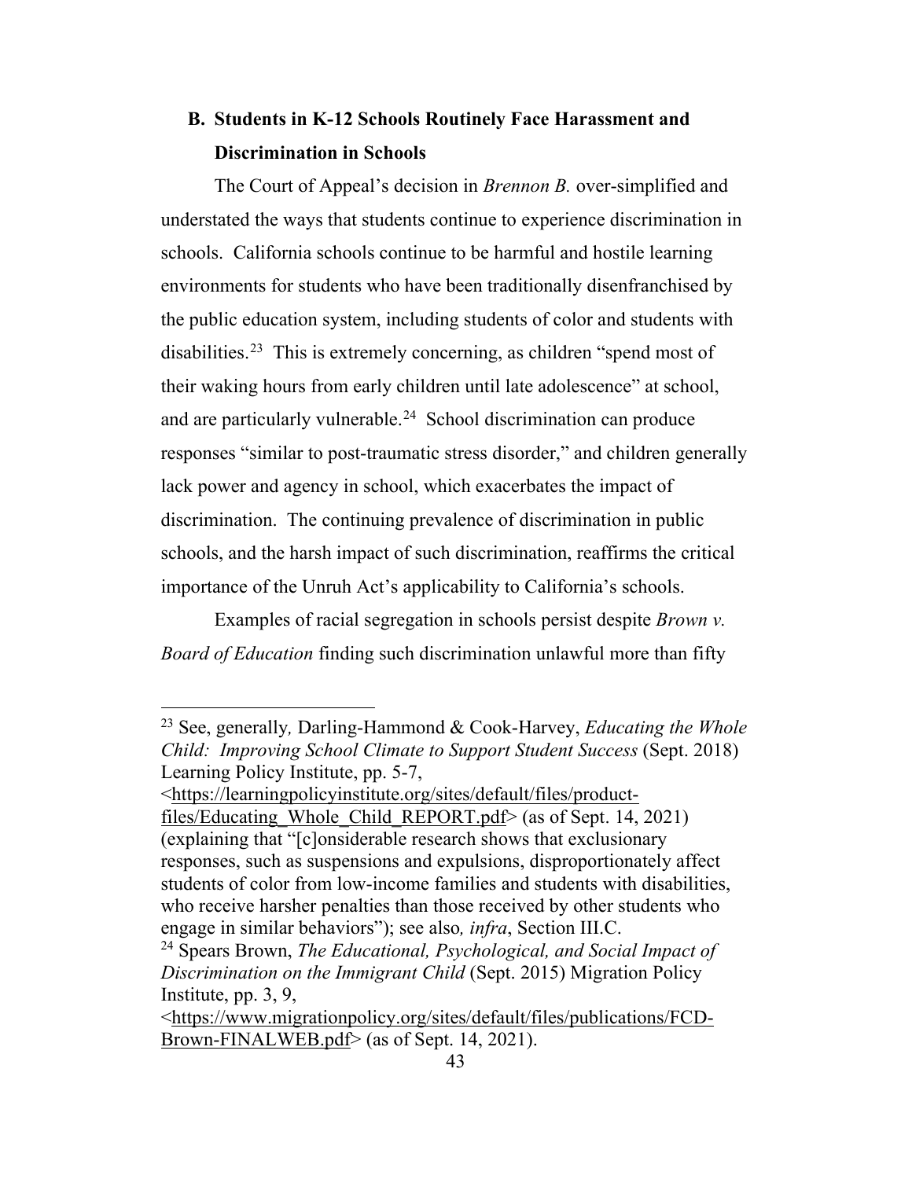### B. Students in K-12 Schools Routinely Face Harassment and Discrimination in Schools

The Court of Appeal's decision in *Brennon B.* over-simplified and understated the ways that students continue to experience discrimination in schools. California schools continue to be harmful and hostile learning environments for students who have been traditionally disenfranchised by the public education system, including students of color and students with disabilities.[23] This is extremely concerning, as children "spend most of their waking hours from early children until late adolescence" at school, and are particularly vulnerable.[24] School discrimination can produce responses "similar to post-traumatic stress disorder," and children generally lack power and agency in school, which exacerbates the impact of discrimination. The continuing prevalence of discrimination in public schools, and the harsh impact of such discrimination, reaffirms the critical importance of the Unruh Act's applicability to California's schools.

Examples of racial segregation in schools persist despite *Brown v. Board of Education* finding such discrimination unlawful more than fifty

---

[23] See, generally*,* Darling-Hammond & Cook-Harvey, *Educating the Whole Child: Improving School Climate to Support Student Success* (Sept. 2018) Learning Policy Institute, pp. 5-7, <https://learningpolicyinstitute.org/sites/default/files/product-files/Educating_Whole_Child_REPORT.pdf> (as of Sept. 14, 2021) (explaining that "[c]onsiderable research shows that exclusionary responses, such as suspensions and expulsions, disproportionately affect students of color from low-income families and students with disabilities, who receive harsher penalties than those received by other students who engage in similar behaviors"); see also*, infra*, Section III.C.

[24] Spears Brown, *The Educational, Psychological, and Social Impact of Discrimination on the Immigrant Child* (Sept. 2015) Migration Policy Institute, pp. 3, 9, <https://www.migrationpolicy.org/sites/default/files/publications/FCD-Brown-FINALWEB.pdf> (as of Sept. 14, 2021).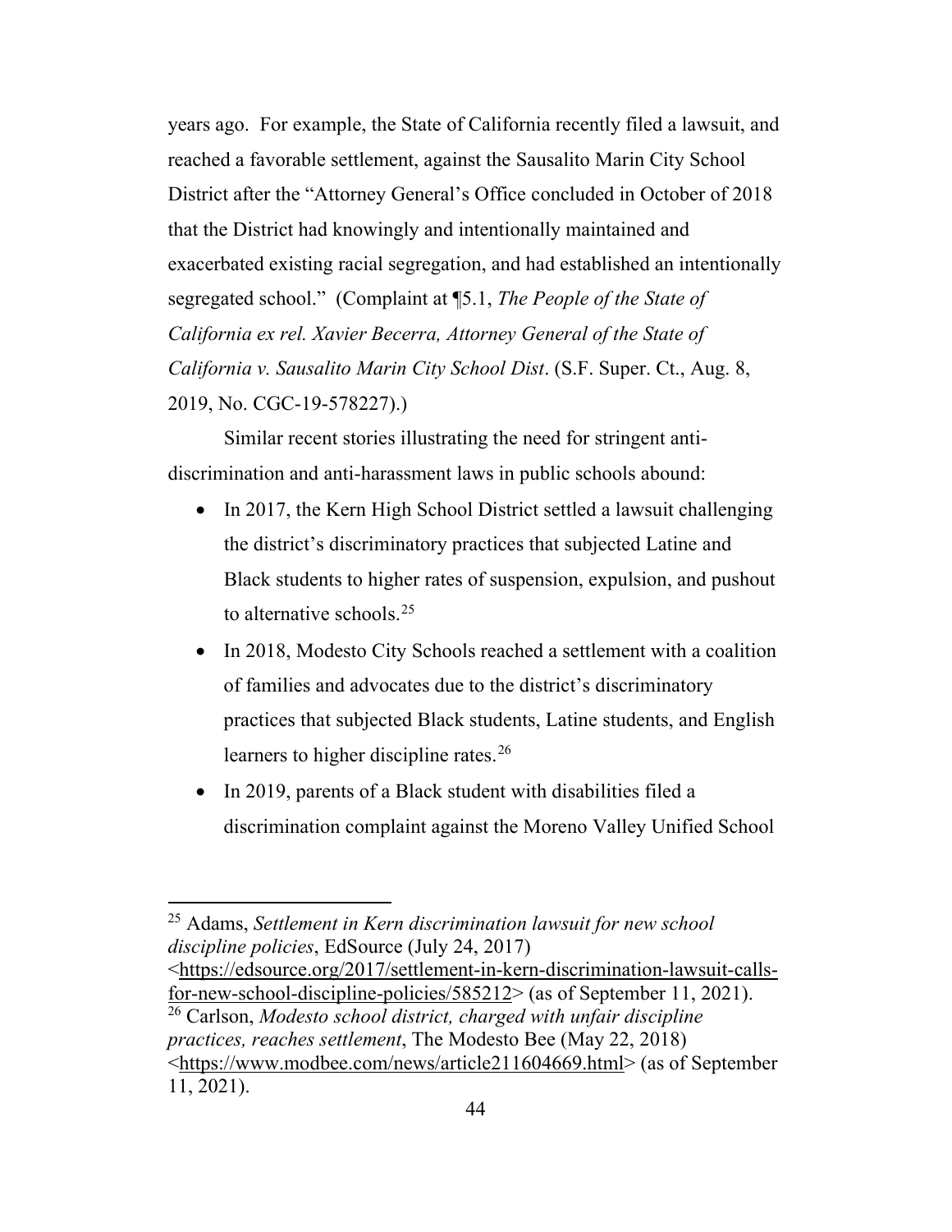years ago. For example, the State of California recently filed a lawsuit, and reached a favorable settlement, against the Sausalito Marin City School District after the "Attorney General's Office concluded in October of 2018 that the District had knowingly and intentionally maintained and exacerbated existing racial segregation, and had established an intentionally segregated school." (Complaint at ¶5.1, *The People of the State of California ex rel. Xavier Becerra, Attorney General of the State of California v. Sausalito Marin City School Dist*. (S.F. Super. Ct., Aug. 8, 2019, No. CGC-19-578227).)

Similar recent stories illustrating the need for stringent anti-discrimination and anti-harassment laws in public schools abound:

- In 2017, the Kern High School District settled a lawsuit challenging the district's discriminatory practices that subjected Latine and Black students to higher rates of suspension, expulsion, and pushout to alternative schools.[25]
- In 2018, Modesto City Schools reached a settlement with a coalition of families and advocates due to the district's discriminatory practices that subjected Black students, Latine students, and English learners to higher discipline rates.[26]
- In 2019, parents of a Black student with disabilities filed a discrimination complaint against the Moreno Valley Unified School

---

[25] Adams, *Settlement in Kern discrimination lawsuit for new school discipline policies*, EdSource (July 24, 2017) <https://edsource.org/2017/settlement-in-kern-discrimination-lawsuit-calls-for-new-school-discipline-policies/585212> (as of September 11, 2021).

[26] Carlson, *Modesto school district, charged with unfair discipline practices, reaches settlement*, The Modesto Bee (May 22, 2018) <https://www.modbee.com/news/article211604669.html> (as of September 11, 2021).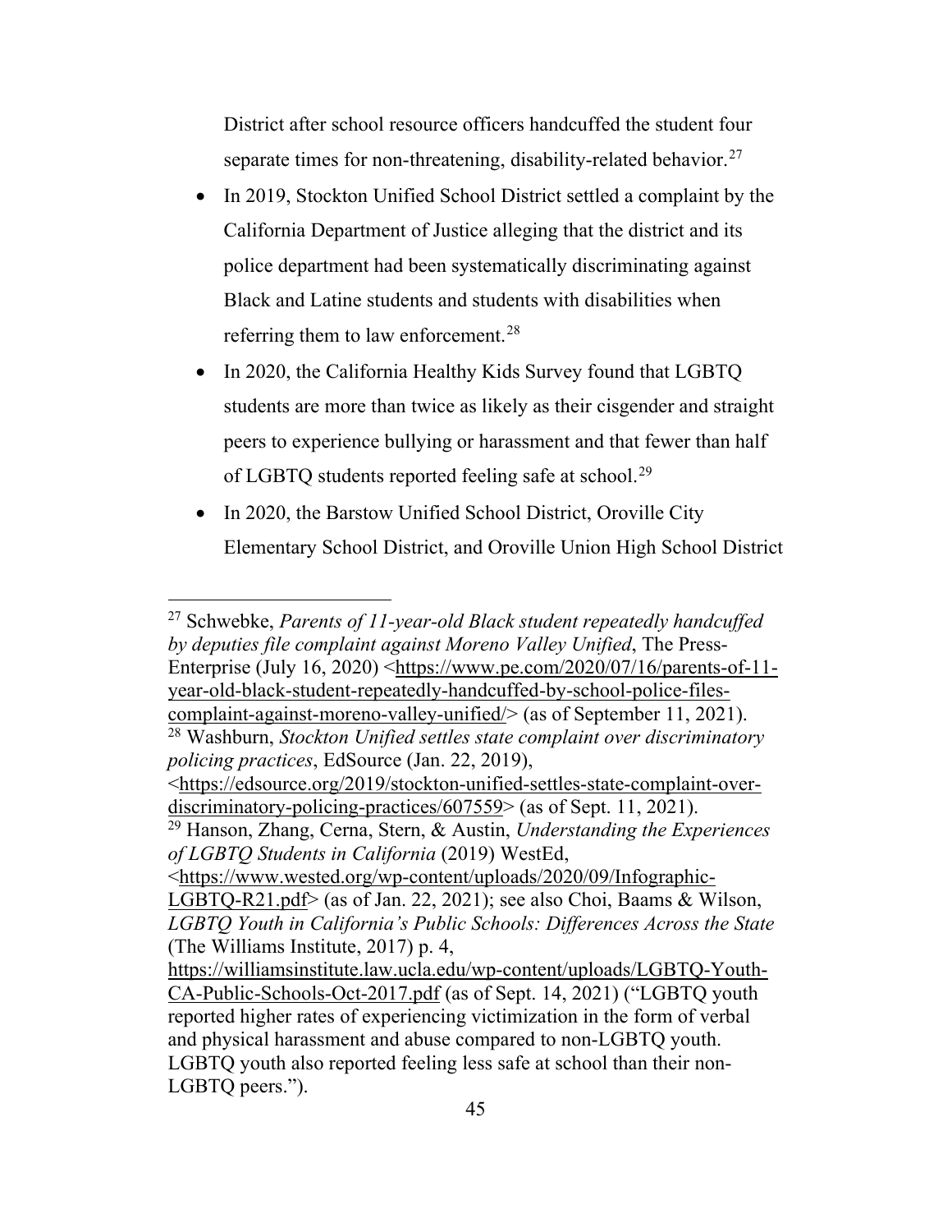District after school resource officers handcuffed the student four separate times for non-threatening, disability-related behavior.[27]

- In 2019, Stockton Unified School District settled a complaint by the California Department of Justice alleging that the district and its police department had been systematically discriminating against Black and Latine students and students with disabilities when referring them to law enforcement.[28]
- In 2020, the California Healthy Kids Survey found that LGBTQ students are more than twice as likely as their cisgender and straight peers to experience bullying or harassment and that fewer than half of LGBTQ students reported feeling safe at school.[29]
- In 2020, the Barstow Unified School District, Oroville City Elementary School District, and Oroville Union High School District

---

[27] Schwebke, *Parents of 11-year-old Black student repeatedly handcuffed by deputies file complaint against Moreno Valley Unified*, The Press-Enterprise (July 16, 2020) <https://www.pe.com/2020/07/16/parents-of-11-year-old-black-student-repeatedly-handcuffed-by-school-police-files-complaint-against-moreno-valley-unified/> (as of September 11, 2021).

[28] Washburn, *Stockton Unified settles state complaint over discriminatory policing practices*, EdSource (Jan. 22, 2019), <https://edsource.org/2019/stockton-unified-settles-state-complaint-over-discriminatory-policing-practices/607559> (as of Sept. 11, 2021).

[29] Hanson, Zhang, Cerna, Stern, & Austin, *Understanding the Experiences of LGBTQ Students in California* (2019) WestEd, <https://www.wested.org/wp-content/uploads/2020/09/Infographic-LGBTQ-R21.pdf> (as of Jan. 22, 2021); see also Choi, Baams & Wilson, *LGBTQ Youth in California's Public Schools: Differences Across the State* (The Williams Institute, 2017) p. 4, https://williamsinstitute.law.ucla.edu/wp-content/uploads/LGBTQ-Youth-CA-Public-Schools-Oct-2017.pdf (as of Sept. 14, 2021) ("LGBTQ youth reported higher rates of experiencing victimization in the form of verbal and physical harassment and abuse compared to non-LGBTQ youth. LGBTQ youth also reported feeling less safe at school than their non-LGBTQ peers.").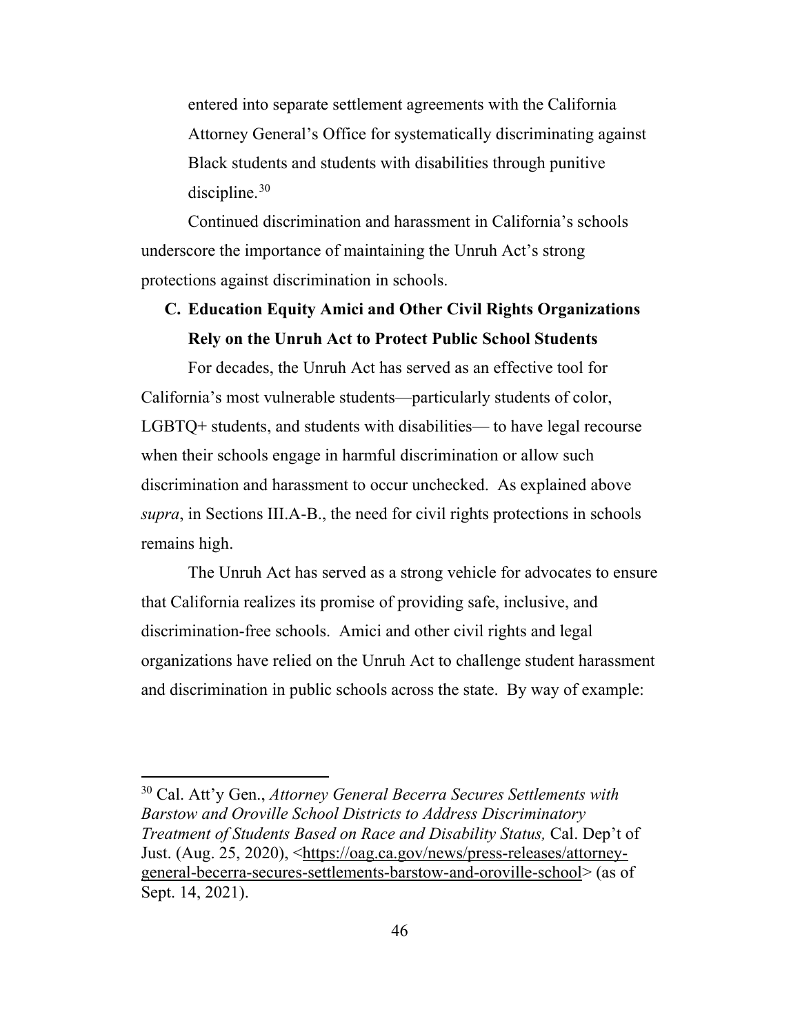entered into separate settlement agreements with the California Attorney General's Office for systematically discriminating against Black students and students with disabilities through punitive discipline.[30]

Continued discrimination and harassment in California's schools underscore the importance of maintaining the Unruh Act's strong protections against discrimination in schools.

### C. Education Equity Amici and Other Civil Rights Organizations Rely on the Unruh Act to Protect Public School Students

For decades, the Unruh Act has served as an effective tool for California's most vulnerable students—particularly students of color, LGBTQ+ students, and students with disabilities— to have legal recourse when their schools engage in harmful discrimination or allow such discrimination and harassment to occur unchecked. As explained above *supra*, in Sections III.A-B., the need for civil rights protections in schools remains high.

The Unruh Act has served as a strong vehicle for advocates to ensure that California realizes its promise of providing safe, inclusive, and discrimination-free schools. Amici and other civil rights and legal organizations have relied on the Unruh Act to challenge student harassment and discrimination in public schools across the state. By way of example:

---

[30] Cal. Att'y Gen., *Attorney General Becerra Secures Settlements with Barstow and Oroville School Districts to Address Discriminatory Treatment of Students Based on Race and Disability Status,* Cal. Dep't of Just. (Aug. 25, 2020), <https://oag.ca.gov/news/press-releases/attorney-general-becerra-secures-settlements-barstow-and-oroville-school> (as of Sept. 14, 2021).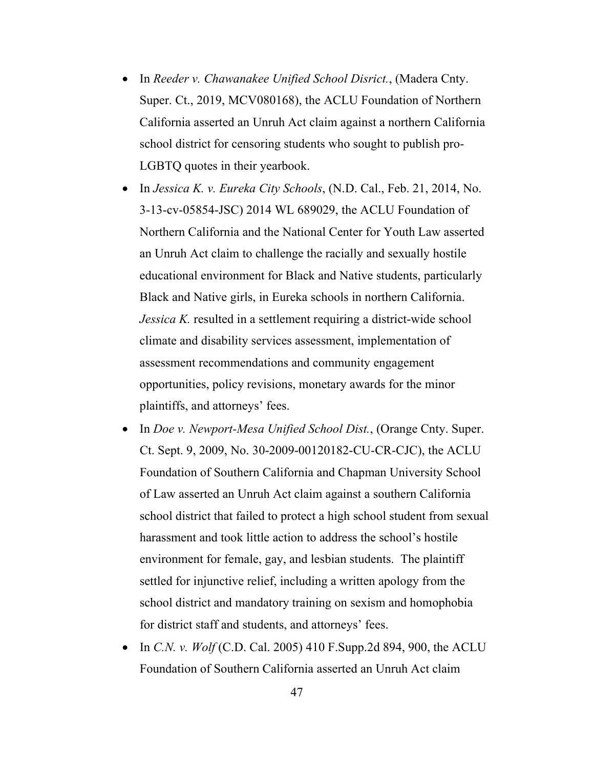- In *Reeder v. Chawanakee Unified School Disrict.*, (Madera Cnty. Super. Ct., 2019, MCV080168), the ACLU Foundation of Northern California asserted an Unruh Act claim against a northern California school district for censoring students who sought to publish pro-LGBTQ quotes in their yearbook.
- In *Jessica K. v. Eureka City Schools*, (N.D. Cal., Feb. 21, 2014, No. 3-13-cv-05854-JSC) 2014 WL 689029, the ACLU Foundation of Northern California and the National Center for Youth Law asserted an Unruh Act claim to challenge the racially and sexually hostile educational environment for Black and Native students, particularly Black and Native girls, in Eureka schools in northern California. *Jessica K.* resulted in a settlement requiring a district-wide school climate and disability services assessment, implementation of assessment recommendations and community engagement opportunities, policy revisions, monetary awards for the minor plaintiffs, and attorneys' fees.
- In *Doe v. Newport-Mesa Unified School Dist.*, (Orange Cnty. Super. Ct. Sept. 9, 2009, No. 30-2009-00120182-CU-CR-CJC), the ACLU Foundation of Southern California and Chapman University School of Law asserted an Unruh Act claim against a southern California school district that failed to protect a high school student from sexual harassment and took little action to address the school's hostile environment for female, gay, and lesbian students. The plaintiff settled for injunctive relief, including a written apology from the school district and mandatory training on sexism and homophobia for district staff and students, and attorneys' fees.
- In *C.N. v. Wolf* (C.D. Cal. 2005) 410 F.Supp.2d 894, 900, the ACLU Foundation of Southern California asserted an Unruh Act claim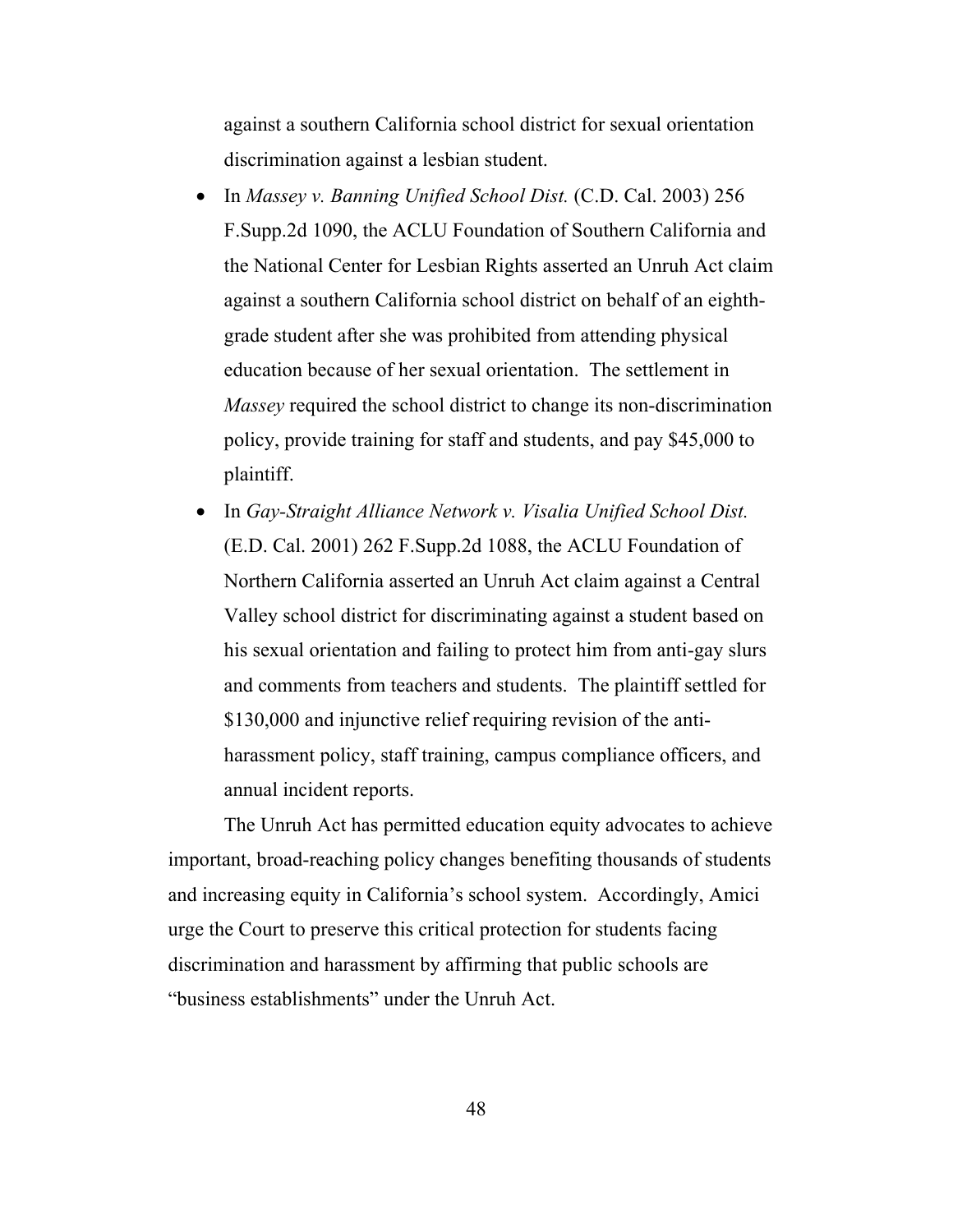against a southern California school district for sexual orientation discrimination against a lesbian student.

- In *Massey v. Banning Unified School Dist.* (C.D. Cal. 2003) 256 F.Supp.2d 1090, the ACLU Foundation of Southern California and the National Center for Lesbian Rights asserted an Unruh Act claim against a southern California school district on behalf of an eighth-grade student after she was prohibited from attending physical education because of her sexual orientation. The settlement in *Massey* required the school district to change its non-discrimination policy, provide training for staff and students, and pay $45,000 to plaintiff.
- In *Gay-Straight Alliance Network v. Visalia Unified School Dist.* (E.D. Cal. 2001) 262 F.Supp.2d 1088, the ACLU Foundation of Northern California asserted an Unruh Act claim against a Central Valley school district for discriminating against a student based on his sexual orientation and failing to protect him from anti-gay slurs and comments from teachers and students. The plaintiff settled for $130,000 and injunctive relief requiring revision of the anti-harassment policy, staff training, campus compliance officers, and annual incident reports.

The Unruh Act has permitted education equity advocates to achieve important, broad-reaching policy changes benefiting thousands of students and increasing equity in California's school system. Accordingly, Amici urge the Court to preserve this critical protection for students facing discrimination and harassment by affirming that public schools are "business establishments" under the Unruh Act.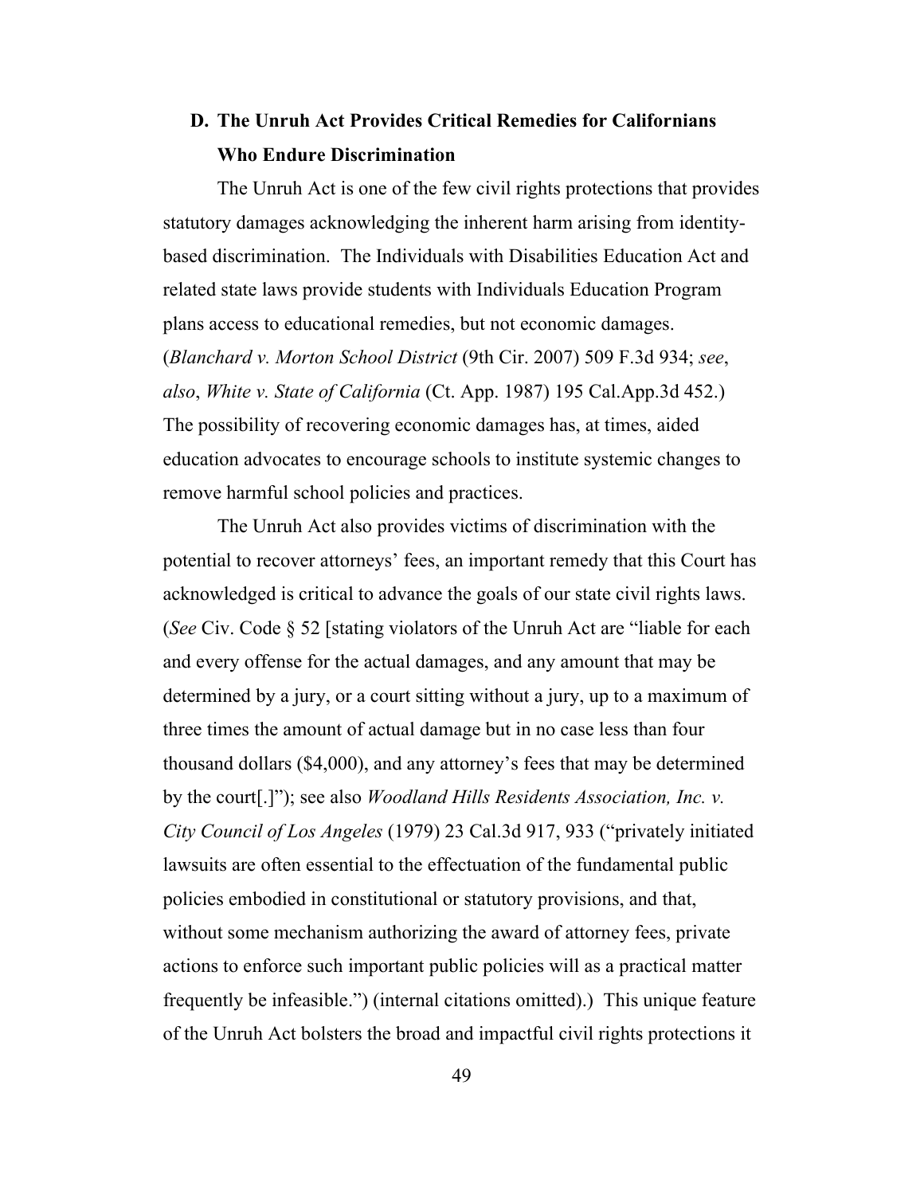### D. The Unruh Act Provides Critical Remedies for Californians Who Endure Discrimination

The Unruh Act is one of the few civil rights protections that provides statutory damages acknowledging the inherent harm arising from identity-based discrimination. The Individuals with Disabilities Education Act and related state laws provide students with Individuals Education Program plans access to educational remedies, but not economic damages. (*Blanchard v. Morton School District* (9th Cir. 2007) 509 F.3d 934; *see*, *also*, *White v. State of California* (Ct. App. 1987) 195 Cal.App.3d 452.) The possibility of recovering economic damages has, at times, aided education advocates to encourage schools to institute systemic changes to remove harmful school policies and practices.

The Unruh Act also provides victims of discrimination with the potential to recover attorneys' fees, an important remedy that this Court has acknowledged is critical to advance the goals of our state civil rights laws. (*See* Civ. Code § 52 [stating violators of the Unruh Act are "liable for each and every offense for the actual damages, and any amount that may be determined by a jury, or a court sitting without a jury, up to a maximum of three times the amount of actual damage but in no case less than four thousand dollars ($4,000), and any attorney's fees that may be determined by the court[.]"); see also *Woodland Hills Residents Association, Inc. v. City Council of Los Angeles* (1979) 23 Cal.3d 917, 933 ("privately initiated lawsuits are often essential to the effectuation of the fundamental public policies embodied in constitutional or statutory provisions, and that, without some mechanism authorizing the award of attorney fees, private actions to enforce such important public policies will as a practical matter frequently be infeasible.") (internal citations omitted).) This unique feature of the Unruh Act bolsters the broad and impactful civil rights protections it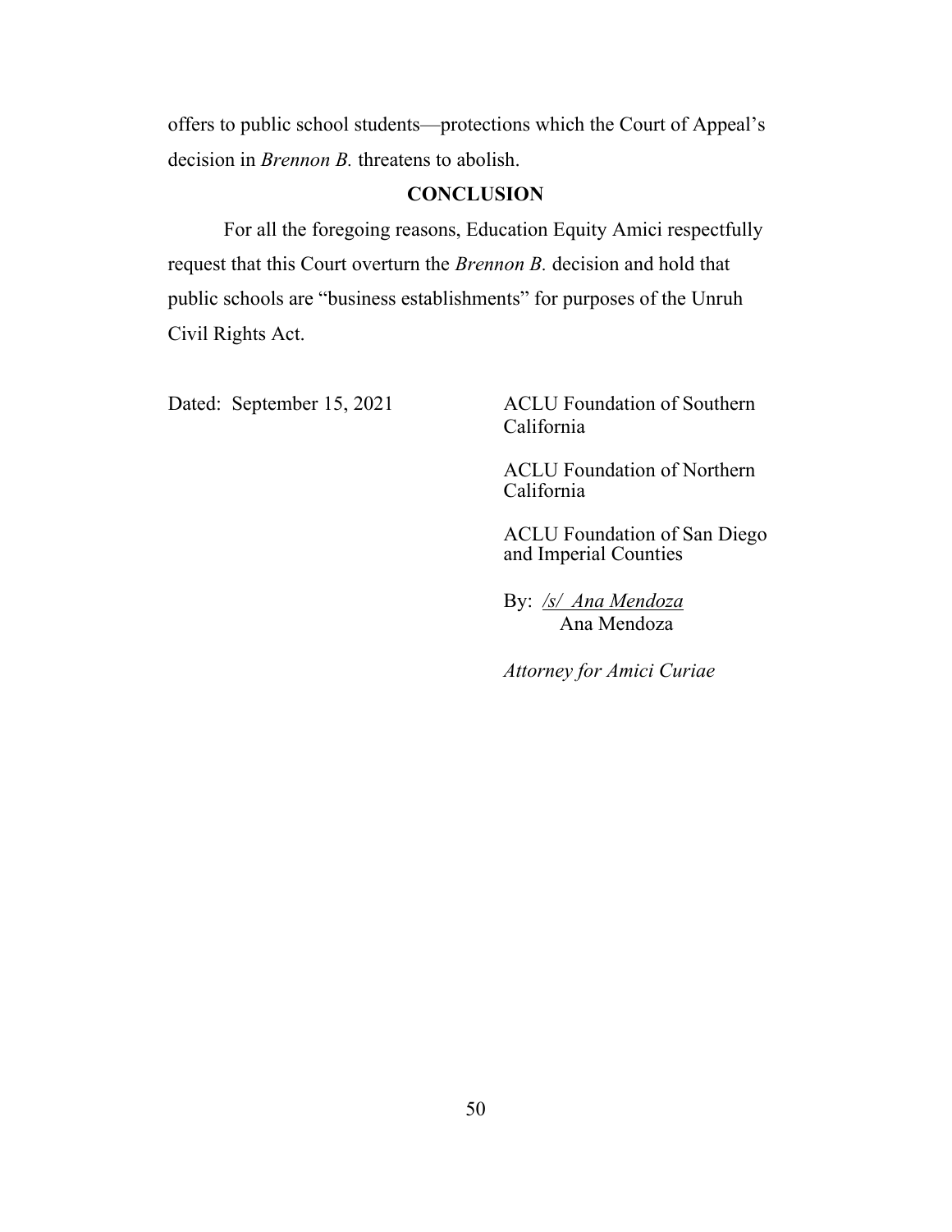offers to public school students—protections which the Court of Appeal's decision in *Brennon B.* threatens to abolish.

## CONCLUSION

For all the foregoing reasons, Education Equity Amici respectfully request that this Court overturn the *Brennon B.* decision and hold that public schools are "business establishments" for purposes of the Unruh Civil Rights Act.

Dated: September 15, 2021

ACLU Foundation of Southern California

ACLU Foundation of Northern California

ACLU Foundation of San Diego and Imperial Counties

By: /s/ *Ana Mendoza*
Ana Mendoza

*Attorney for Amici Curiae*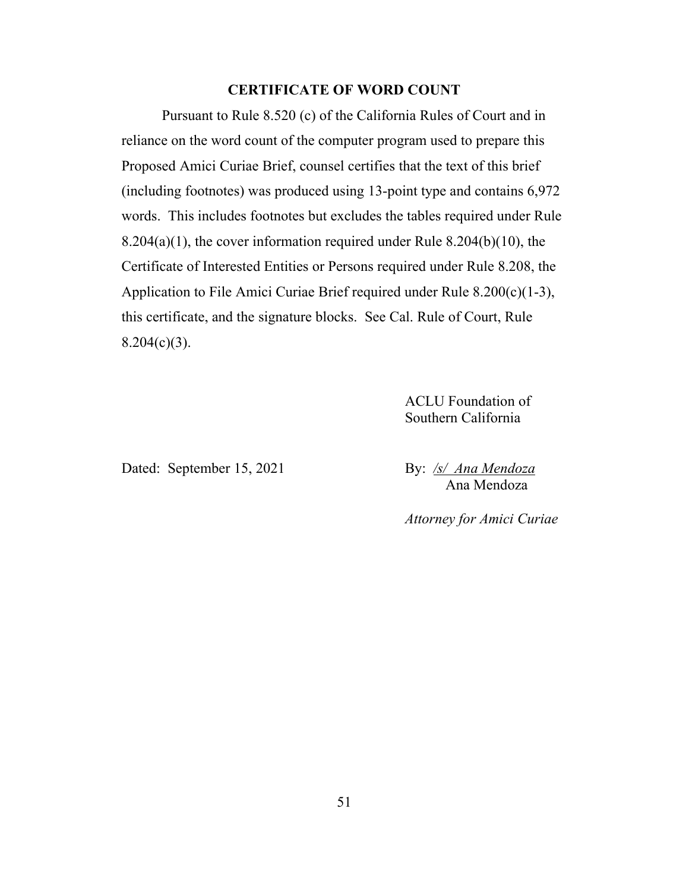## CERTIFICATE OF WORD COUNT

Pursuant to Rule 8.520 (c) of the California Rules of Court and in reliance on the word count of the computer program used to prepare this Proposed Amici Curiae Brief, counsel certifies that the text of this brief (including footnotes) was produced using 13-point type and contains 6,972 words. This includes footnotes but excludes the tables required under Rule 8.204(a)(1), the cover information required under Rule 8.204(b)(10), the Certificate of Interested Entities or Persons required under Rule 8.208, the Application to File Amici Curiae Brief required under Rule 8.200(c)(1-3), this certificate, and the signature blocks. See Cal. Rule of Court, Rule 8.204(c)(3).

ACLU Foundation of
Southern California

Dated: September 15, 2021

By: /s/ Ana Mendoza
Ana Mendoza

*Attorney for Amici Curiae*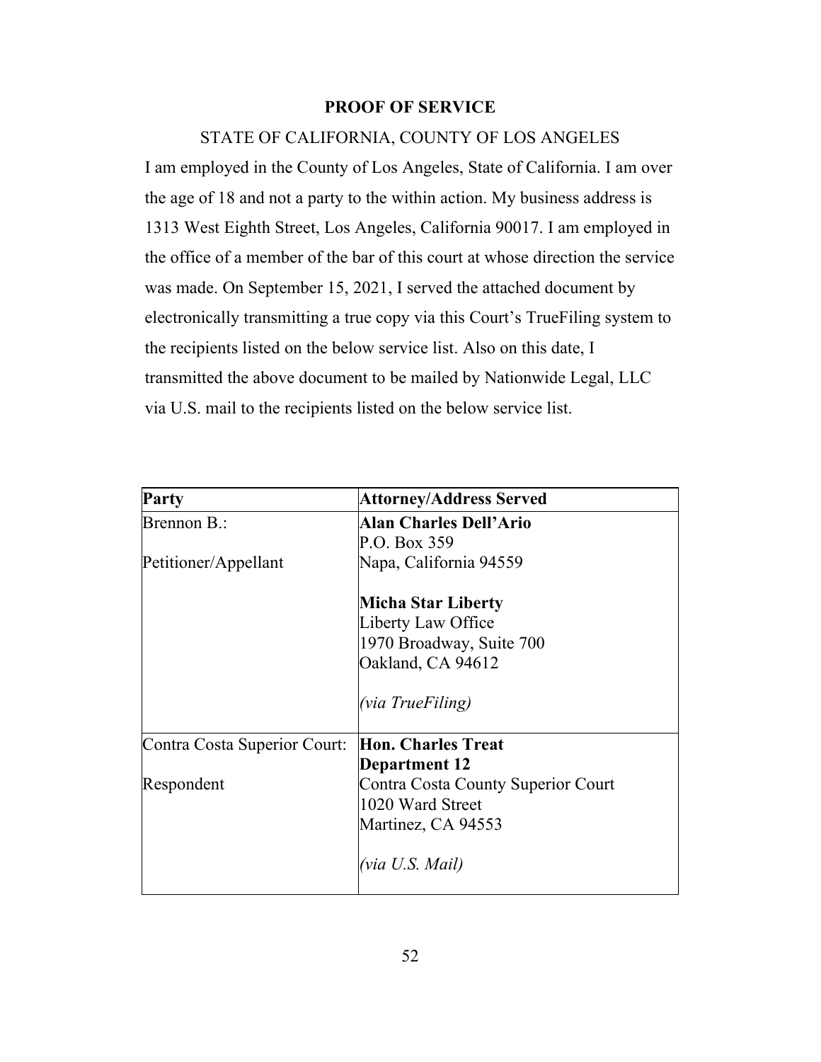**PROOF OF SERVICE**

STATE OF CALIFORNIA, COUNTY OF LOS ANGELES

I am employed in the County of Los Angeles, State of California. I am over the age of 18 and not a party to the within action. My business address is 1313 West Eighth Street, Los Angeles, California 90017. I am employed in the office of a member of the bar of this court at whose direction the service was made. On September 15, 2021, I served the attached document by electronically transmitting a true copy via this Court's TrueFiling system to the recipients listed on the below service list. Also on this date, I transmitted the above document to be mailed by Nationwide Legal, LLC via U.S. mail to the recipients listed on the below service list.

| Party | Attorney/Address Served |
|---|---|
| Brennon B.:<br><br>Petitioner/Appellant | **Alan Charles Dell'Ario**<br>P.O. Box 359<br>Napa, California 94559<br><br>**Micha Star Liberty**<br>Liberty Law Office<br>1970 Broadway, Suite 700<br>Oakland, CA 94612<br><br>*(via TrueFiling)* |
| Contra Costa Superior Court:<br><br>Respondent | **Hon. Charles Treat**<br>**Department 12**<br>Contra Costa County Superior Court<br>1020 Ward Street<br>Martinez, CA 94553<br><br>*(via U.S. Mail)* |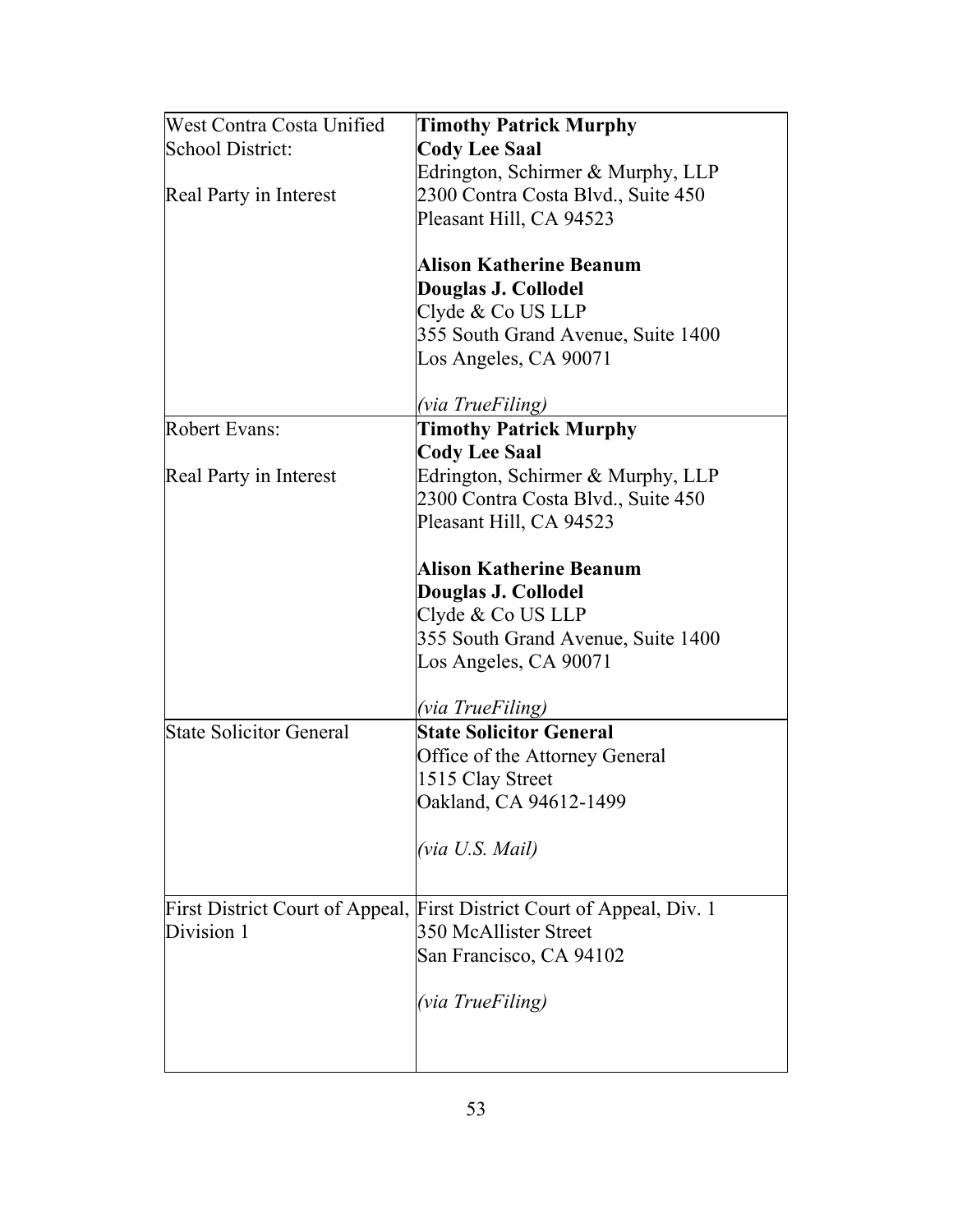| | |
|---|---|
| West Contra Costa Unified School District:<br><br>Real Party in Interest | **Timothy Patrick Murphy**<br>**Cody Lee Saal**<br>Edrington, Schirmer & Murphy, LLP<br>2300 Contra Costa Blvd., Suite 450<br>Pleasant Hill, CA 94523<br><br>**Alison Katherine Beanum**<br>**Douglas J. Collodel**<br>Clyde & Co US LLP<br>355 South Grand Avenue, Suite 1400<br>Los Angeles, CA 90071<br><br>*(via TrueFiling)* |
| Robert Evans:<br><br>Real Party in Interest | **Timothy Patrick Murphy**<br>**Cody Lee Saal**<br>Edrington, Schirmer & Murphy, LLP<br>2300 Contra Costa Blvd., Suite 450<br>Pleasant Hill, CA 94523<br><br>**Alison Katherine Beanum**<br>**Douglas J. Collodel**<br>Clyde & Co US LLP<br>355 South Grand Avenue, Suite 1400<br>Los Angeles, CA 90071<br><br>*(via TrueFiling)* |
| State Solicitor General | **State Solicitor General**<br>Office of the Attorney General<br>1515 Clay Street<br>Oakland, CA 94612-1499<br><br>*(via U.S. Mail)* |
| First District Court of Appeal, Division 1 | First District Court of Appeal, Div. 1<br>350 McAllister Street<br>San Francisco, CA 94102<br><br>*(via TrueFiling)* |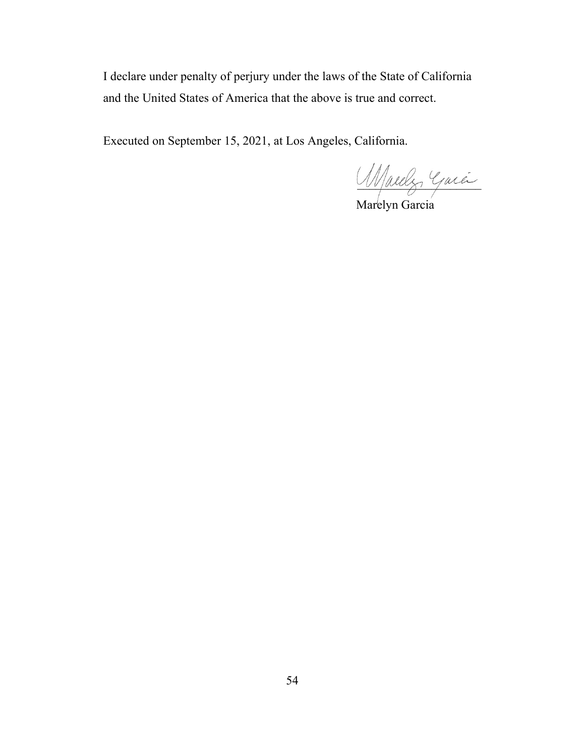I declare under penalty of perjury under the laws of the State of California and the United States of America that the above is true and correct.

Executed on September 15, 2021, at Los Angeles, California.

Marelyn Garcia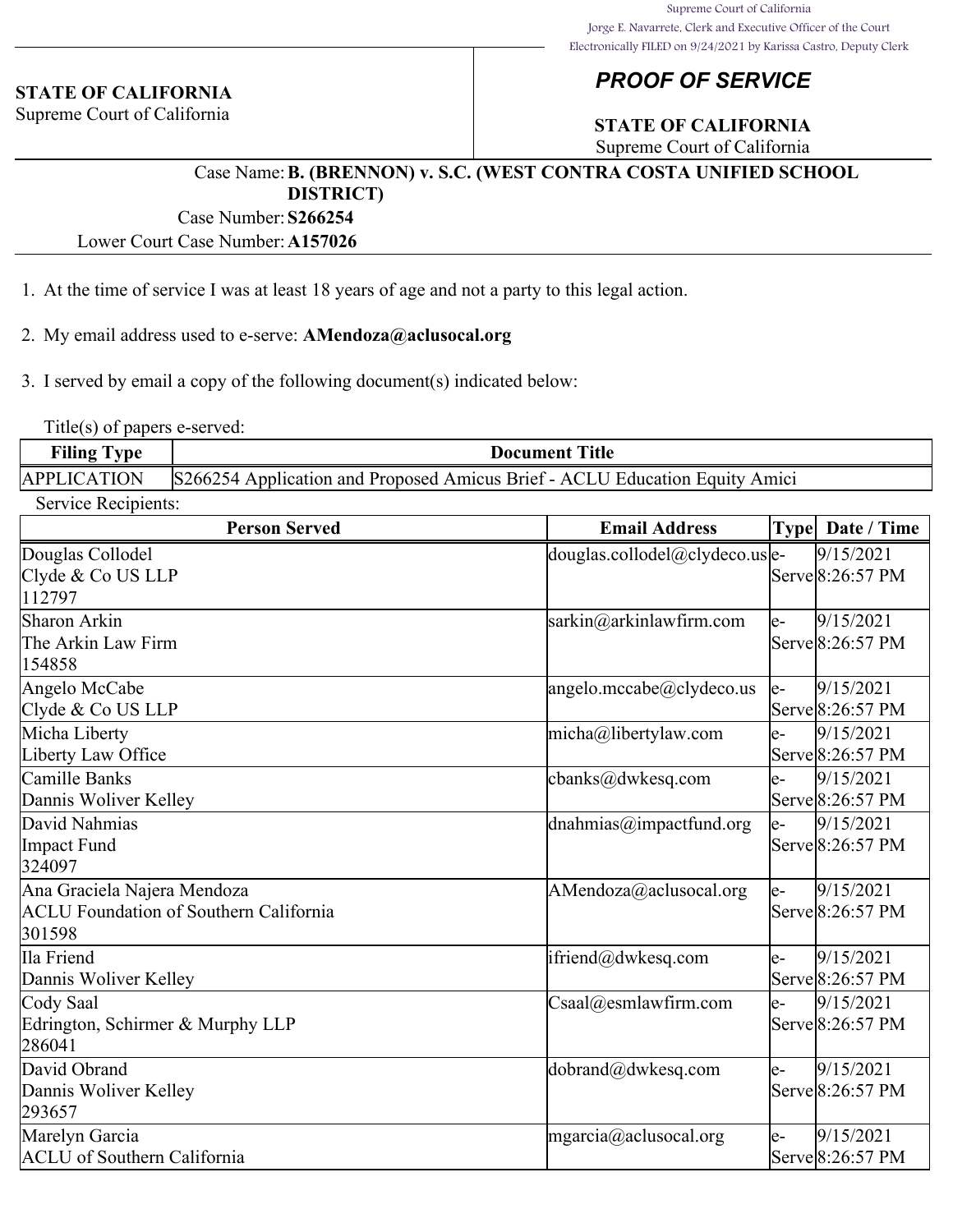Supreme Court of California
Jorge E. Navarrete, Clerk and Executive Officer of the Court
Electronically FILED on 9/24/2021 by Karissa Castro, Deputy Clerk

**STATE OF CALIFORNIA**
Supreme Court of California

# *PROOF OF SERVICE*

**STATE OF CALIFORNIA**
Supreme Court of California

Case Name: **B. (BRENNON) v. S.C. (WEST CONTRA COSTA UNIFIED SCHOOL DISTRICT)**

Case Number: **S266254**

Lower Court Case Number: **A157026**

1. At the time of service I was at least 18 years of age and not a party to this legal action.

2. My email address used to e-serve: **AMendoza@aclusocal.org**

3. I served by email a copy of the following document(s) indicated below:

Title(s) of papers e-served:

| Filing Type | Document Title |
|---|---|
| APPLICATION | S266254 Application and Proposed Amicus Brief - ACLU Education Equity Amici |

Service Recipients:

| Person Served | Email Address | Type | Date / Time |
|---|---|---|---|
| Douglas Collodel<br>Clyde & Co US LLP<br>112797 | douglas.collodel@clydeco.us | e-Serve | 9/15/2021 8:26:57 PM |
| Sharon Arkin<br>The Arkin Law Firm<br>154858 | sarkin@arkinlawfirm.com | e-Serve | 9/15/2021 8:26:57 PM |
| Angelo McCabe<br>Clyde & Co US LLP | angelo.mccabe@clydeco.us | e-Serve | 9/15/2021 8:26:57 PM |
| Micha Liberty<br>Liberty Law Office | micha@libertylaw.com | e-Serve | 9/15/2021 8:26:57 PM |
| Camille Banks<br>Dannis Woliver Kelley | cbanks@dwkesq.com | e-Serve | 9/15/2021 8:26:57 PM |
| David Nahmias<br>Impact Fund<br>324097 | dnahmias@impactfund.org | e-Serve | 9/15/2021 8:26:57 PM |
| Ana Graciela Najera Mendoza<br>ACLU Foundation of Southern California<br>301598 | AMendoza@aclusocal.org | e-Serve | 9/15/2021 8:26:57 PM |
| Ila Friend<br>Dannis Woliver Kelley | ifriend@dwkesq.com | e-Serve | 9/15/2021 8:26:57 PM |
| Cody Saal<br>Edrington, Schirmer & Murphy LLP<br>286041 | Csaal@esmlawfirm.com | e-Serve | 9/15/2021 8:26:57 PM |
| David Obrand<br>Dannis Woliver Kelley<br>293657 | dobrand@dwkesq.com | e-Serve | 9/15/2021 8:26:57 PM |
| Marelyn Garcia<br>ACLU of Southern California | mgarcia@aclusocal.org | e-Serve | 9/15/2021 8:26:57 PM |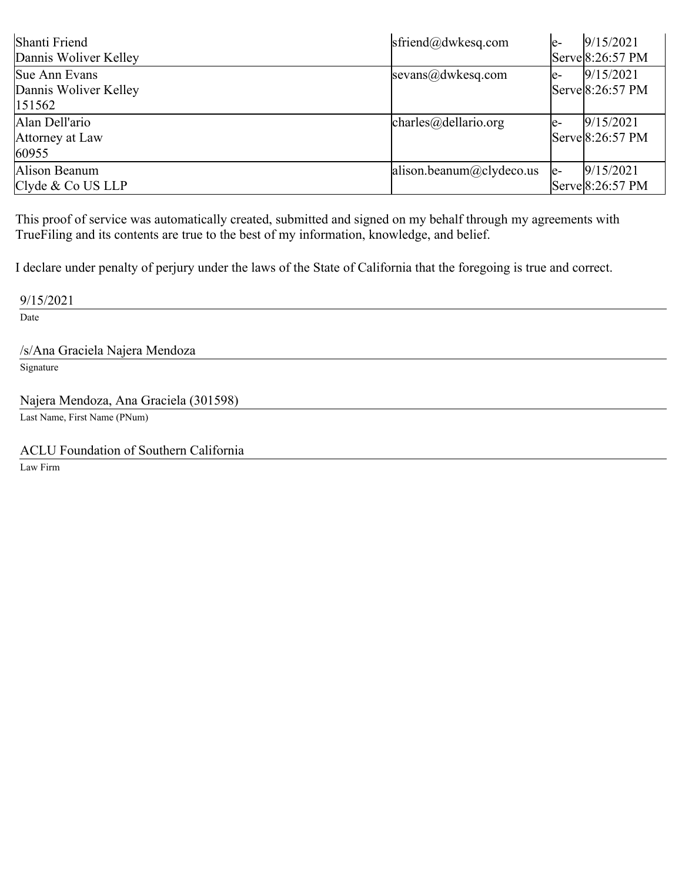| | | | |
|---|---|---|---|
| Shanti Friend<br>Dannis Woliver Kelley | sfriend@dwkesq.com | e-Serve | 9/15/2021 8:26:57 PM |
| Sue Ann Evans<br>Dannis Woliver Kelley<br>151562 | sevans@dwkesq.com | e-Serve | 9/15/2021 8:26:57 PM |
| Alan Dell'ario<br>Attorney at Law<br>60955 | charles@dellario.org | e-Serve | 9/15/2021 8:26:57 PM |
| Alison Beanum<br>Clyde & Co US LLP | alison.beanum@clydeco.us | e-Serve | 9/15/2021 8:26:57 PM |

This proof of service was automatically created, submitted and signed on my behalf through my agreements with TrueFiling and its contents are true to the best of my information, knowledge, and belief.

I declare under penalty of perjury under the laws of the State of California that the foregoing is true and correct.

9/15/2021
Date

/s/Ana Graciela Najera Mendoza
Signature

Najera Mendoza, Ana Graciela (301598)
Last Name, First Name (PNum)

ACLU Foundation of Southern California
Law Firm